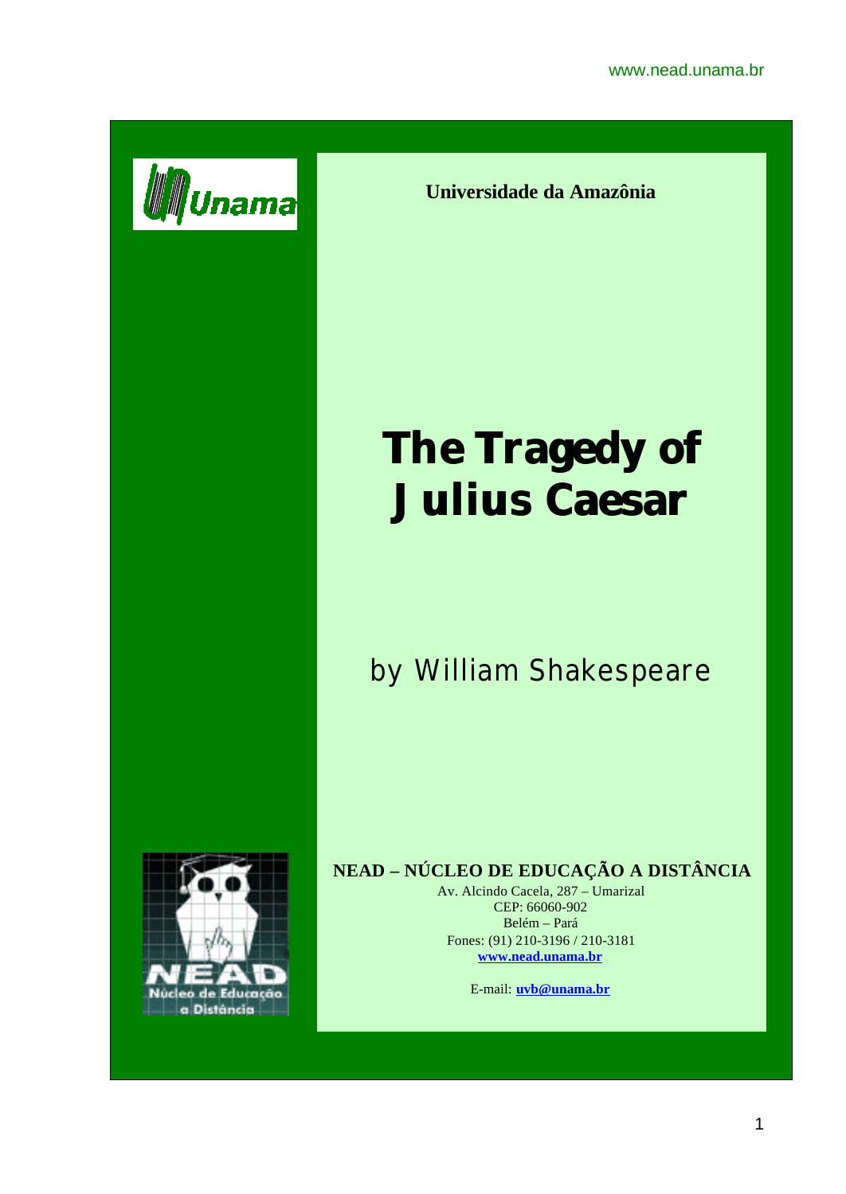**Universidade da Amazônia**

# The Tragedy of Julius Caesar

by William Shakespeare

**NEAD – NÚCLEO DE EDUCAÇÃO A DISTÂNCIA**

Av. Alcindo Cacela, 287 – Umarizal
CEP: 66060-902
Belém – Pará
Fones: (91) 210-3196 / 210-3181
**www.nead.unama.br**

E-mail: **uvb@unama.br**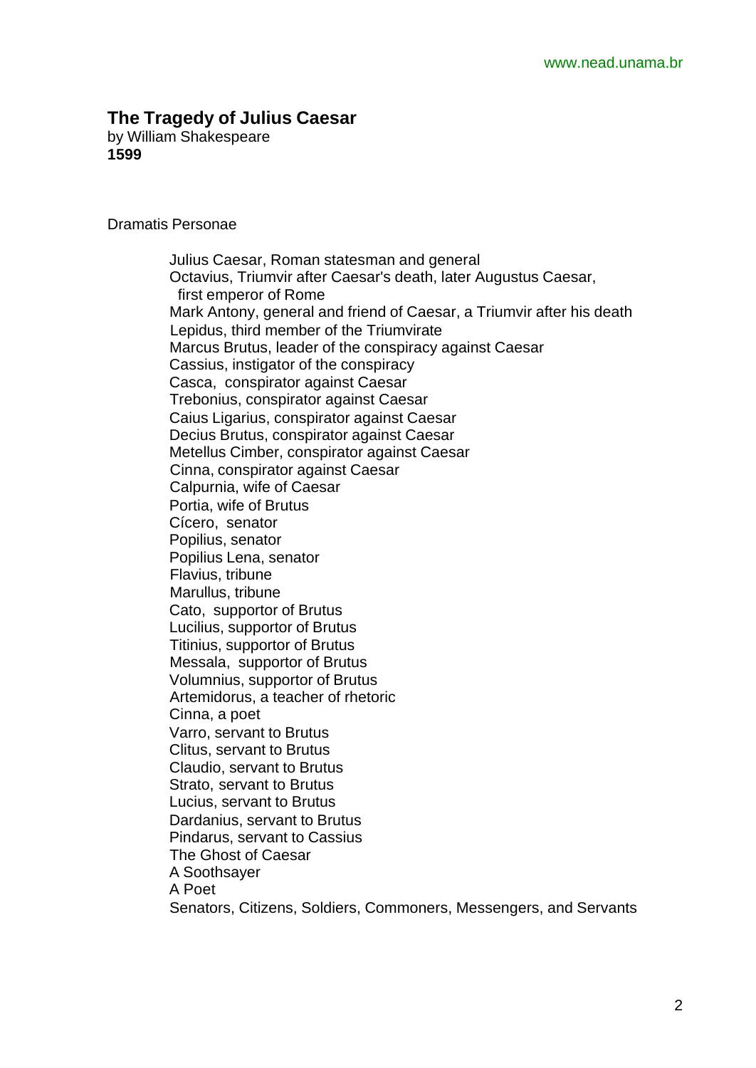# The Tragedy of Julius Caesar

by William Shakespeare
**1599**

Dramatis Personae

Julius Caesar, Roman statesman and general
Octavius, Triumvir after Caesar's death, later Augustus Caesar, first emperor of Rome
Mark Antony, general and friend of Caesar, a Triumvir after his death
Lepidus, third member of the Triumvirate
Marcus Brutus, leader of the conspiracy against Caesar
Cassius, instigator of the conspiracy
Casca, conspirator against Caesar
Trebonius, conspirator against Caesar
Caius Ligarius, conspirator against Caesar
Decius Brutus, conspirator against Caesar
Metellus Cimber, conspirator against Caesar
Cinna, conspirator against Caesar
Calpurnia, wife of Caesar
Portia, wife of Brutus
Cícero, senator
Popilius, senator
Popilius Lena, senator
Flavius, tribune
Marullus, tribune
Cato, supportor of Brutus
Lucilius, supportor of Brutus
Titinius, supportor of Brutus
Messala, supportor of Brutus
Volumnius, supportor of Brutus
Artemidorus, a teacher of rhetoric
Cinna, a poet
Varro, servant to Brutus
Clitus, servant to Brutus
Claudio, servant to Brutus
Strato, servant to Brutus
Lucius, servant to Brutus
Dardanius, servant to Brutus
Pindarus, servant to Cassius
The Ghost of Caesar
A Soothsayer
A Poet
Senators, Citizens, Soldiers, Commoners, Messengers, and Servants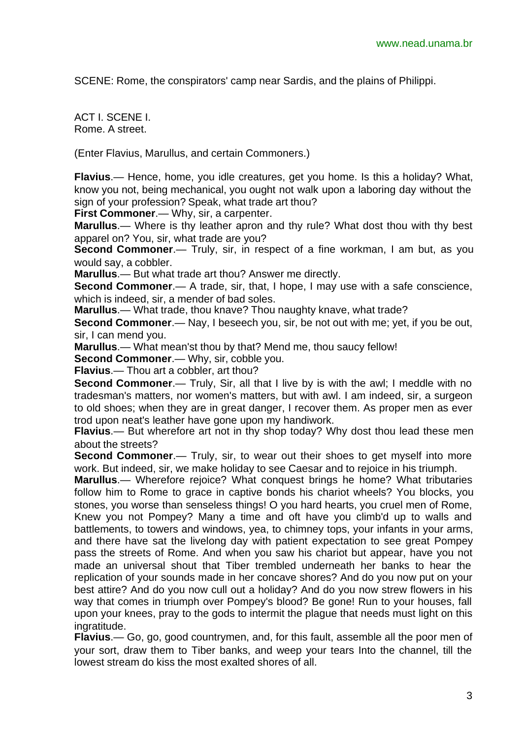SCENE: Rome, the conspirators' camp near Sardis, and the plains of Philippi.

ACT I. SCENE I.
Rome. A street.

(Enter Flavius, Marullus, and certain Commoners.)

**Flavius**.— Hence, home, you idle creatures, get you home. Is this a holiday? What, know you not, being mechanical, you ought not walk upon a laboring day without the sign of your profession? Speak, what trade art thou?

**First Commoner**.— Why, sir, a carpenter.

**Marullus**.— Where is thy leather apron and thy rule? What dost thou with thy best apparel on? You, sir, what trade are you?

**Second Commoner**.— Truly, sir, in respect of a fine workman, I am but, as you would say, a cobbler.

**Marullus**.— But what trade art thou? Answer me directly.

**Second Commoner**.— A trade, sir, that, I hope, I may use with a safe conscience, which is indeed, sir, a mender of bad soles.

**Marullus**.— What trade, thou knave? Thou naughty knave, what trade?

**Second Commoner**.— Nay, I beseech you, sir, be not out with me; yet, if you be out, sir, I can mend you.

**Marullus**.— What mean'st thou by that? Mend me, thou saucy fellow!

**Second Commoner**.— Why, sir, cobble you.

**Flavius**.— Thou art a cobbler, art thou?

**Second Commoner**.— Truly, Sir, all that I live by is with the awl; I meddle with no tradesman's matters, nor women's matters, but with awl. I am indeed, sir, a surgeon to old shoes; when they are in great danger, I recover them. As proper men as ever trod upon neat's leather have gone upon my handiwork.

**Flavius**.— But wherefore art not in thy shop today? Why dost thou lead these men about the streets?

**Second Commoner**.— Truly, sir, to wear out their shoes to get myself into more work. But indeed, sir, we make holiday to see Caesar and to rejoice in his triumph.

**Marullus**.— Wherefore rejoice? What conquest brings he home? What tributaries follow him to Rome to grace in captive bonds his chariot wheels? You blocks, you stones, you worse than senseless things! O you hard hearts, you cruel men of Rome, Knew you not Pompey? Many a time and oft have you climb'd up to walls and battlements, to towers and windows, yea, to chimney tops, your infants in your arms, and there have sat the livelong day with patient expectation to see great Pompey pass the streets of Rome. And when you saw his chariot but appear, have you not made an universal shout that Tiber trembled underneath her banks to hear the replication of your sounds made in her concave shores? And do you now put on your best attire? And do you now cull out a holiday? And do you now strew flowers in his way that comes in triumph over Pompey's blood? Be gone! Run to your houses, fall upon your knees, pray to the gods to intermit the plague that needs must light on this ingratitude.

**Flavius**.— Go, go, good countrymen, and, for this fault, assemble all the poor men of your sort, draw them to Tiber banks, and weep your tears Into the channel, till the lowest stream do kiss the most exalted shores of all.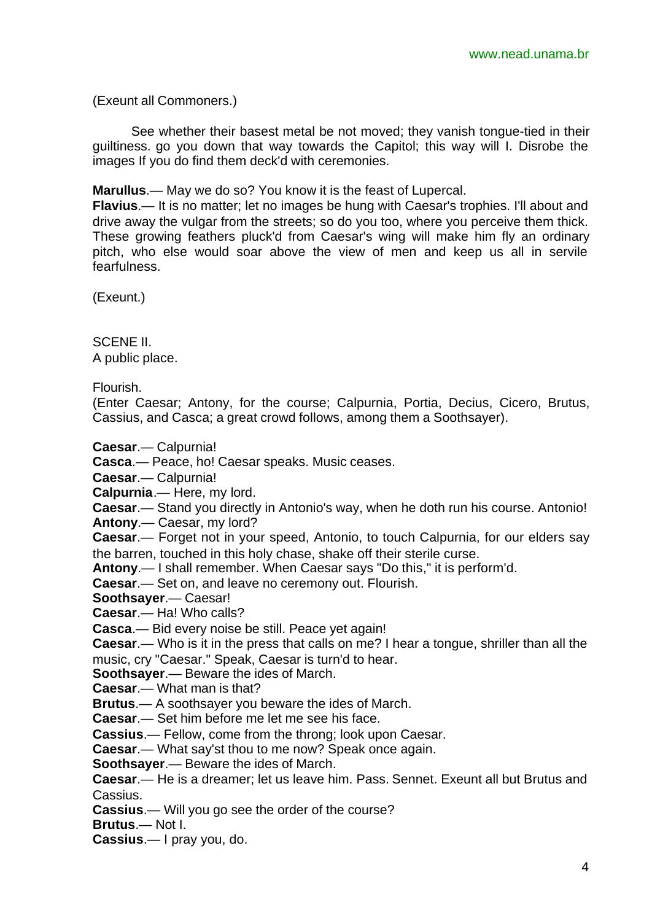(Exeunt all Commoners.)

See whether their basest metal be not moved; they vanish tongue-tied in their guiltiness. go you down that way towards the Capitol; this way will I. Disrobe the images If you do find them deck'd with ceremonies.

**Marullus**.— May we do so? You know it is the feast of Lupercal.
**Flavius**.— It is no matter; let no images be hung with Caesar's trophies. I'll about and drive away the vulgar from the streets; so do you too, where you perceive them thick. These growing feathers pluck'd from Caesar's wing will make him fly an ordinary pitch, who else would soar above the view of men and keep us all in servile fearfulness.

(Exeunt.)

SCENE II.
A public place.

Flourish.
(Enter Caesar; Antony, for the course; Calpurnia, Portia, Decius, Cicero, Brutus, Cassius, and Casca; a great crowd follows, among them a Soothsayer).

**Caesar**.— Calpurnia!
**Casca**.— Peace, ho! Caesar speaks. Music ceases.
**Caesar**.— Calpurnia!
**Calpurnia**.— Here, my lord.
**Caesar**.— Stand you directly in Antonio's way, when he doth run his course. Antonio!
**Antony**.— Caesar, my lord?
**Caesar**.— Forget not in your speed, Antonio, to touch Calpurnia, for our elders say the barren, touched in this holy chase, shake off their sterile curse.
**Antony**.— I shall remember. When Caesar says "Do this," it is perform'd.
**Caesar**.— Set on, and leave no ceremony out. Flourish.
**Soothsayer**.— Caesar!
**Caesar**.— Ha! Who calls?
**Casca**.— Bid every noise be still. Peace yet again!
**Caesar**.— Who is it in the press that calls on me? I hear a tongue, shriller than all the music, cry "Caesar." Speak, Caesar is turn'd to hear.
**Soothsayer**.— Beware the ides of March.
**Caesar**.— What man is that?
**Brutus**.— A soothsayer you beware the ides of March.
**Caesar**.— Set him before me let me see his face.
**Cassius**.— Fellow, come from the throng; look upon Caesar.
**Caesar**.— What say'st thou to me now? Speak once again.
**Soothsayer**.— Beware the ides of March.
**Caesar**.— He is a dreamer; let us leave him. Pass. Sennet. Exeunt all but Brutus and Cassius.
**Cassius**.— Will you go see the order of the course?
**Brutus**.— Not I.
**Cassius**.— I pray you, do.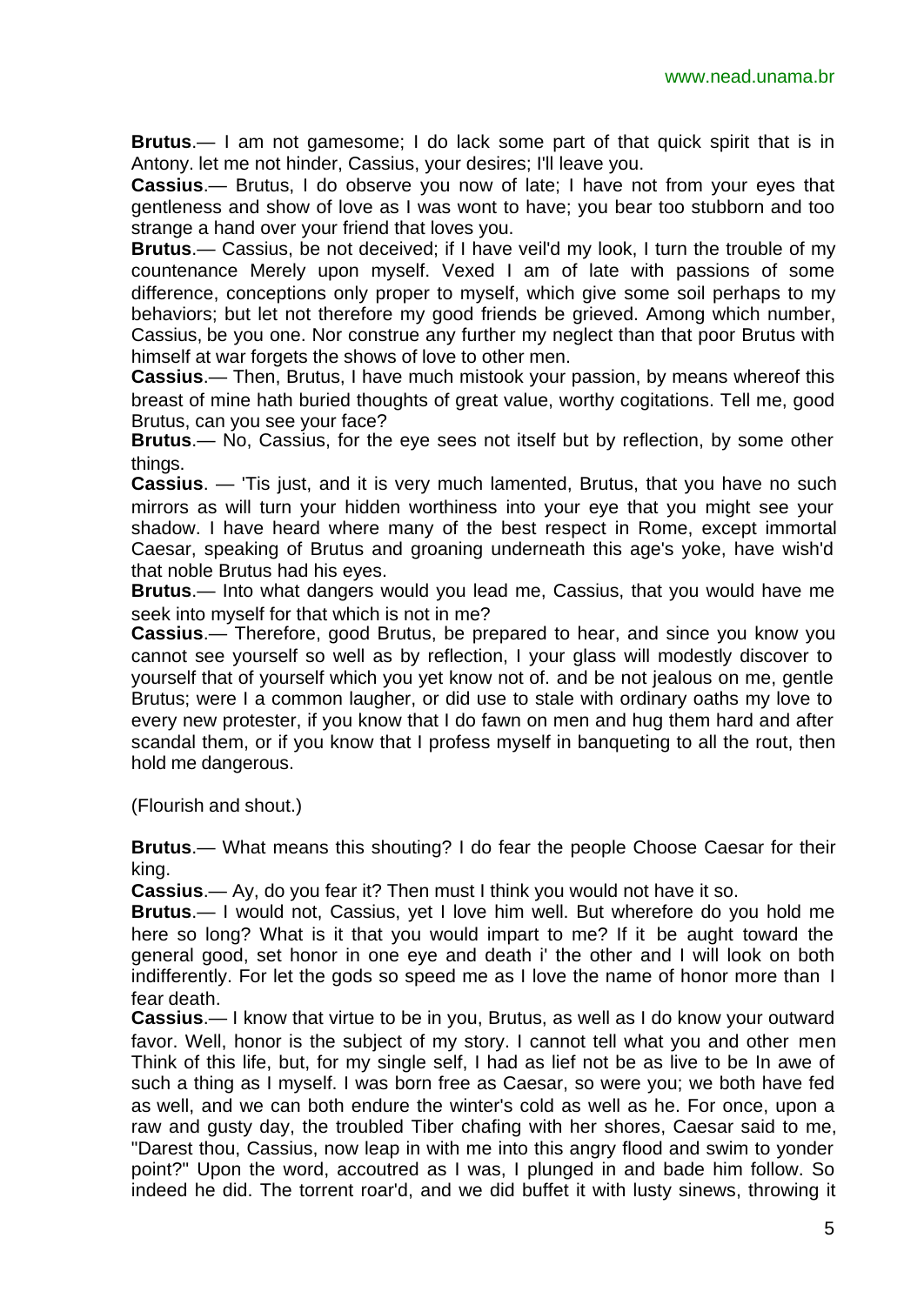**Brutus**.— I am not gamesome; I do lack some part of that quick spirit that is in Antony. let me not hinder, Cassius, your desires; I'll leave you.

**Cassius**.— Brutus, I do observe you now of late; I have not from your eyes that gentleness and show of love as I was wont to have; you bear too stubborn and too strange a hand over your friend that loves you.

**Brutus**.— Cassius, be not deceived; if I have veil'd my look, I turn the trouble of my countenance Merely upon myself. Vexed I am of late with passions of some difference, conceptions only proper to myself, which give some soil perhaps to my behaviors; but let not therefore my good friends be grieved. Among which number, Cassius, be you one. Nor construe any further my neglect than that poor Brutus with himself at war forgets the shows of love to other men.

**Cassius**.— Then, Brutus, I have much mistook your passion, by means whereof this breast of mine hath buried thoughts of great value, worthy cogitations. Tell me, good Brutus, can you see your face?

**Brutus**.— No, Cassius, for the eye sees not itself but by reflection, by some other things.

**Cassius**. — 'Tis just, and it is very much lamented, Brutus, that you have no such mirrors as will turn your hidden worthiness into your eye that you might see your shadow. I have heard where many of the best respect in Rome, except immortal Caesar, speaking of Brutus and groaning underneath this age's yoke, have wish'd that noble Brutus had his eyes.

**Brutus**.— Into what dangers would you lead me, Cassius, that you would have me seek into myself for that which is not in me?

**Cassius**.— Therefore, good Brutus, be prepared to hear, and since you know you cannot see yourself so well as by reflection, I your glass will modestly discover to yourself that of yourself which you yet know not of. and be not jealous on me, gentle Brutus; were I a common laugher, or did use to stale with ordinary oaths my love to every new protester, if you know that I do fawn on men and hug them hard and after scandal them, or if you know that I profess myself in banqueting to all the rout, then hold me dangerous.

(Flourish and shout.)

**Brutus**.— What means this shouting? I do fear the people Choose Caesar for their king.

**Cassius**.— Ay, do you fear it? Then must I think you would not have it so.

**Brutus**.— I would not, Cassius, yet I love him well. But wherefore do you hold me here so long? What is it that you would impart to me? If it be aught toward the general good, set honor in one eye and death i' the other and I will look on both indifferently. For let the gods so speed me as I love the name of honor more than I fear death.

**Cassius**.— I know that virtue to be in you, Brutus, as well as I do know your outward favor. Well, honor is the subject of my story. I cannot tell what you and other men Think of this life, but, for my single self, I had as lief not be as live to be In awe of such a thing as I myself. I was born free as Caesar, so were you; we both have fed as well, and we can both endure the winter's cold as well as he. For once, upon a raw and gusty day, the troubled Tiber chafing with her shores, Caesar said to me, "Darest thou, Cassius, now leap in with me into this angry flood and swim to yonder point?" Upon the word, accoutred as I was, I plunged in and bade him follow. So indeed he did. The torrent roar'd, and we did buffet it with lusty sinews, throwing it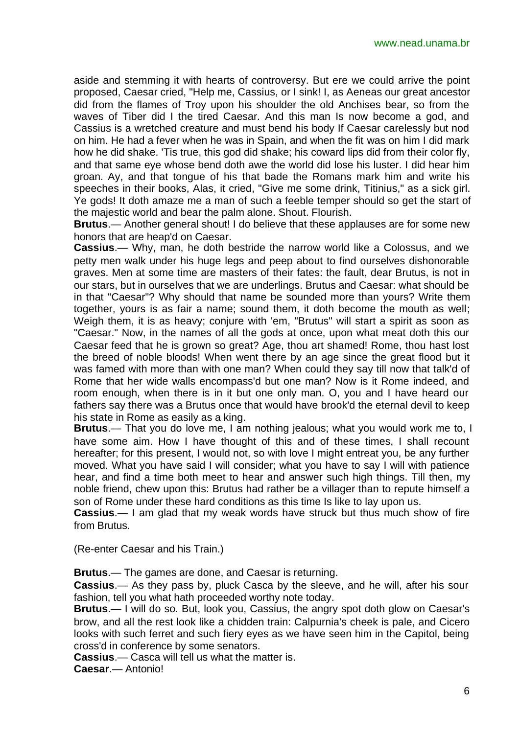aside and stemming it with hearts of controversy. But ere we could arrive the point proposed, Caesar cried, "Help me, Cassius, or I sink! I, as Aeneas our great ancestor did from the flames of Troy upon his shoulder the old Anchises bear, so from the waves of Tiber did I the tired Caesar. And this man Is now become a god, and Cassius is a wretched creature and must bend his body If Caesar carelessly but nod on him. He had a fever when he was in Spain, and when the fit was on him I did mark how he did shake. 'Tis true, this god did shake; his coward lips did from their color fly, and that same eye whose bend doth awe the world did lose his luster. I did hear him groan. Ay, and that tongue of his that bade the Romans mark him and write his speeches in their books, Alas, it cried, "Give me some drink, Titinius," as a sick girl. Ye gods! It doth amaze me a man of such a feeble temper should so get the start of the majestic world and bear the palm alone. Shout. Flourish.

**Brutus**.— Another general shout! I do believe that these applauses are for some new honors that are heap'd on Caesar.

**Cassius**.— Why, man, he doth bestride the narrow world like a Colossus, and we petty men walk under his huge legs and peep about to find ourselves dishonorable graves. Men at some time are masters of their fates: the fault, dear Brutus, is not in our stars, but in ourselves that we are underlings. Brutus and Caesar: what should be in that "Caesar"? Why should that name be sounded more than yours? Write them together, yours is as fair a name; sound them, it doth become the mouth as well; Weigh them, it is as heavy; conjure with 'em, "Brutus" will start a spirit as soon as "Caesar." Now, in the names of all the gods at once, upon what meat doth this our Caesar feed that he is grown so great? Age, thou art shamed! Rome, thou hast lost the breed of noble bloods! When went there by an age since the great flood but it was famed with more than with one man? When could they say till now that talk'd of Rome that her wide walls encompass'd but one man? Now is it Rome indeed, and room enough, when there is in it but one only man. O, you and I have heard our fathers say there was a Brutus once that would have brook'd the eternal devil to keep his state in Rome as easily as a king.

**Brutus**.— That you do love me, I am nothing jealous; what you would work me to, I have some aim. How I have thought of this and of these times, I shall recount hereafter; for this present, I would not, so with love I might entreat you, be any further moved. What you have said I will consider; what you have to say I will with patience hear, and find a time both meet to hear and answer such high things. Till then, my noble friend, chew upon this: Brutus had rather be a villager than to repute himself a son of Rome under these hard conditions as this time Is like to lay upon us.

**Cassius**.— I am glad that my weak words have struck but thus much show of fire from Brutus.

(Re-enter Caesar and his Train.)

**Brutus**.— The games are done, and Caesar is returning.

**Cassius**.— As they pass by, pluck Casca by the sleeve, and he will, after his sour fashion, tell you what hath proceeded worthy note today.

**Brutus**.— I will do so. But, look you, Cassius, the angry spot doth glow on Caesar's brow, and all the rest look like a chidden train: Calpurnia's cheek is pale, and Cicero looks with such ferret and such fiery eyes as we have seen him in the Capitol, being cross'd in conference by some senators.

**Cassius**.— Casca will tell us what the matter is.

**Caesar**.— Antonio!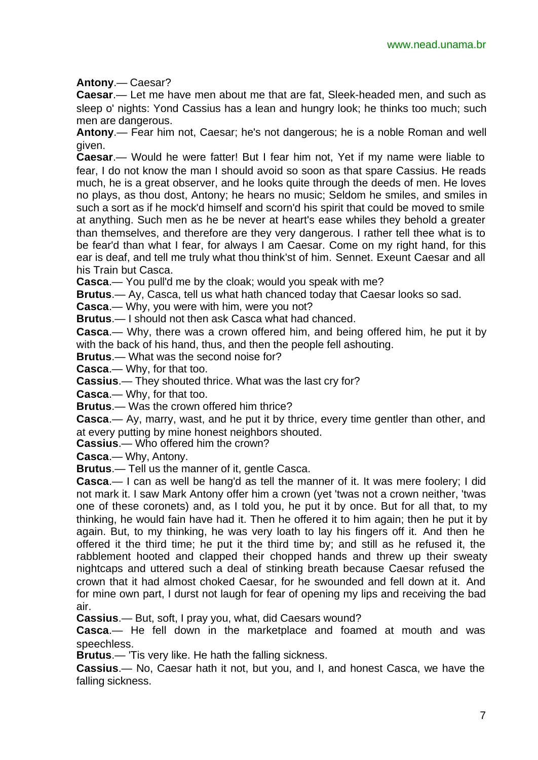**Antony**.— Caesar?

**Caesar**.— Let me have men about me that are fat, Sleek-headed men, and such as sleep o' nights: Yond Cassius has a lean and hungry look; he thinks too much; such men are dangerous.

**Antony**.— Fear him not, Caesar; he's not dangerous; he is a noble Roman and well given.

**Caesar**.— Would he were fatter! But I fear him not, Yet if my name were liable to fear, I do not know the man I should avoid so soon as that spare Cassius. He reads much, he is a great observer, and he looks quite through the deeds of men. He loves no plays, as thou dost, Antony; he hears no music; Seldom he smiles, and smiles in such a sort as if he mock'd himself and scorn'd his spirit that could be moved to smile at anything. Such men as he be never at heart's ease whiles they behold a greater than themselves, and therefore are they very dangerous. I rather tell thee what is to be fear'd than what I fear, for always I am Caesar. Come on my right hand, for this ear is deaf, and tell me truly what thou think'st of him. Sennet. Exeunt Caesar and all his Train but Casca.

**Casca**.— You pull'd me by the cloak; would you speak with me?

**Brutus**.— Ay, Casca, tell us what hath chanced today that Caesar looks so sad.

**Casca**.— Why, you were with him, were you not?

**Brutus**.— I should not then ask Casca what had chanced.

**Casca**.— Why, there was a crown offered him, and being offered him, he put it by with the back of his hand, thus, and then the people fell ashouting.

**Brutus**.— What was the second noise for?

**Casca**.— Why, for that too.

**Cassius**.— They shouted thrice. What was the last cry for?

**Casca**.— Why, for that too.

**Brutus**.— Was the crown offered him thrice?

**Casca**.— Ay, marry, wast, and he put it by thrice, every time gentler than other, and at every putting by mine honest neighbors shouted.

**Cassius**.— Who offered him the crown?

**Casca**.— Why, Antony.

**Brutus**.— Tell us the manner of it, gentle Casca.

**Casca**.— I can as well be hang'd as tell the manner of it. It was mere foolery; I did not mark it. I saw Mark Antony offer him a crown (yet 'twas not a crown neither, 'twas one of these coronets) and, as I told you, he put it by once. But for all that, to my thinking, he would fain have had it. Then he offered it to him again; then he put it by again. But, to my thinking, he was very loath to lay his fingers off it. And then he offered it the third time; he put it the third time by; and still as he refused it, the rabblement hooted and clapped their chopped hands and threw up their sweaty nightcaps and uttered such a deal of stinking breath because Caesar refused the crown that it had almost choked Caesar, for he swounded and fell down at it. And for mine own part, I durst not laugh for fear of opening my lips and receiving the bad air.

**Cassius**.— But, soft, I pray you, what, did Caesars wound?

**Casca**.— He fell down in the marketplace and foamed at mouth and was speechless.

**Brutus**.— 'Tis very like. He hath the falling sickness.

**Cassius**.— No, Caesar hath it not, but you, and I, and honest Casca, we have the falling sickness.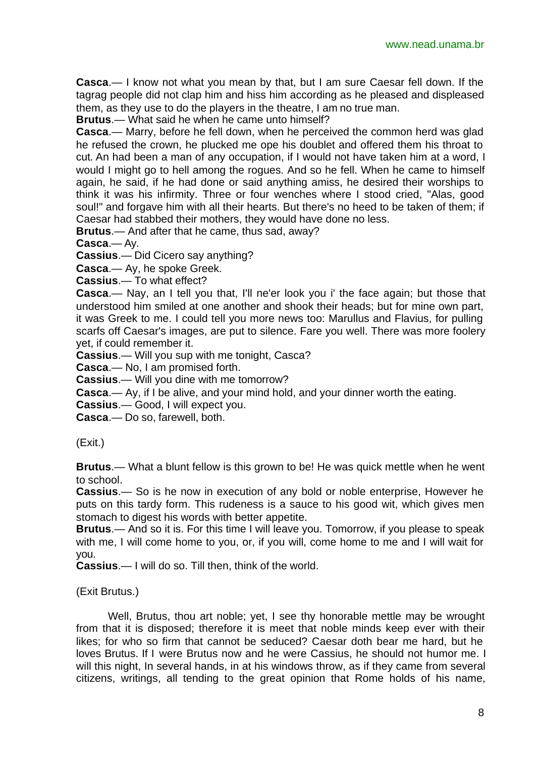**Casca**.— I know not what you mean by that, but I am sure Caesar fell down. If the tagrag people did not clap him and hiss him according as he pleased and displeased them, as they use to do the players in the theatre, I am no true man.

**Brutus**.— What said he when he came unto himself?

**Casca**.— Marry, before he fell down, when he perceived the common herd was glad he refused the crown, he plucked me ope his doublet and offered them his throat to cut. An had been a man of any occupation, if I would not have taken him at a word, I would I might go to hell among the rogues. And so he fell. When he came to himself again, he said, if he had done or said anything amiss, he desired their worships to think it was his infirmity. Three or four wenches where I stood cried, "Alas, good soul!" and forgave him with all their hearts. But there's no heed to be taken of them; if Caesar had stabbed their mothers, they would have done no less.

**Brutus**.— And after that he came, thus sad, away?

**Casca**.— Ay.

**Cassius**.— Did Cicero say anything?

**Casca**.— Ay, he spoke Greek.

**Cassius**.— To what effect?

**Casca**.— Nay, an I tell you that, I'll ne'er look you i' the face again; but those that understood him smiled at one another and shook their heads; but for mine own part, it was Greek to me. I could tell you more news too: Marullus and Flavius, for pulling scarfs off Caesar's images, are put to silence. Fare you well. There was more foolery yet, if could remember it.

**Cassius**.— Will you sup with me tonight, Casca?

**Casca**.— No, I am promised forth.

**Cassius**.— Will you dine with me tomorrow?

**Casca**.— Ay, if I be alive, and your mind hold, and your dinner worth the eating.

**Cassius**.— Good, I will expect you.

**Casca**.— Do so, farewell, both.

(Exit.)

**Brutus**.— What a blunt fellow is this grown to be! He was quick mettle when he went to school.

**Cassius**.— So is he now in execution of any bold or noble enterprise, However he puts on this tardy form. This rudeness is a sauce to his good wit, which gives men stomach to digest his words with better appetite.

**Brutus**.— And so it is. For this time I will leave you. Tomorrow, if you please to speak with me, I will come home to you, or, if you will, come home to me and I will wait for you.

**Cassius**.— I will do so. Till then, think of the world.

(Exit Brutus.)

Well, Brutus, thou art noble; yet, I see thy honorable mettle may be wrought from that it is disposed; therefore it is meet that noble minds keep ever with their likes; for who so firm that cannot be seduced? Caesar doth bear me hard, but he loves Brutus. If I were Brutus now and he were Cassius, he should not humor me. I will this night, In several hands, in at his windows throw, as if they came from several citizens, writings, all tending to the great opinion that Rome holds of his name,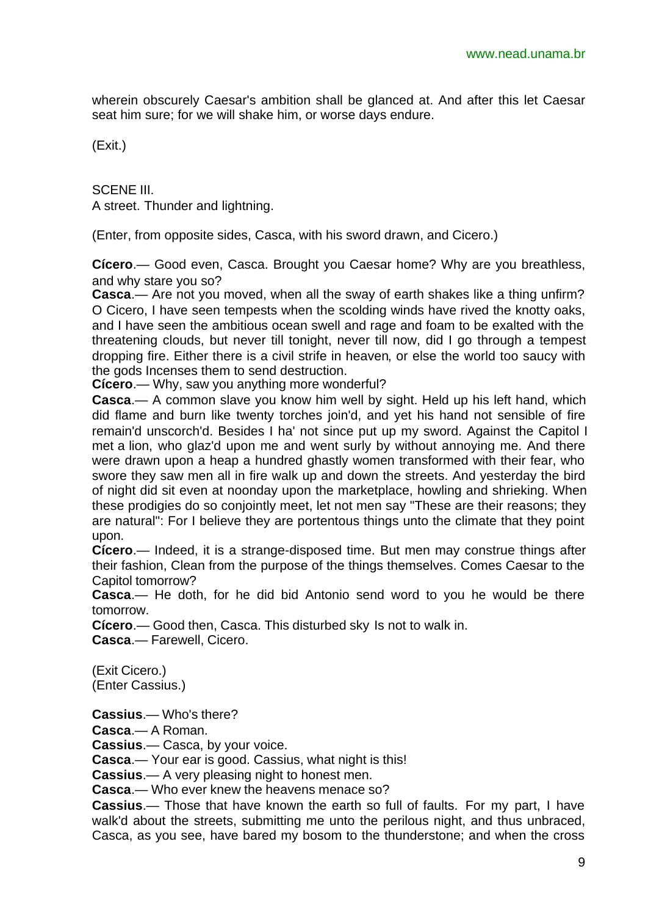wherein obscurely Caesar's ambition shall be glanced at. And after this let Caesar seat him sure; for we will shake him, or worse days endure.

(Exit.)

SCENE III.
A street. Thunder and lightning.

(Enter, from opposite sides, Casca, with his sword drawn, and Cicero.)

**Cícero**.— Good even, Casca. Brought you Caesar home? Why are you breathless, and why stare you so?
**Casca**.— Are not you moved, when all the sway of earth shakes like a thing unfirm? O Cicero, I have seen tempests when the scolding winds have rived the knotty oaks, and I have seen the ambitious ocean swell and rage and foam to be exalted with the threatening clouds, but never till tonight, never till now, did I go through a tempest dropping fire. Either there is a civil strife in heaven, or else the world too saucy with the gods Incenses them to send destruction.
**Cícero**.— Why, saw you anything more wonderful?
**Casca**.— A common slave you know him well by sight. Held up his left hand, which did flame and burn like twenty torches join'd, and yet his hand not sensible of fire remain'd unscorch'd. Besides I ha' not since put up my sword. Against the Capitol I met a lion, who glaz'd upon me and went surly by without annoying me. And there were drawn upon a heap a hundred ghastly women transformed with their fear, who swore they saw men all in fire walk up and down the streets. And yesterday the bird of night did sit even at noonday upon the marketplace, howling and shrieking. When these prodigies do so conjointly meet, let not men say "These are their reasons; they are natural": For I believe they are portentous things unto the climate that they point upon.
**Cícero**.— Indeed, it is a strange-disposed time. But men may construe things after their fashion, Clean from the purpose of the things themselves. Comes Caesar to the Capitol tomorrow?
**Casca**.— He doth, for he did bid Antonio send word to you he would be there tomorrow.
**Cícero**.— Good then, Casca. This disturbed sky Is not to walk in.
**Casca**.— Farewell, Cicero.

(Exit Cicero.)
(Enter Cassius.)

**Cassius**.— Who's there?
**Casca**.— A Roman.
**Cassius**.— Casca, by your voice.
**Casca**.— Your ear is good. Cassius, what night is this!
**Cassius**.— A very pleasing night to honest men.
**Casca**.— Who ever knew the heavens menace so?
**Cassius**.— Those that have known the earth so full of faults. For my part, I have walk'd about the streets, submitting me unto the perilous night, and thus unbraced, Casca, as you see, have bared my bosom to the thunderstone; and when the cross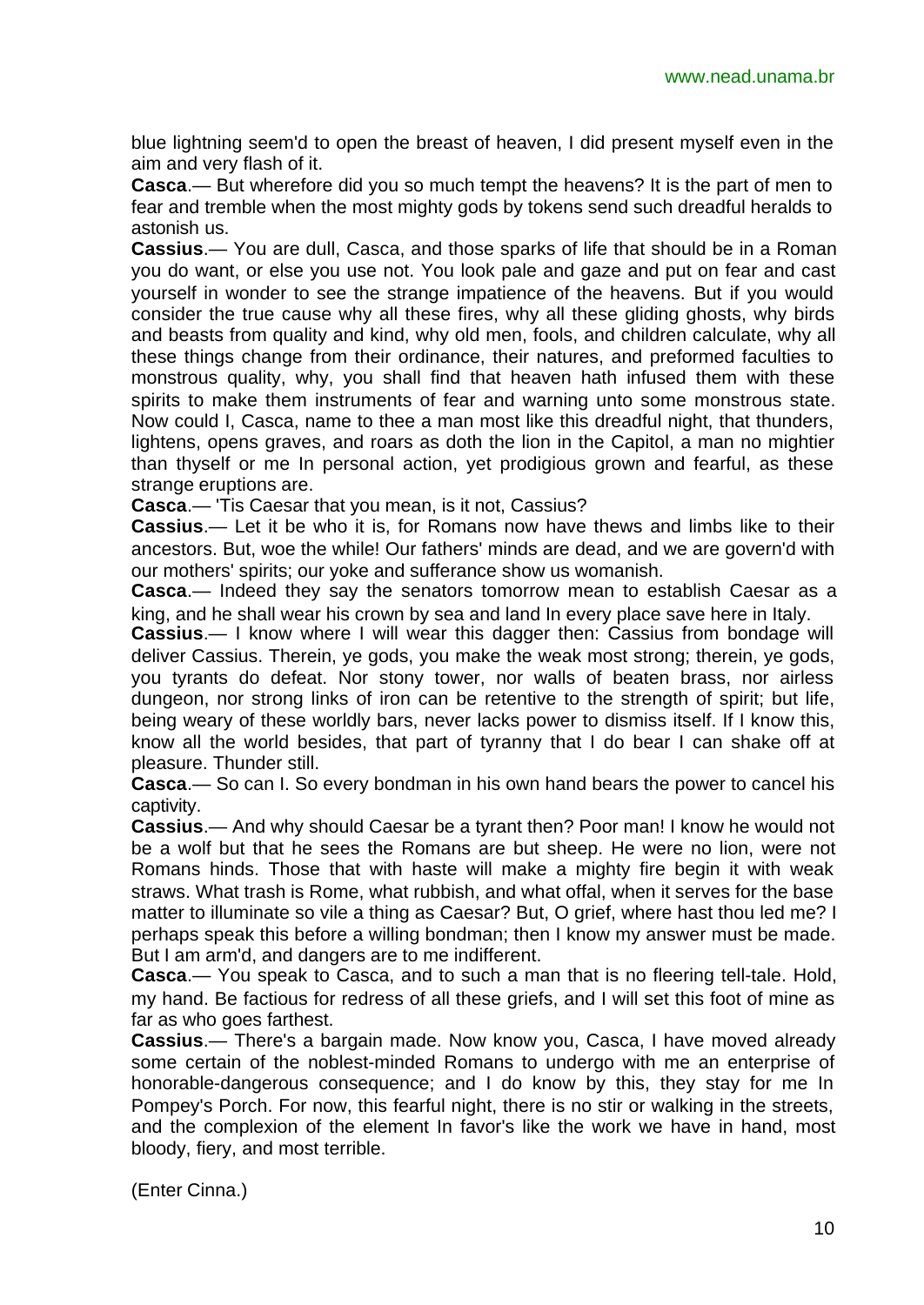blue lightning seem'd to open the breast of heaven, I did present myself even in the aim and very flash of it.

**Casca**.— But wherefore did you so much tempt the heavens? It is the part of men to fear and tremble when the most mighty gods by tokens send such dreadful heralds to astonish us.

**Cassius**.— You are dull, Casca, and those sparks of life that should be in a Roman you do want, or else you use not. You look pale and gaze and put on fear and cast yourself in wonder to see the strange impatience of the heavens. But if you would consider the true cause why all these fires, why all these gliding ghosts, why birds and beasts from quality and kind, why old men, fools, and children calculate, why all these things change from their ordinance, their natures, and preformed faculties to monstrous quality, why, you shall find that heaven hath infused them with these spirits to make them instruments of fear and warning unto some monstrous state. Now could I, Casca, name to thee a man most like this dreadful night, that thunders, lightens, opens graves, and roars as doth the lion in the Capitol, a man no mightier than thyself or me In personal action, yet prodigious grown and fearful, as these strange eruptions are.

**Casca**.— 'Tis Caesar that you mean, is it not, Cassius?

**Cassius**.— Let it be who it is, for Romans now have thews and limbs like to their ancestors. But, woe the while! Our fathers' minds are dead, and we are govern'd with our mothers' spirits; our yoke and sufferance show us womanish.

**Casca**.— Indeed they say the senators tomorrow mean to establish Caesar as a king, and he shall wear his crown by sea and land In every place save here in Italy.

**Cassius**.— I know where I will wear this dagger then: Cassius from bondage will deliver Cassius. Therein, ye gods, you make the weak most strong; therein, ye gods, you tyrants do defeat. Nor stony tower, nor walls of beaten brass, nor airless dungeon, nor strong links of iron can be retentive to the strength of spirit; but life, being weary of these worldly bars, never lacks power to dismiss itself. If I know this, know all the world besides, that part of tyranny that I do bear I can shake off at pleasure. Thunder still.

**Casca**.— So can I. So every bondman in his own hand bears the power to cancel his captivity.

**Cassius**.— And why should Caesar be a tyrant then? Poor man! I know he would not be a wolf but that he sees the Romans are but sheep. He were no lion, were not Romans hinds. Those that with haste will make a mighty fire begin it with weak straws. What trash is Rome, what rubbish, and what offal, when it serves for the base matter to illuminate so vile a thing as Caesar? But, O grief, where hast thou led me? I perhaps speak this before a willing bondman; then I know my answer must be made. But I am arm'd, and dangers are to me indifferent.

**Casca**.— You speak to Casca, and to such a man that is no fleering tell-tale. Hold, my hand. Be factious for redress of all these griefs, and I will set this foot of mine as far as who goes farthest.

**Cassius**.— There's a bargain made. Now know you, Casca, I have moved already some certain of the noblest-minded Romans to undergo with me an enterprise of honorable-dangerous consequence; and I do know by this, they stay for me In Pompey's Porch. For now, this fearful night, there is no stir or walking in the streets, and the complexion of the element In favor's like the work we have in hand, most bloody, fiery, and most terrible.

(Enter Cinna.)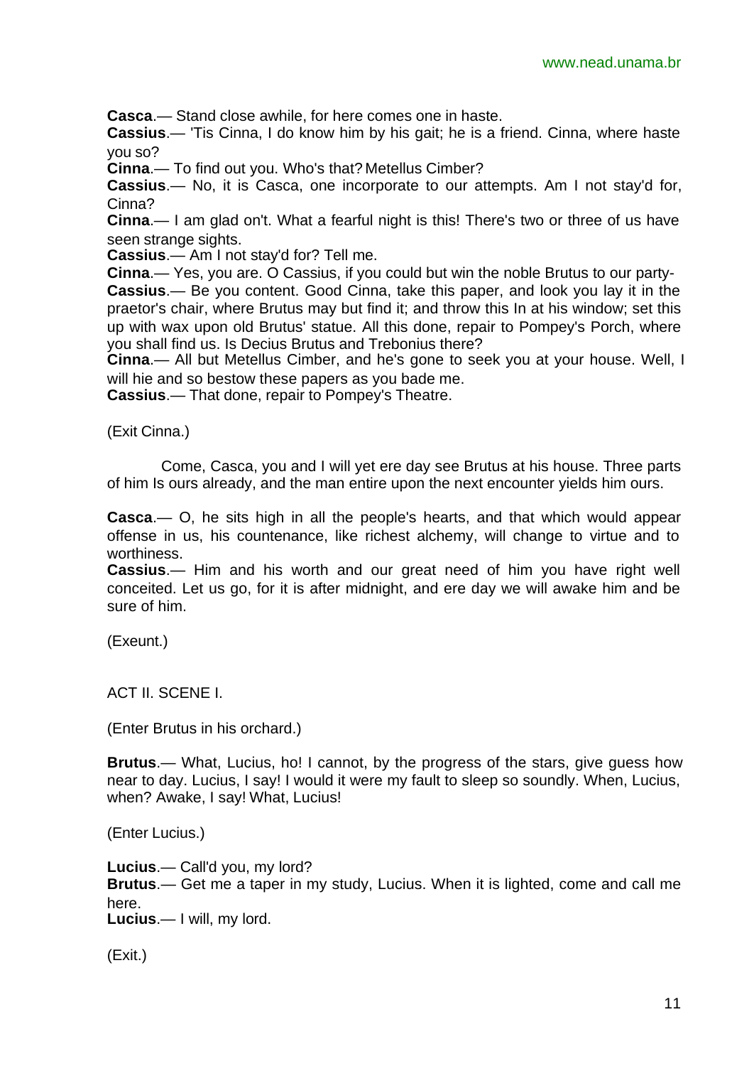**Casca**.— Stand close awhile, for here comes one in haste.

**Cassius**.— 'Tis Cinna, I do know him by his gait; he is a friend. Cinna, where haste you so?

**Cinna**.— To find out you. Who's that? Metellus Cimber?

**Cassius**.— No, it is Casca, one incorporate to our attempts. Am I not stay'd for, Cinna?

**Cinna**.— I am glad on't. What a fearful night is this! There's two or three of us have seen strange sights.

**Cassius**.— Am I not stay'd for? Tell me.

**Cinna**.— Yes, you are. O Cassius, if you could but win the noble Brutus to our party-

**Cassius**.— Be you content. Good Cinna, take this paper, and look you lay it in the praetor's chair, where Brutus may but find it; and throw this In at his window; set this up with wax upon old Brutus' statue. All this done, repair to Pompey's Porch, where you shall find us. Is Decius Brutus and Trebonius there?

**Cinna**.— All but Metellus Cimber, and he's gone to seek you at your house. Well, I will hie and so bestow these papers as you bade me.

**Cassius**.— That done, repair to Pompey's Theatre.

(Exit Cinna.)

Come, Casca, you and I will yet ere day see Brutus at his house. Three parts of him Is ours already, and the man entire upon the next encounter yields him ours.

**Casca**.— O, he sits high in all the people's hearts, and that which would appear offense in us, his countenance, like richest alchemy, will change to virtue and to worthiness.

**Cassius**.— Him and his worth and our great need of him you have right well conceited. Let us go, for it is after midnight, and ere day we will awake him and be sure of him.

(Exeunt.)

ACT II. SCENE I.

(Enter Brutus in his orchard.)

**Brutus**.— What, Lucius, ho! I cannot, by the progress of the stars, give guess how near to day. Lucius, I say! I would it were my fault to sleep so soundly. When, Lucius, when? Awake, I say! What, Lucius!

(Enter Lucius.)

**Lucius**.— Call'd you, my lord?

**Brutus**.— Get me a taper in my study, Lucius. When it is lighted, come and call me here.

**Lucius**.— I will, my lord.

(Exit.)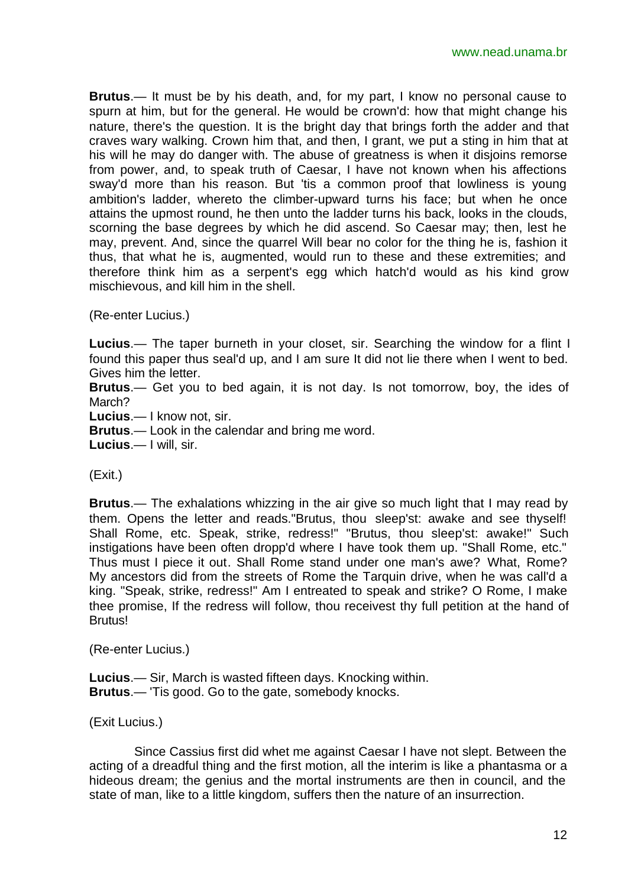**Brutus**.— It must be by his death, and, for my part, I know no personal cause to spurn at him, but for the general. He would be crown'd: how that might change his nature, there's the question. It is the bright day that brings forth the adder and that craves wary walking. Crown him that, and then, I grant, we put a sting in him that at his will he may do danger with. The abuse of greatness is when it disjoins remorse from power, and, to speak truth of Caesar, I have not known when his affections sway'd more than his reason. But 'tis a common proof that lowliness is young ambition's ladder, whereto the climber-upward turns his face; but when he once attains the upmost round, he then unto the ladder turns his back, looks in the clouds, scorning the base degrees by which he did ascend. So Caesar may; then, lest he may, prevent. And, since the quarrel Will bear no color for the thing he is, fashion it thus, that what he is, augmented, would run to these and these extremities; and therefore think him as a serpent's egg which hatch'd would as his kind grow mischievous, and kill him in the shell.

(Re-enter Lucius.)

**Lucius**.— The taper burneth in your closet, sir. Searching the window for a flint I found this paper thus seal'd up, and I am sure It did not lie there when I went to bed. Gives him the letter.
**Brutus**.— Get you to bed again, it is not day. Is not tomorrow, boy, the ides of March?
**Lucius**.— I know not, sir.
**Brutus**.— Look in the calendar and bring me word.
**Lucius**.— I will, sir.

(Exit.)

**Brutus**.— The exhalations whizzing in the air give so much light that I may read by them. Opens the letter and reads."Brutus, thou sleep'st: awake and see thyself! Shall Rome, etc. Speak, strike, redress!" "Brutus, thou sleep'st: awake!" Such instigations have been often dropp'd where I have took them up. "Shall Rome, etc." Thus must I piece it out. Shall Rome stand under one man's awe? What, Rome? My ancestors did from the streets of Rome the Tarquin drive, when he was call'd a king. "Speak, strike, redress!" Am I entreated to speak and strike? O Rome, I make thee promise, If the redress will follow, thou receivest thy full petition at the hand of Brutus!

(Re-enter Lucius.)

**Lucius**.— Sir, March is wasted fifteen days. Knocking within.
**Brutus**.— 'Tis good. Go to the gate, somebody knocks.

(Exit Lucius.)

Since Cassius first did whet me against Caesar I have not slept. Between the acting of a dreadful thing and the first motion, all the interim is like a phantasma or a hideous dream; the genius and the mortal instruments are then in council, and the state of man, like to a little kingdom, suffers then the nature of an insurrection.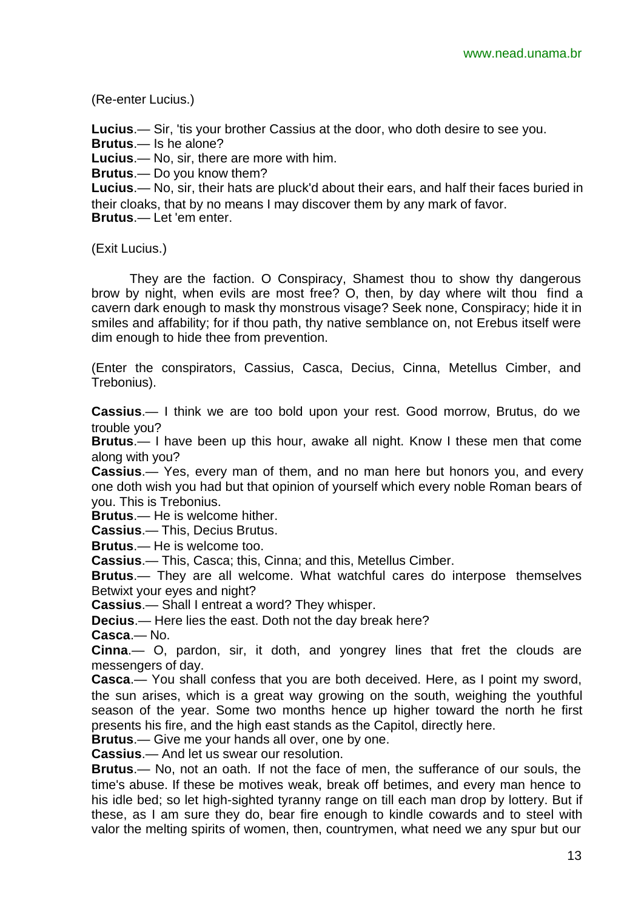(Re-enter Lucius.)

**Lucius**.— Sir, 'tis your brother Cassius at the door, who doth desire to see you.
**Brutus**.— Is he alone?
**Lucius**.— No, sir, there are more with him.
**Brutus**.— Do you know them?
**Lucius**.— No, sir, their hats are pluck'd about their ears, and half their faces buried in their cloaks, that by no means I may discover them by any mark of favor.
**Brutus**.— Let 'em enter.

(Exit Lucius.)

They are the faction. O Conspiracy, Shamest thou to show thy dangerous brow by night, when evils are most free? O, then, by day where wilt thou find a cavern dark enough to mask thy monstrous visage? Seek none, Conspiracy; hide it in smiles and affability; for if thou path, thy native semblance on, not Erebus itself were dim enough to hide thee from prevention.

(Enter the conspirators, Cassius, Casca, Decius, Cinna, Metellus Cimber, and Trebonius).

**Cassius**.— I think we are too bold upon your rest. Good morrow, Brutus, do we trouble you?
**Brutus**.— I have been up this hour, awake all night. Know I these men that come along with you?
**Cassius**.— Yes, every man of them, and no man here but honors you, and every one doth wish you had but that opinion of yourself which every noble Roman bears of you. This is Trebonius.
**Brutus**.— He is welcome hither.
**Cassius**.— This, Decius Brutus.
**Brutus**.— He is welcome too.
**Cassius**.— This, Casca; this, Cinna; and this, Metellus Cimber.
**Brutus**.— They are all welcome. What watchful cares do interpose themselves Betwixt your eyes and night?
**Cassius**.— Shall I entreat a word? They whisper.
**Decius**.— Here lies the east. Doth not the day break here?
**Casca**.— No.
**Cinna**.— O, pardon, sir, it doth, and yongrey lines that fret the clouds are messengers of day.
**Casca**.— You shall confess that you are both deceived. Here, as I point my sword, the sun arises, which is a great way growing on the south, weighing the youthful season of the year. Some two months hence up higher toward the north he first presents his fire, and the high east stands as the Capitol, directly here.
**Brutus**.— Give me your hands all over, one by one.
**Cassius**.— And let us swear our resolution.
**Brutus**.— No, not an oath. If not the face of men, the sufferance of our souls, the time's abuse. If these be motives weak, break off betimes, and every man hence to his idle bed; so let high-sighted tyranny range on till each man drop by lottery. But if these, as I am sure they do, bear fire enough to kindle cowards and to steel with valor the melting spirits of women, then, countrymen, what need we any spur but our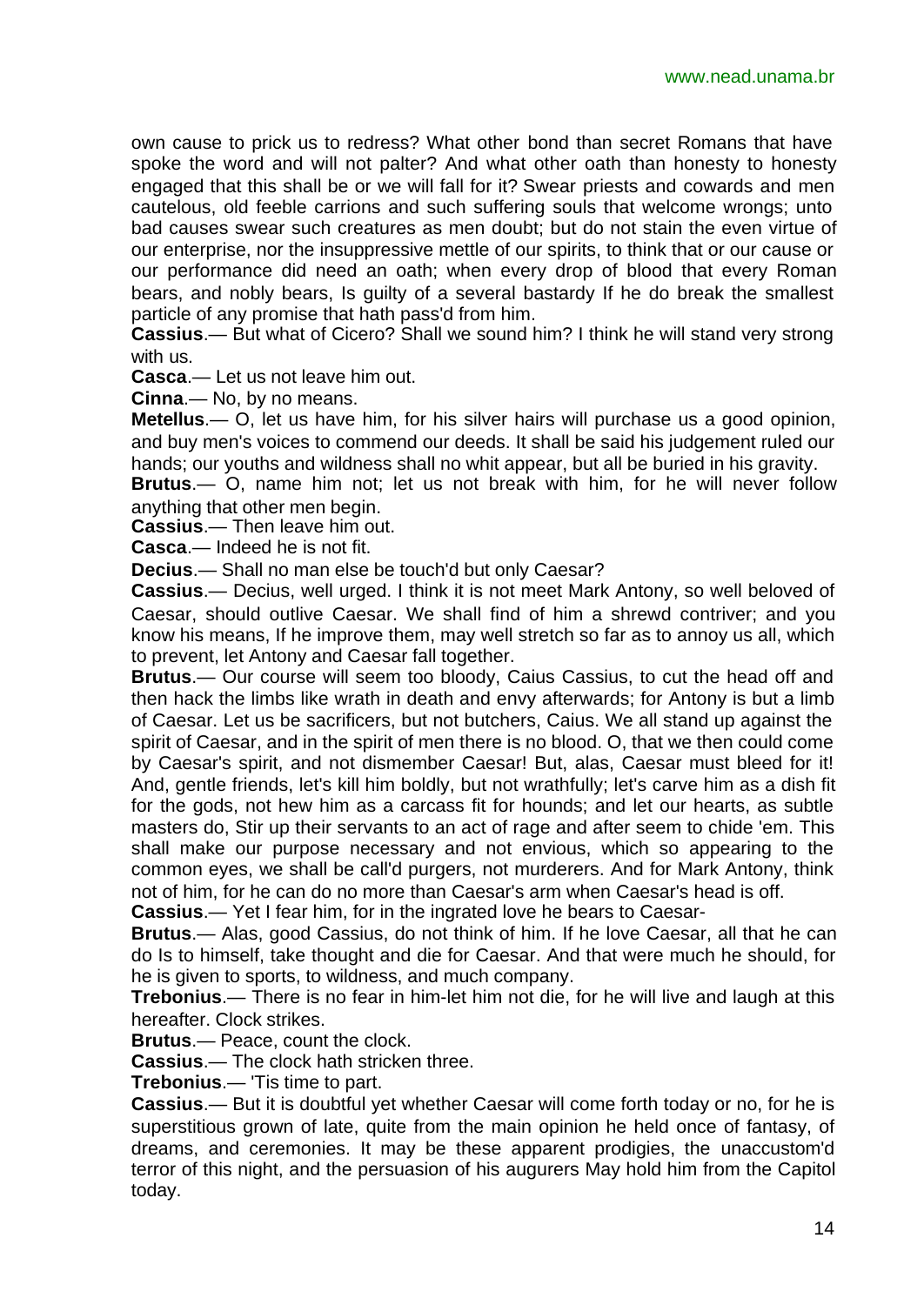own cause to prick us to redress? What other bond than secret Romans that have spoke the word and will not palter? And what other oath than honesty to honesty engaged that this shall be or we will fall for it? Swear priests and cowards and men cautelous, old feeble carrions and such suffering souls that welcome wrongs; unto bad causes swear such creatures as men doubt; but do not stain the even virtue of our enterprise, nor the insuppressive mettle of our spirits, to think that or our cause or our performance did need an oath; when every drop of blood that every Roman bears, and nobly bears, Is guilty of a several bastardy If he do break the smallest particle of any promise that hath pass'd from him.

**Cassius**.— But what of Cicero? Shall we sound him? I think he will stand very strong with us.

**Casca**.— Let us not leave him out.

**Cinna**.— No, by no means.

**Metellus**.— O, let us have him, for his silver hairs will purchase us a good opinion, and buy men's voices to commend our deeds. It shall be said his judgement ruled our hands; our youths and wildness shall no whit appear, but all be buried in his gravity.

**Brutus**.— O, name him not; let us not break with him, for he will never follow anything that other men begin.

**Cassius**.— Then leave him out.

**Casca**.— Indeed he is not fit.

**Decius**.— Shall no man else be touch'd but only Caesar?

**Cassius**.— Decius, well urged. I think it is not meet Mark Antony, so well beloved of Caesar, should outlive Caesar. We shall find of him a shrewd contriver; and you know his means, If he improve them, may well stretch so far as to annoy us all, which to prevent, let Antony and Caesar fall together.

**Brutus**.— Our course will seem too bloody, Caius Cassius, to cut the head off and then hack the limbs like wrath in death and envy afterwards; for Antony is but a limb of Caesar. Let us be sacrificers, but not butchers, Caius. We all stand up against the spirit of Caesar, and in the spirit of men there is no blood. O, that we then could come by Caesar's spirit, and not dismember Caesar! But, alas, Caesar must bleed for it! And, gentle friends, let's kill him boldly, but not wrathfully; let's carve him as a dish fit for the gods, not hew him as a carcass fit for hounds; and let our hearts, as subtle masters do, Stir up their servants to an act of rage and after seem to chide 'em. This shall make our purpose necessary and not envious, which so appearing to the common eyes, we shall be call'd purgers, not murderers. And for Mark Antony, think not of him, for he can do no more than Caesar's arm when Caesar's head is off.

**Cassius**.— Yet I fear him, for in the ingrated love he bears to Caesar-

**Brutus**.— Alas, good Cassius, do not think of him. If he love Caesar, all that he can do Is to himself, take thought and die for Caesar. And that were much he should, for he is given to sports, to wildness, and much company.

**Trebonius**.— There is no fear in him-let him not die, for he will live and laugh at this hereafter. Clock strikes.

**Brutus**.— Peace, count the clock.

**Cassius**.— The clock hath stricken three.

**Trebonius**.— 'Tis time to part.

**Cassius**.— But it is doubtful yet whether Caesar will come forth today or no, for he is superstitious grown of late, quite from the main opinion he held once of fantasy, of dreams, and ceremonies. It may be these apparent prodigies, the unaccustom'd terror of this night, and the persuasion of his augurers May hold him from the Capitol today.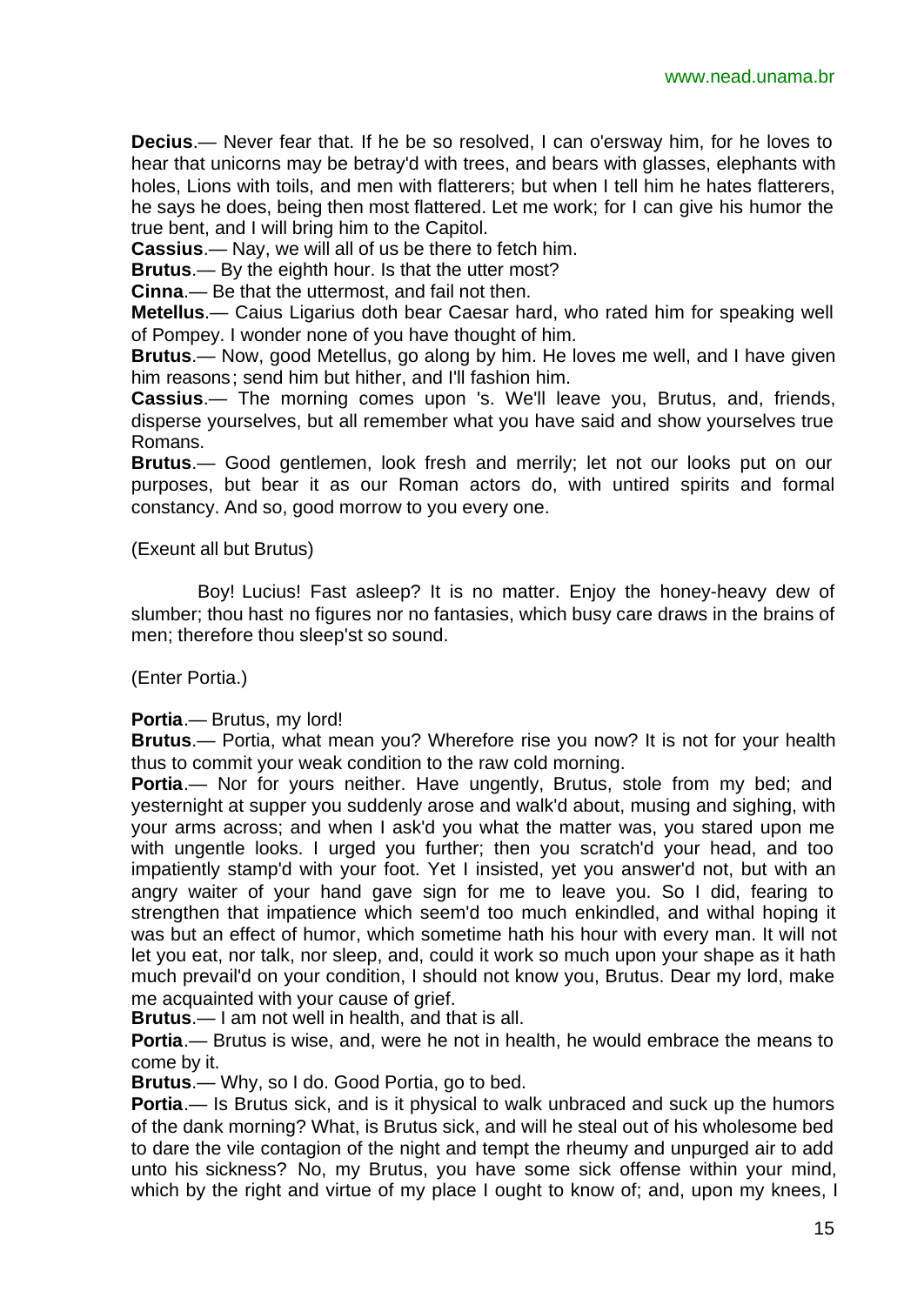**Decius**.— Never fear that. If he be so resolved, I can o'ersway him, for he loves to hear that unicorns may be betray'd with trees, and bears with glasses, elephants with holes, Lions with toils, and men with flatterers; but when I tell him he hates flatterers, he says he does, being then most flattered. Let me work; for I can give his humor the true bent, and I will bring him to the Capitol.

**Cassius**.— Nay, we will all of us be there to fetch him.

**Brutus**.— By the eighth hour. Is that the utter most?

**Cinna**.— Be that the uttermost, and fail not then.

**Metellus**.— Caius Ligarius doth bear Caesar hard, who rated him for speaking well of Pompey. I wonder none of you have thought of him.

**Brutus**.— Now, good Metellus, go along by him. He loves me well, and I have given him reasons; send him but hither, and I'll fashion him.

**Cassius**.— The morning comes upon 's. We'll leave you, Brutus, and, friends, disperse yourselves, but all remember what you have said and show yourselves true Romans.

**Brutus**.— Good gentlemen, look fresh and merrily; let not our looks put on our purposes, but bear it as our Roman actors do, with untired spirits and formal constancy. And so, good morrow to you every one.

(Exeunt all but Brutus)

Boy! Lucius! Fast asleep? It is no matter. Enjoy the honey-heavy dew of slumber; thou hast no figures nor no fantasies, which busy care draws in the brains of men; therefore thou sleep'st so sound.

(Enter Portia.)

**Portia**.— Brutus, my lord!

**Brutus**.— Portia, what mean you? Wherefore rise you now? It is not for your health thus to commit your weak condition to the raw cold morning.

**Portia**.— Nor for yours neither. Have ungently, Brutus, stole from my bed; and yesternight at supper you suddenly arose and walk'd about, musing and sighing, with your arms across; and when I ask'd you what the matter was, you stared upon me with ungentle looks. I urged you further; then you scratch'd your head, and too impatiently stamp'd with your foot. Yet I insisted, yet you answer'd not, but with an angry waiter of your hand gave sign for me to leave you. So I did, fearing to strengthen that impatience which seem'd too much enkindled, and withal hoping it was but an effect of humor, which sometime hath his hour with every man. It will not let you eat, nor talk, nor sleep, and, could it work so much upon your shape as it hath much prevail'd on your condition, I should not know you, Brutus. Dear my lord, make me acquainted with your cause of grief.

**Brutus**.— I am not well in health, and that is all.

**Portia**.— Brutus is wise, and, were he not in health, he would embrace the means to come by it.

**Brutus**.— Why, so I do. Good Portia, go to bed.

**Portia**.— Is Brutus sick, and is it physical to walk unbraced and suck up the humors of the dank morning? What, is Brutus sick, and will he steal out of his wholesome bed to dare the vile contagion of the night and tempt the rheumy and unpurged air to add unto his sickness? No, my Brutus, you have some sick offense within your mind, which by the right and virtue of my place I ought to know of; and, upon my knees, I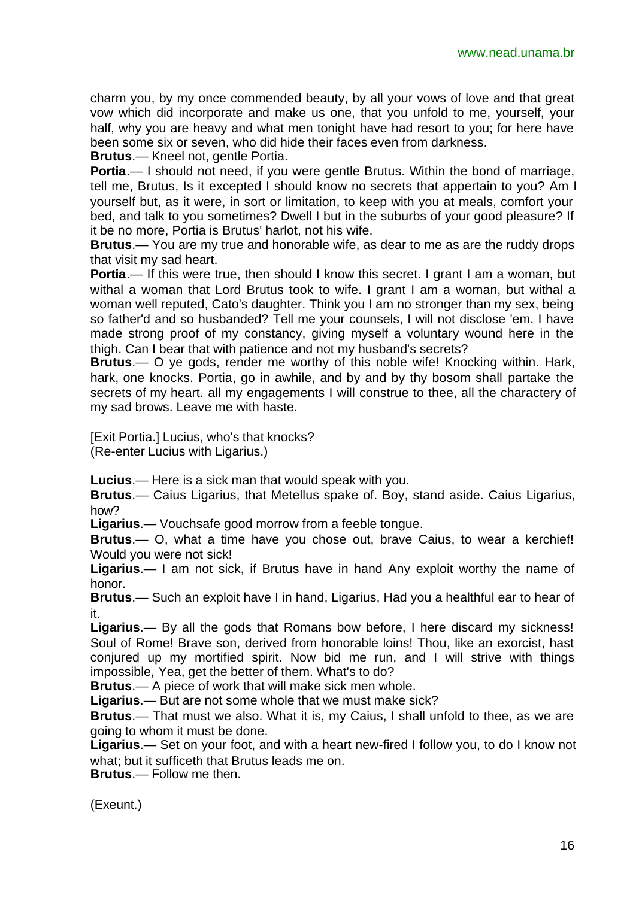charm you, by my once commended beauty, by all your vows of love and that great vow which did incorporate and make us one, that you unfold to me, yourself, your half, why you are heavy and what men tonight have had resort to you; for here have been some six or seven, who did hide their faces even from darkness.

**Brutus**.— Kneel not, gentle Portia.

**Portia**.— I should not need, if you were gentle Brutus. Within the bond of marriage, tell me, Brutus, Is it excepted I should know no secrets that appertain to you? Am I yourself but, as it were, in sort or limitation, to keep with you at meals, comfort your bed, and talk to you sometimes? Dwell I but in the suburbs of your good pleasure? If it be no more, Portia is Brutus' harlot, not his wife.

**Brutus**.— You are my true and honorable wife, as dear to me as are the ruddy drops that visit my sad heart.

**Portia**.— If this were true, then should I know this secret. I grant I am a woman, but withal a woman that Lord Brutus took to wife. I grant I am a woman, but withal a woman well reputed, Cato's daughter. Think you I am no stronger than my sex, being so father'd and so husbanded? Tell me your counsels, I will not disclose 'em. I have made strong proof of my constancy, giving myself a voluntary wound here in the thigh. Can I bear that with patience and not my husband's secrets?

**Brutus**.— O ye gods, render me worthy of this noble wife! Knocking within. Hark, hark, one knocks. Portia, go in awhile, and by and by thy bosom shall partake the secrets of my heart. all my engagements I will construe to thee, all the charactery of my sad brows. Leave me with haste.

[Exit Portia.] Lucius, who's that knocks?
(Re-enter Lucius with Ligarius.)

**Lucius**.— Here is a sick man that would speak with you.

**Brutus**.— Caius Ligarius, that Metellus spake of. Boy, stand aside. Caius Ligarius, how?

**Ligarius**.— Vouchsafe good morrow from a feeble tongue.

**Brutus**.— O, what a time have you chose out, brave Caius, to wear a kerchief! Would you were not sick!

**Ligarius**.— I am not sick, if Brutus have in hand Any exploit worthy the name of honor.

**Brutus**.— Such an exploit have I in hand, Ligarius, Had you a healthful ear to hear of it.

**Ligarius**.— By all the gods that Romans bow before, I here discard my sickness! Soul of Rome! Brave son, derived from honorable loins! Thou, like an exorcist, hast conjured up my mortified spirit. Now bid me run, and I will strive with things impossible, Yea, get the better of them. What's to do?

**Brutus**.— A piece of work that will make sick men whole.

**Ligarius**.— But are not some whole that we must make sick?

**Brutus**.— That must we also. What it is, my Caius, I shall unfold to thee, as we are going to whom it must be done.

**Ligarius**.— Set on your foot, and with a heart new-fired I follow you, to do I know not what; but it sufficeth that Brutus leads me on.

**Brutus**.— Follow me then.

(Exeunt.)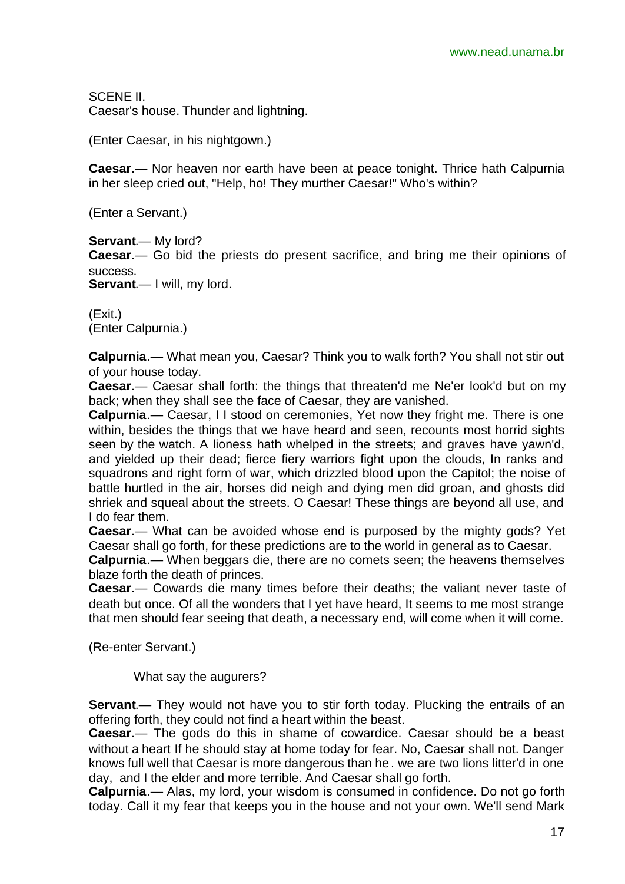SCENE II.
Caesar's house. Thunder and lightning.

(Enter Caesar, in his nightgown.)

**Caesar**.— Nor heaven nor earth have been at peace tonight. Thrice hath Calpurnia in her sleep cried out, "Help, ho! They murther Caesar!" Who's within?

(Enter a Servant.)

**Servant**.— My lord?
**Caesar**.— Go bid the priests do present sacrifice, and bring me their opinions of success.
**Servant**.— I will, my lord.

(Exit.)
(Enter Calpurnia.)

**Calpurnia**.— What mean you, Caesar? Think you to walk forth? You shall not stir out of your house today.
**Caesar**.— Caesar shall forth: the things that threaten'd me Ne'er look'd but on my back; when they shall see the face of Caesar, they are vanished.
**Calpurnia**.— Caesar, I I stood on ceremonies, Yet now they fright me. There is one within, besides the things that we have heard and seen, recounts most horrid sights seen by the watch. A lioness hath whelped in the streets; and graves have yawn'd, and yielded up their dead; fierce fiery warriors fight upon the clouds, In ranks and squadrons and right form of war, which drizzled blood upon the Capitol; the noise of battle hurtled in the air, horses did neigh and dying men did groan, and ghosts did shriek and squeal about the streets. O Caesar! These things are beyond all use, and I do fear them.
**Caesar**.— What can be avoided whose end is purposed by the mighty gods? Yet Caesar shall go forth, for these predictions are to the world in general as to Caesar.
**Calpurnia**.— When beggars die, there are no comets seen; the heavens themselves blaze forth the death of princes.
**Caesar**.— Cowards die many times before their deaths; the valiant never taste of death but once. Of all the wonders that I yet have heard, It seems to me most strange that men should fear seeing that death, a necessary end, will come when it will come.

(Re-enter Servant.)

What say the augurers?

**Servant**.— They would not have you to stir forth today. Plucking the entrails of an offering forth, they could not find a heart within the beast.
**Caesar**.— The gods do this in shame of cowardice. Caesar should be a beast without a heart If he should stay at home today for fear. No, Caesar shall not. Danger knows full well that Caesar is more dangerous than he. we are two lions litter'd in one day, and I the elder and more terrible. And Caesar shall go forth.
**Calpurnia**.— Alas, my lord, your wisdom is consumed in confidence. Do not go forth today. Call it my fear that keeps you in the house and not your own. We'll send Mark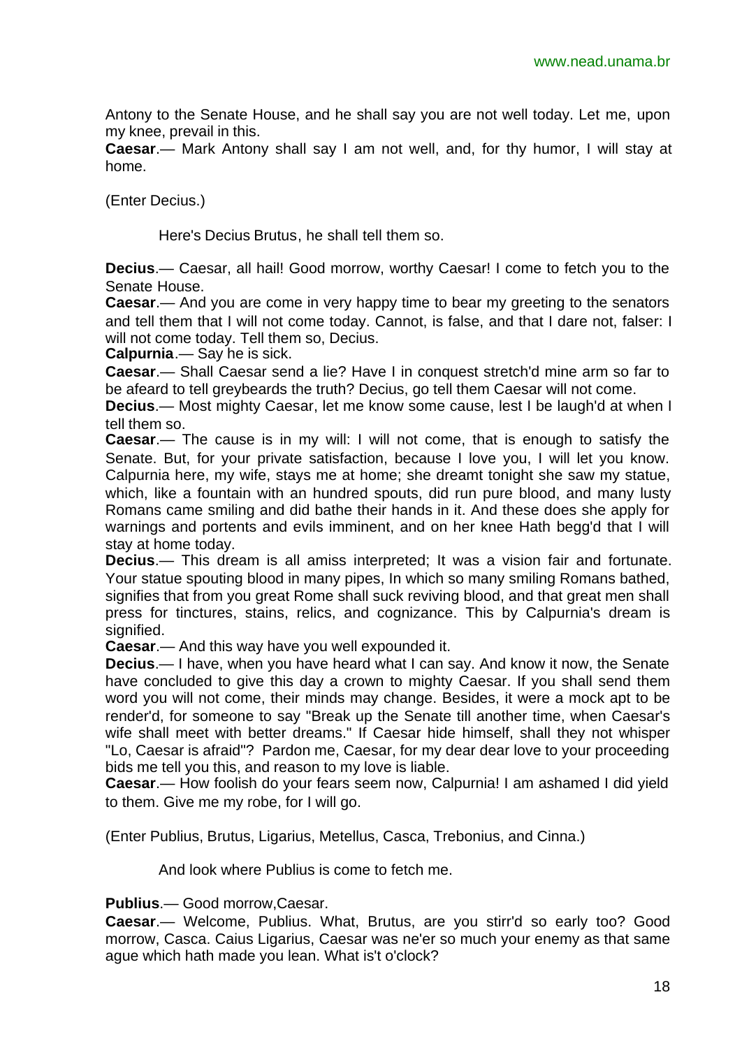Antony to the Senate House, and he shall say you are not well today. Let me, upon my knee, prevail in this.

**Caesar**.— Mark Antony shall say I am not well, and, for thy humor, I will stay at home.

(Enter Decius.)

Here's Decius Brutus, he shall tell them so.

**Decius**.— Caesar, all hail! Good morrow, worthy Caesar! I come to fetch you to the Senate House.

**Caesar**.— And you are come in very happy time to bear my greeting to the senators and tell them that I will not come today. Cannot, is false, and that I dare not, falser: I will not come today. Tell them so, Decius.

**Calpurnia**.— Say he is sick.

**Caesar**.— Shall Caesar send a lie? Have I in conquest stretch'd mine arm so far to be afeard to tell greybeards the truth? Decius, go tell them Caesar will not come.

**Decius**.— Most mighty Caesar, let me know some cause, lest I be laugh'd at when I tell them so.

**Caesar**.— The cause is in my will: I will not come, that is enough to satisfy the Senate. But, for your private satisfaction, because I love you, I will let you know. Calpurnia here, my wife, stays me at home; she dreamt tonight she saw my statue, which, like a fountain with an hundred spouts, did run pure blood, and many lusty Romans came smiling and did bathe their hands in it. And these does she apply for warnings and portents and evils imminent, and on her knee Hath begg'd that I will stay at home today.

**Decius**.— This dream is all amiss interpreted; It was a vision fair and fortunate. Your statue spouting blood in many pipes, In which so many smiling Romans bathed, signifies that from you great Rome shall suck reviving blood, and that great men shall press for tinctures, stains, relics, and cognizance. This by Calpurnia's dream is signified.

**Caesar**.— And this way have you well expounded it.

**Decius**.— I have, when you have heard what I can say. And know it now, the Senate have concluded to give this day a crown to mighty Caesar. If you shall send them word you will not come, their minds may change. Besides, it were a mock apt to be render'd, for someone to say "Break up the Senate till another time, when Caesar's wife shall meet with better dreams." If Caesar hide himself, shall they not whisper "Lo, Caesar is afraid"? Pardon me, Caesar, for my dear dear love to your proceeding bids me tell you this, and reason to my love is liable.

**Caesar**.— How foolish do your fears seem now, Calpurnia! I am ashamed I did yield to them. Give me my robe, for I will go.

(Enter Publius, Brutus, Ligarius, Metellus, Casca, Trebonius, and Cinna.)

And look where Publius is come to fetch me.

**Publius**.— Good morrow,Caesar.

**Caesar**.— Welcome, Publius. What, Brutus, are you stirr'd so early too? Good morrow, Casca. Caius Ligarius, Caesar was ne'er so much your enemy as that same ague which hath made you lean. What is't o'clock?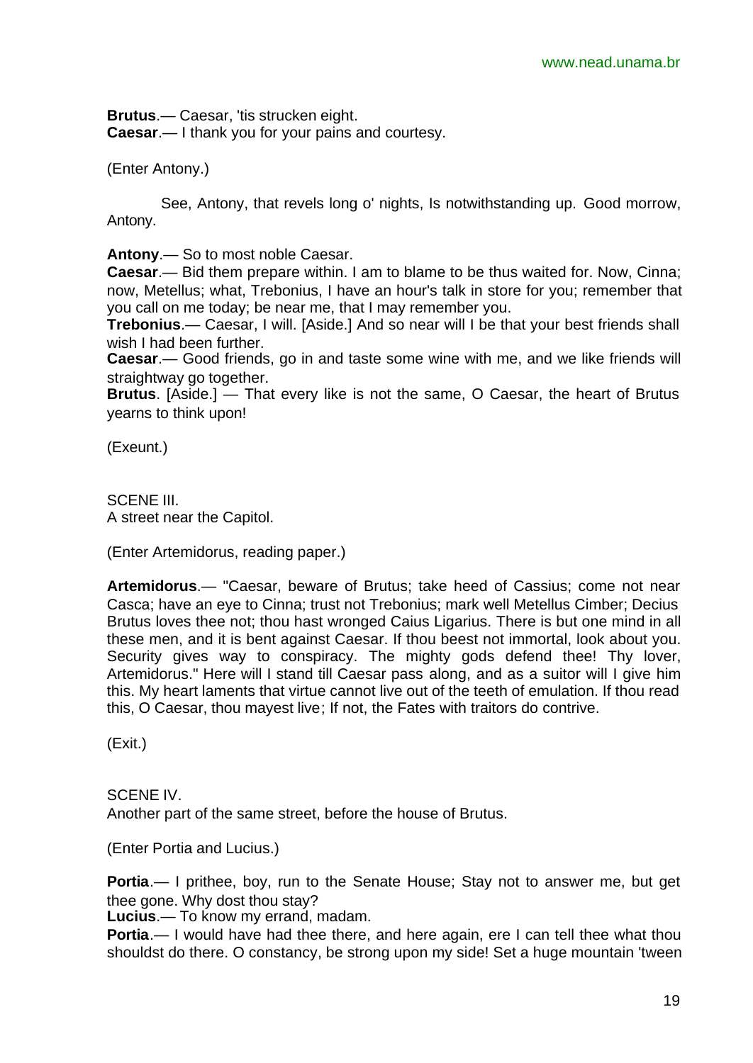**Brutus**.— Caesar, 'tis strucken eight.
**Caesar**.— I thank you for your pains and courtesy.

(Enter Antony.)

See, Antony, that revels long o' nights, Is notwithstanding up. Good morrow, Antony.

**Antony**.— So to most noble Caesar.
**Caesar**.— Bid them prepare within. I am to blame to be thus waited for. Now, Cinna; now, Metellus; what, Trebonius, I have an hour's talk in store for you; remember that you call on me today; be near me, that I may remember you.
**Trebonius**.— Caesar, I will. [Aside.] And so near will I be that your best friends shall wish I had been further.
**Caesar**.— Good friends, go in and taste some wine with me, and we like friends will straightway go together.
**Brutus**. [Aside.] — That every like is not the same, O Caesar, the heart of Brutus yearns to think upon!

(Exeunt.)

SCENE III.
A street near the Capitol.

(Enter Artemidorus, reading paper.)

**Artemidorus**.— "Caesar, beware of Brutus; take heed of Cassius; come not near Casca; have an eye to Cinna; trust not Trebonius; mark well Metellus Cimber; Decius Brutus loves thee not; thou hast wronged Caius Ligarius. There is but one mind in all these men, and it is bent against Caesar. If thou beest not immortal, look about you. Security gives way to conspiracy. The mighty gods defend thee! Thy lover, Artemidorus." Here will I stand till Caesar pass along, and as a suitor will I give him this. My heart laments that virtue cannot live out of the teeth of emulation. If thou read this, O Caesar, thou mayest live; If not, the Fates with traitors do contrive.

(Exit.)

SCENE IV.
Another part of the same street, before the house of Brutus.

(Enter Portia and Lucius.)

**Portia**.— I prithee, boy, run to the Senate House; Stay not to answer me, but get thee gone. Why dost thou stay?
**Lucius**.— To know my errand, madam.
**Portia**.— I would have had thee there, and here again, ere I can tell thee what thou shouldst do there. O constancy, be strong upon my side! Set a huge mountain 'tween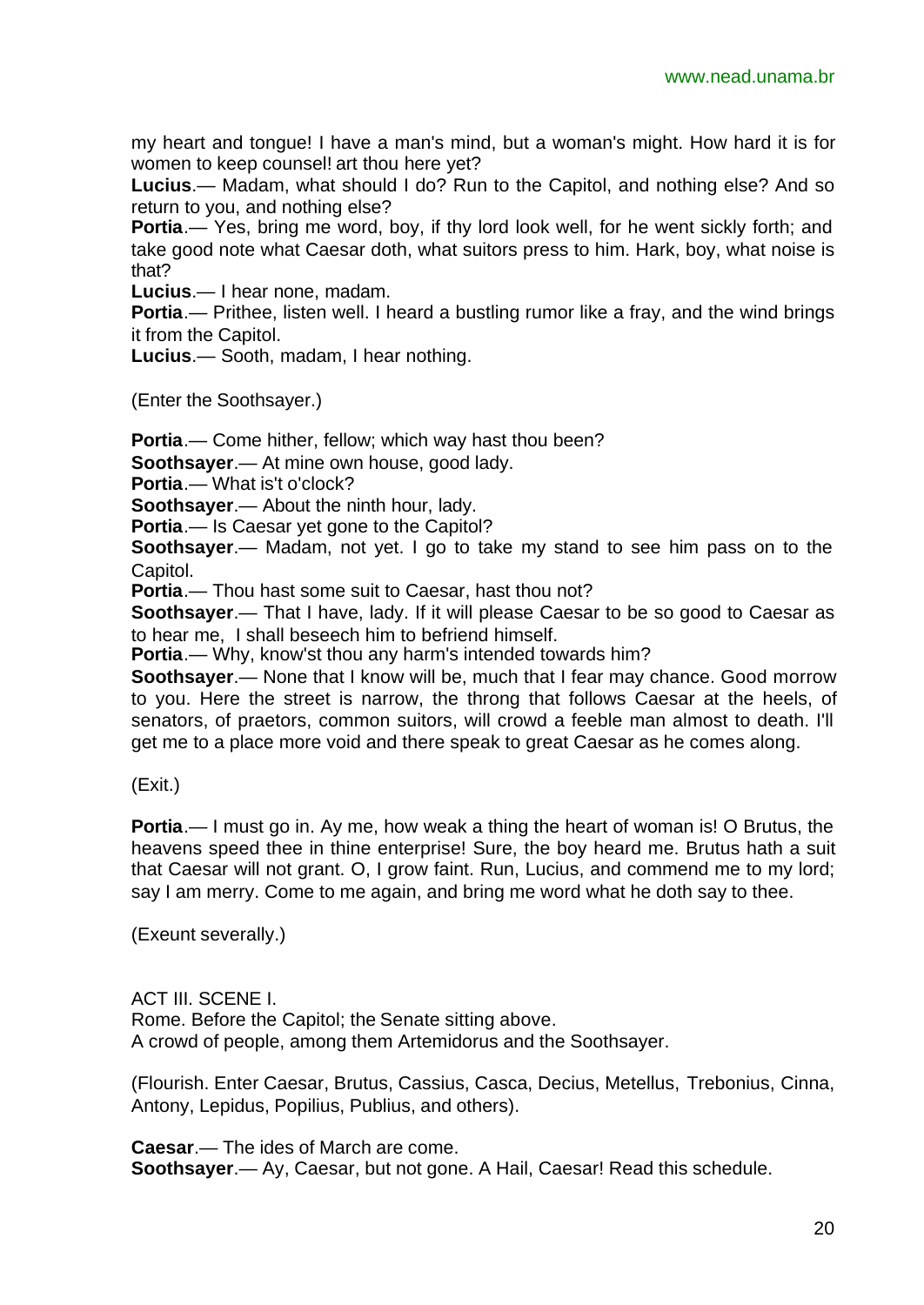my heart and tongue! I have a man's mind, but a woman's might. How hard it is for women to keep counsel! art thou here yet?

**Lucius**.— Madam, what should I do? Run to the Capitol, and nothing else? And so return to you, and nothing else?

**Portia**.— Yes, bring me word, boy, if thy lord look well, for he went sickly forth; and take good note what Caesar doth, what suitors press to him. Hark, boy, what noise is that?

**Lucius**.— I hear none, madam.

**Portia**.— Prithee, listen well. I heard a bustling rumor like a fray, and the wind brings it from the Capitol.

**Lucius**.— Sooth, madam, I hear nothing.

(Enter the Soothsayer.)

**Portia**.— Come hither, fellow; which way hast thou been?

**Soothsayer**.— At mine own house, good lady.

**Portia**.— What is't o'clock?

**Soothsayer**.— About the ninth hour, lady.

**Portia**.— Is Caesar yet gone to the Capitol?

**Soothsayer**.— Madam, not yet. I go to take my stand to see him pass on to the Capitol.

**Portia**.— Thou hast some suit to Caesar, hast thou not?

**Soothsayer**.— That I have, lady. If it will please Caesar to be so good to Caesar as to hear me, I shall beseech him to befriend himself.

**Portia**.— Why, know'st thou any harm's intended towards him?

**Soothsayer**.— None that I know will be, much that I fear may chance. Good morrow to you. Here the street is narrow, the throng that follows Caesar at the heels, of senators, of praetors, common suitors, will crowd a feeble man almost to death. I'll get me to a place more void and there speak to great Caesar as he comes along.

(Exit.)

**Portia**.— I must go in. Ay me, how weak a thing the heart of woman is! O Brutus, the heavens speed thee in thine enterprise! Sure, the boy heard me. Brutus hath a suit that Caesar will not grant. O, I grow faint. Run, Lucius, and commend me to my lord; say I am merry. Come to me again, and bring me word what he doth say to thee.

(Exeunt severally.)

ACT III. SCENE I.
Rome. Before the Capitol; the Senate sitting above.
A crowd of people, among them Artemidorus and the Soothsayer.

(Flourish. Enter Caesar, Brutus, Cassius, Casca, Decius, Metellus, Trebonius, Cinna, Antony, Lepidus, Popilius, Publius, and others).

**Caesar**.— The ides of March are come.

**Soothsayer**.— Ay, Caesar, but not gone. A Hail, Caesar! Read this schedule.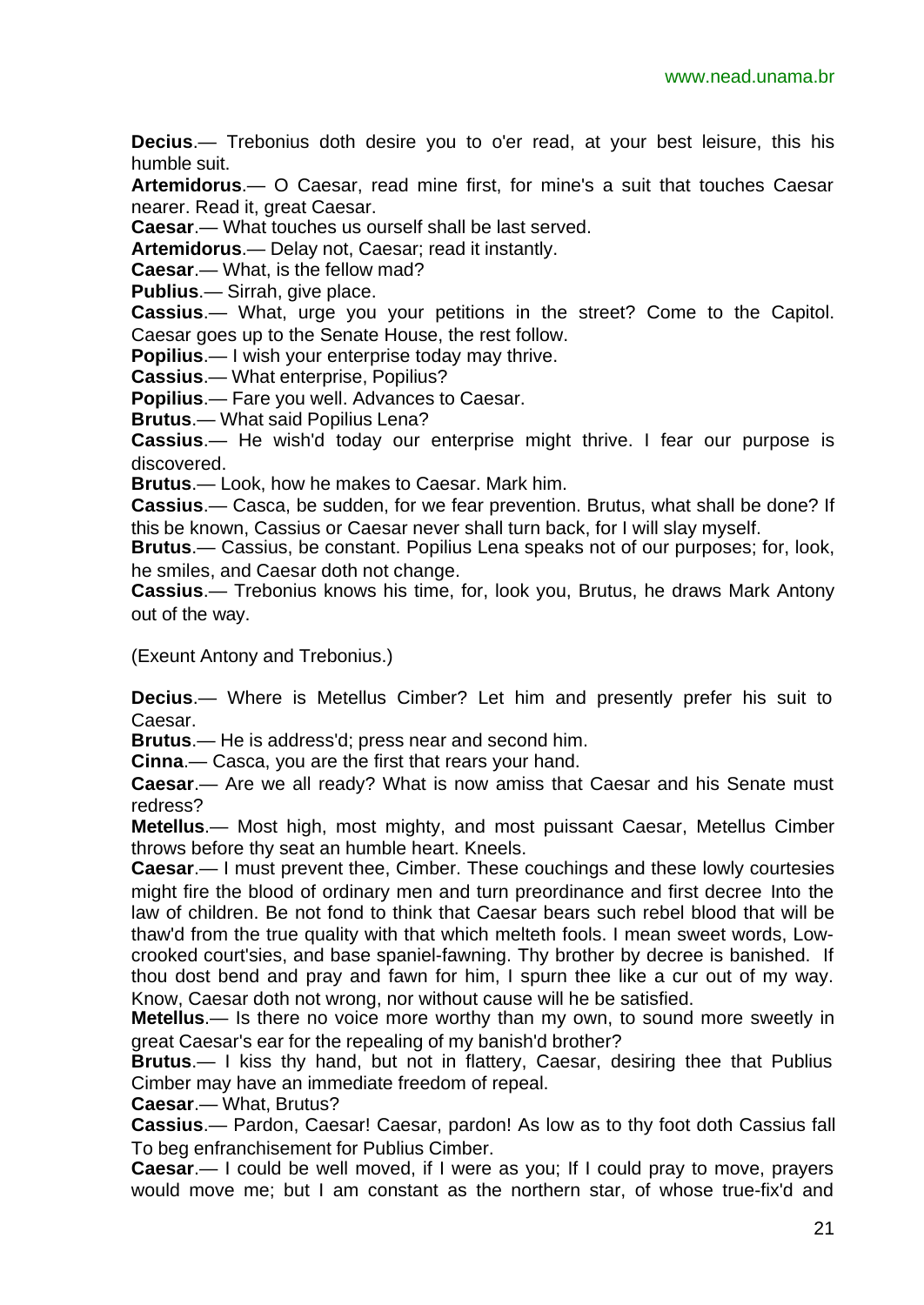**Decius**.— Trebonius doth desire you to o'er read, at your best leisure, this his humble suit.

**Artemidorus**.— O Caesar, read mine first, for mine's a suit that touches Caesar nearer. Read it, great Caesar.

**Caesar**.— What touches us ourself shall be last served.

**Artemidorus**.— Delay not, Caesar; read it instantly.

**Caesar**.— What, is the fellow mad?

**Publius**.— Sirrah, give place.

**Cassius**.— What, urge you your petitions in the street? Come to the Capitol. Caesar goes up to the Senate House, the rest follow.

**Popilius**.— I wish your enterprise today may thrive.

**Cassius**.— What enterprise, Popilius?

**Popilius**.— Fare you well. Advances to Caesar.

**Brutus**.— What said Popilius Lena?

**Cassius**.— He wish'd today our enterprise might thrive. I fear our purpose is discovered.

**Brutus**.— Look, how he makes to Caesar. Mark him.

**Cassius**.— Casca, be sudden, for we fear prevention. Brutus, what shall be done? If this be known, Cassius or Caesar never shall turn back, for I will slay myself.

**Brutus**.— Cassius, be constant. Popilius Lena speaks not of our purposes; for, look, he smiles, and Caesar doth not change.

**Cassius**.— Trebonius knows his time, for, look you, Brutus, he draws Mark Antony out of the way.

(Exeunt Antony and Trebonius.)

**Decius**.— Where is Metellus Cimber? Let him and presently prefer his suit to Caesar.

**Brutus**.— He is address'd; press near and second him.

**Cinna**.— Casca, you are the first that rears your hand.

**Caesar**.— Are we all ready? What is now amiss that Caesar and his Senate must redress?

**Metellus**.— Most high, most mighty, and most puissant Caesar, Metellus Cimber throws before thy seat an humble heart. Kneels.

**Caesar**.— I must prevent thee, Cimber. These couchings and these lowly courtesies might fire the blood of ordinary men and turn preordinance and first decree Into the law of children. Be not fond to think that Caesar bears such rebel blood that will be thaw'd from the true quality with that which melteth fools. I mean sweet words, Low-crooked court'sies, and base spaniel-fawning. Thy brother by decree is banished. If thou dost bend and pray and fawn for him, I spurn thee like a cur out of my way. Know, Caesar doth not wrong, nor without cause will he be satisfied.

**Metellus**.— Is there no voice more worthy than my own, to sound more sweetly in great Caesar's ear for the repealing of my banish'd brother?

**Brutus**.— I kiss thy hand, but not in flattery, Caesar, desiring thee that Publius Cimber may have an immediate freedom of repeal.

**Caesar**.— What, Brutus?

**Cassius**.— Pardon, Caesar! Caesar, pardon! As low as to thy foot doth Cassius fall To beg enfranchisement for Publius Cimber.

**Caesar**.— I could be well moved, if I were as you; If I could pray to move, prayers would move me; but I am constant as the northern star, of whose true-fix'd and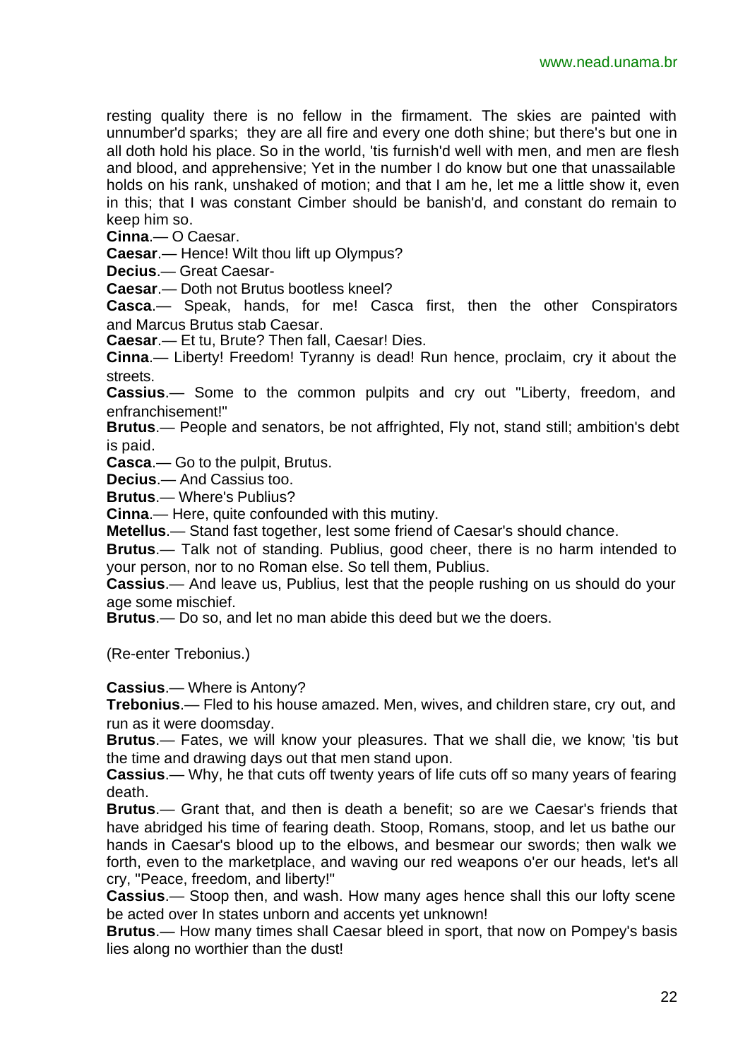resting quality there is no fellow in the firmament. The skies are painted with unnumber'd sparks; they are all fire and every one doth shine; but there's but one in all doth hold his place. So in the world, 'tis furnish'd well with men, and men are flesh and blood, and apprehensive; Yet in the number I do know but one that unassailable holds on his rank, unshaked of motion; and that I am he, let me a little show it, even in this; that I was constant Cimber should be banish'd, and constant do remain to keep him so.

**Cinna**.— O Caesar.

**Caesar**.— Hence! Wilt thou lift up Olympus?

**Decius**.— Great Caesar-

**Caesar**.— Doth not Brutus bootless kneel?

**Casca**.— Speak, hands, for me! Casca first, then the other Conspirators and Marcus Brutus stab Caesar.

**Caesar**.— Et tu, Brute? Then fall, Caesar! Dies.

**Cinna**.— Liberty! Freedom! Tyranny is dead! Run hence, proclaim, cry it about the streets.

**Cassius**.— Some to the common pulpits and cry out "Liberty, freedom, and enfranchisement!"

**Brutus**.— People and senators, be not affrighted, Fly not, stand still; ambition's debt is paid.

**Casca**.— Go to the pulpit, Brutus.

**Decius**.— And Cassius too.

**Brutus**.— Where's Publius?

**Cinna**.— Here, quite confounded with this mutiny.

**Metellus**.— Stand fast together, lest some friend of Caesar's should chance.

**Brutus**.— Talk not of standing. Publius, good cheer, there is no harm intended to your person, nor to no Roman else. So tell them, Publius.

**Cassius**.— And leave us, Publius, lest that the people rushing on us should do your age some mischief.

**Brutus**.— Do so, and let no man abide this deed but we the doers.

(Re-enter Trebonius.)

**Cassius**.— Where is Antony?

**Trebonius**.— Fled to his house amazed. Men, wives, and children stare, cry out, and run as it were doomsday.

**Brutus**.— Fates, we will know your pleasures. That we shall die, we know; 'tis but the time and drawing days out that men stand upon.

**Cassius**.— Why, he that cuts off twenty years of life cuts off so many years of fearing death.

**Brutus**.— Grant that, and then is death a benefit; so are we Caesar's friends that have abridged his time of fearing death. Stoop, Romans, stoop, and let us bathe our hands in Caesar's blood up to the elbows, and besmear our swords; then walk we forth, even to the marketplace, and waving our red weapons o'er our heads, let's all cry, "Peace, freedom, and liberty!"

**Cassius**.— Stoop then, and wash. How many ages hence shall this our lofty scene be acted over In states unborn and accents yet unknown!

**Brutus**.— How many times shall Caesar bleed in sport, that now on Pompey's basis lies along no worthier than the dust!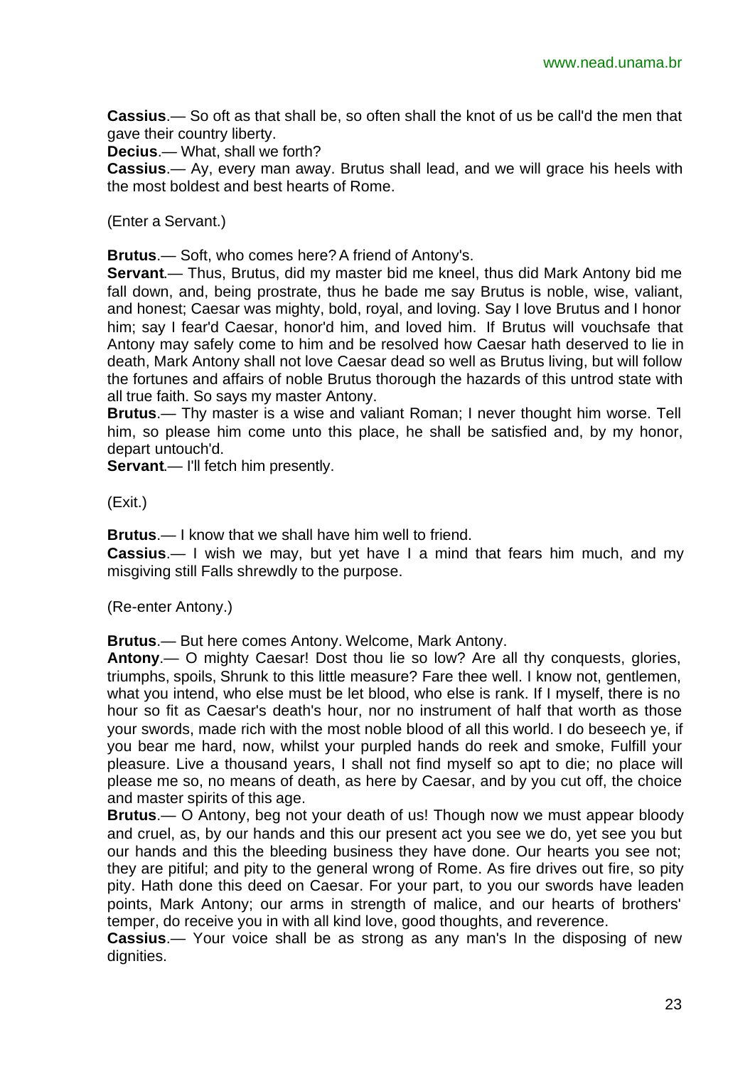**Cassius**.— So oft as that shall be, so often shall the knot of us be call'd the men that gave their country liberty.

**Decius**.— What, shall we forth?

**Cassius**.— Ay, every man away. Brutus shall lead, and we will grace his heels with the most boldest and best hearts of Rome.

(Enter a Servant.)

**Brutus**.— Soft, who comes here? A friend of Antony's.

**Servant**.— Thus, Brutus, did my master bid me kneel, thus did Mark Antony bid me fall down, and, being prostrate, thus he bade me say Brutus is noble, wise, valiant, and honest; Caesar was mighty, bold, royal, and loving. Say I love Brutus and I honor him; say I fear'd Caesar, honor'd him, and loved him. If Brutus will vouchsafe that Antony may safely come to him and be resolved how Caesar hath deserved to lie in death, Mark Antony shall not love Caesar dead so well as Brutus living, but will follow the fortunes and affairs of noble Brutus thorough the hazards of this untrod state with all true faith. So says my master Antony.

**Brutus**.— Thy master is a wise and valiant Roman; I never thought him worse. Tell him, so please him come unto this place, he shall be satisfied and, by my honor, depart untouch'd.

**Servant**.— I'll fetch him presently.

(Exit.)

**Brutus**.— I know that we shall have him well to friend.

**Cassius**.— I wish we may, but yet have I a mind that fears him much, and my misgiving still Falls shrewdly to the purpose.

(Re-enter Antony.)

**Brutus**.— But here comes Antony. Welcome, Mark Antony.

**Antony**.— O mighty Caesar! Dost thou lie so low? Are all thy conquests, glories, triumphs, spoils, Shrunk to this little measure? Fare thee well. I know not, gentlemen, what you intend, who else must be let blood, who else is rank. If I myself, there is no hour so fit as Caesar's death's hour, nor no instrument of half that worth as those your swords, made rich with the most noble blood of all this world. I do beseech ye, if you bear me hard, now, whilst your purpled hands do reek and smoke, Fulfill your pleasure. Live a thousand years, I shall not find myself so apt to die; no place will please me so, no means of death, as here by Caesar, and by you cut off, the choice and master spirits of this age.

**Brutus**.— O Antony, beg not your death of us! Though now we must appear bloody and cruel, as, by our hands and this our present act you see we do, yet see you but our hands and this the bleeding business they have done. Our hearts you see not; they are pitiful; and pity to the general wrong of Rome. As fire drives out fire, so pity pity. Hath done this deed on Caesar. For your part, to you our swords have leaden points, Mark Antony; our arms in strength of malice, and our hearts of brothers' temper, do receive you in with all kind love, good thoughts, and reverence.

**Cassius**.— Your voice shall be as strong as any man's In the disposing of new dignities.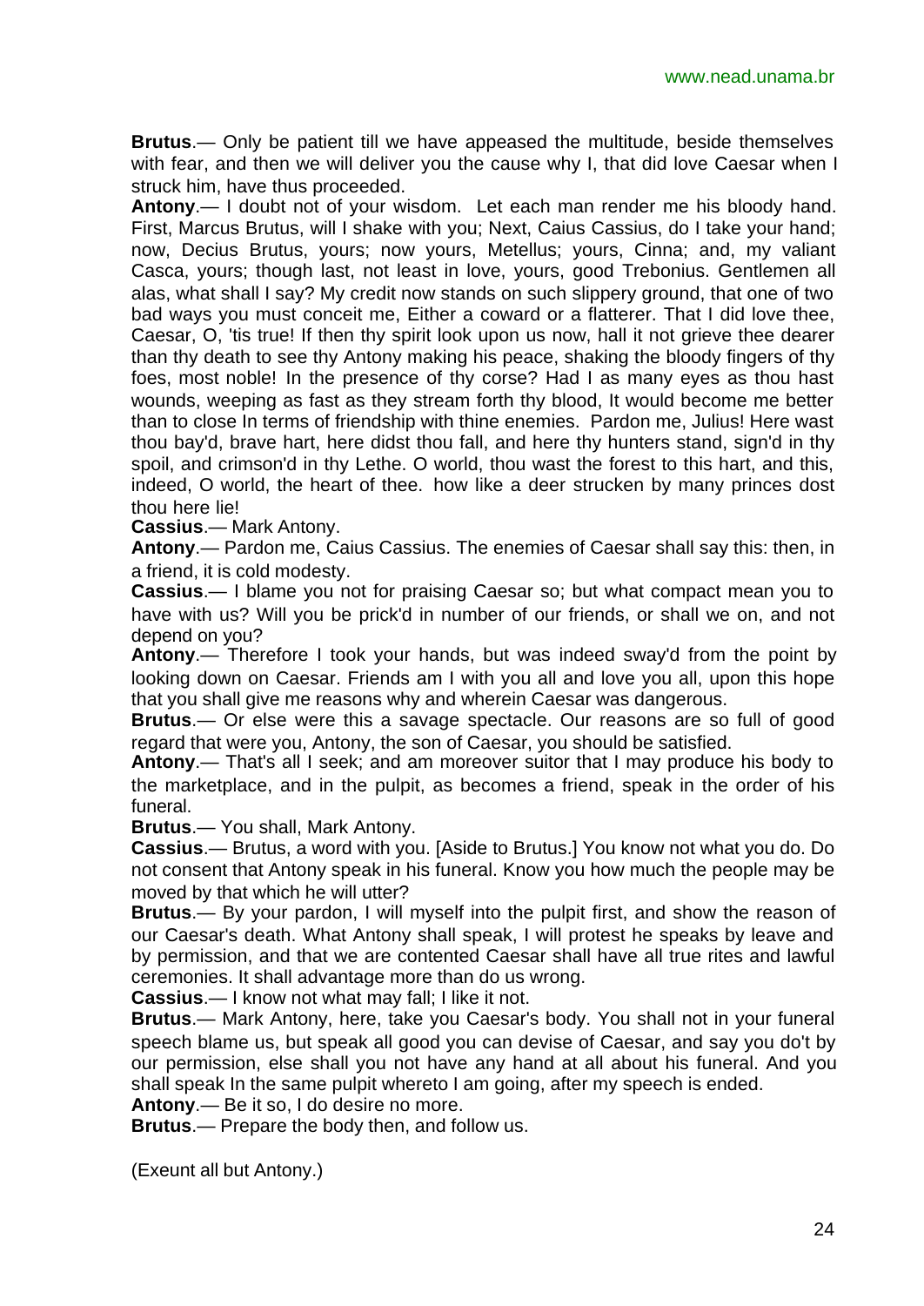**Brutus**.— Only be patient till we have appeased the multitude, beside themselves with fear, and then we will deliver you the cause why I, that did love Caesar when I struck him, have thus proceeded.

**Antony**.— I doubt not of your wisdom. Let each man render me his bloody hand. First, Marcus Brutus, will I shake with you; Next, Caius Cassius, do I take your hand; now, Decius Brutus, yours; now yours, Metellus; yours, Cinna; and, my valiant Casca, yours; though last, not least in love, yours, good Trebonius. Gentlemen all alas, what shall I say? My credit now stands on such slippery ground, that one of two bad ways you must conceit me, Either a coward or a flatterer. That I did love thee, Caesar, O, 'tis true! If then thy spirit look upon us now, hall it not grieve thee dearer than thy death to see thy Antony making his peace, shaking the bloody fingers of thy foes, most noble! In the presence of thy corse? Had I as many eyes as thou hast wounds, weeping as fast as they stream forth thy blood, It would become me better than to close In terms of friendship with thine enemies. Pardon me, Julius! Here wast thou bay'd, brave hart, here didst thou fall, and here thy hunters stand, sign'd in thy spoil, and crimson'd in thy Lethe. O world, thou wast the forest to this hart, and this, indeed, O world, the heart of thee. how like a deer strucken by many princes dost thou here lie!

**Cassius**.— Mark Antony.

**Antony**.— Pardon me, Caius Cassius. The enemies of Caesar shall say this: then, in a friend, it is cold modesty.

**Cassius**.— I blame you not for praising Caesar so; but what compact mean you to have with us? Will you be prick'd in number of our friends, or shall we on, and not depend on you?

**Antony**.— Therefore I took your hands, but was indeed sway'd from the point by looking down on Caesar. Friends am I with you all and love you all, upon this hope that you shall give me reasons why and wherein Caesar was dangerous.

**Brutus**.— Or else were this a savage spectacle. Our reasons are so full of good regard that were you, Antony, the son of Caesar, you should be satisfied.

**Antony**.— That's all I seek; and am moreover suitor that I may produce his body to the marketplace, and in the pulpit, as becomes a friend, speak in the order of his funeral.

**Brutus**.— You shall, Mark Antony.

**Cassius**.— Brutus, a word with you. [Aside to Brutus.] You know not what you do. Do not consent that Antony speak in his funeral. Know you how much the people may be moved by that which he will utter?

**Brutus**.— By your pardon, I will myself into the pulpit first, and show the reason of our Caesar's death. What Antony shall speak, I will protest he speaks by leave and by permission, and that we are contented Caesar shall have all true rites and lawful ceremonies. It shall advantage more than do us wrong.

**Cassius**.— I know not what may fall; I like it not.

**Brutus**.— Mark Antony, here, take you Caesar's body. You shall not in your funeral speech blame us, but speak all good you can devise of Caesar, and say you do't by our permission, else shall you not have any hand at all about his funeral. And you shall speak In the same pulpit whereto I am going, after my speech is ended.

**Antony**.— Be it so, I do desire no more.

**Brutus**.— Prepare the body then, and follow us.

(Exeunt all but Antony.)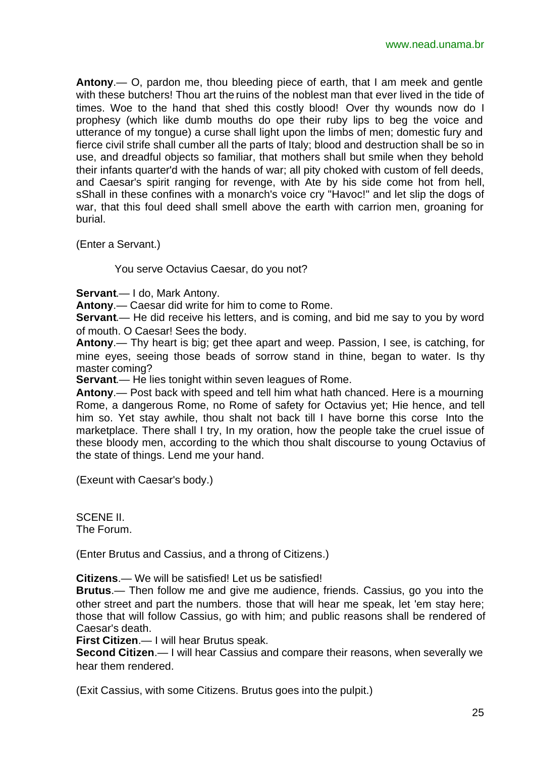**Antony**.— O, pardon me, thou bleeding piece of earth, that I am meek and gentle with these butchers! Thou art the ruins of the noblest man that ever lived in the tide of times. Woe to the hand that shed this costly blood! Over thy wounds now do I prophesy (which like dumb mouths do ope their ruby lips to beg the voice and utterance of my tongue) a curse shall light upon the limbs of men; domestic fury and fierce civil strife shall cumber all the parts of Italy; blood and destruction shall be so in use, and dreadful objects so familiar, that mothers shall but smile when they behold their infants quarter'd with the hands of war; all pity choked with custom of fell deeds, and Caesar's spirit ranging for revenge, with Ate by his side come hot from hell, sShall in these confines with a monarch's voice cry "Havoc!" and let slip the dogs of war, that this foul deed shall smell above the earth with carrion men, groaning for burial.

(Enter a Servant.)

You serve Octavius Caesar, do you not?

**Servant**.— I do, Mark Antony.
**Antony**.— Caesar did write for him to come to Rome.
**Servant**.— He did receive his letters, and is coming, and bid me say to you by word of mouth. O Caesar! Sees the body.
**Antony**.— Thy heart is big; get thee apart and weep. Passion, I see, is catching, for mine eyes, seeing those beads of sorrow stand in thine, began to water. Is thy master coming?
**Servant**.— He lies tonight within seven leagues of Rome.
**Antony**.— Post back with speed and tell him what hath chanced. Here is a mourning Rome, a dangerous Rome, no Rome of safety for Octavius yet; Hie hence, and tell him so. Yet stay awhile, thou shalt not back till I have borne this corse Into the marketplace. There shall I try, In my oration, how the people take the cruel issue of these bloody men, according to the which thou shalt discourse to young Octavius of the state of things. Lend me your hand.

(Exeunt with Caesar's body.)

SCENE II.
The Forum.

(Enter Brutus and Cassius, and a throng of Citizens.)

**Citizens**.— We will be satisfied! Let us be satisfied!
**Brutus**.— Then follow me and give me audience, friends. Cassius, go you into the other street and part the numbers. those that will hear me speak, let 'em stay here; those that will follow Cassius, go with him; and public reasons shall be rendered of Caesar's death.
**First Citizen**.— I will hear Brutus speak.
**Second Citizen**.— I will hear Cassius and compare their reasons, when severally we hear them rendered.

(Exit Cassius, with some Citizens. Brutus goes into the pulpit.)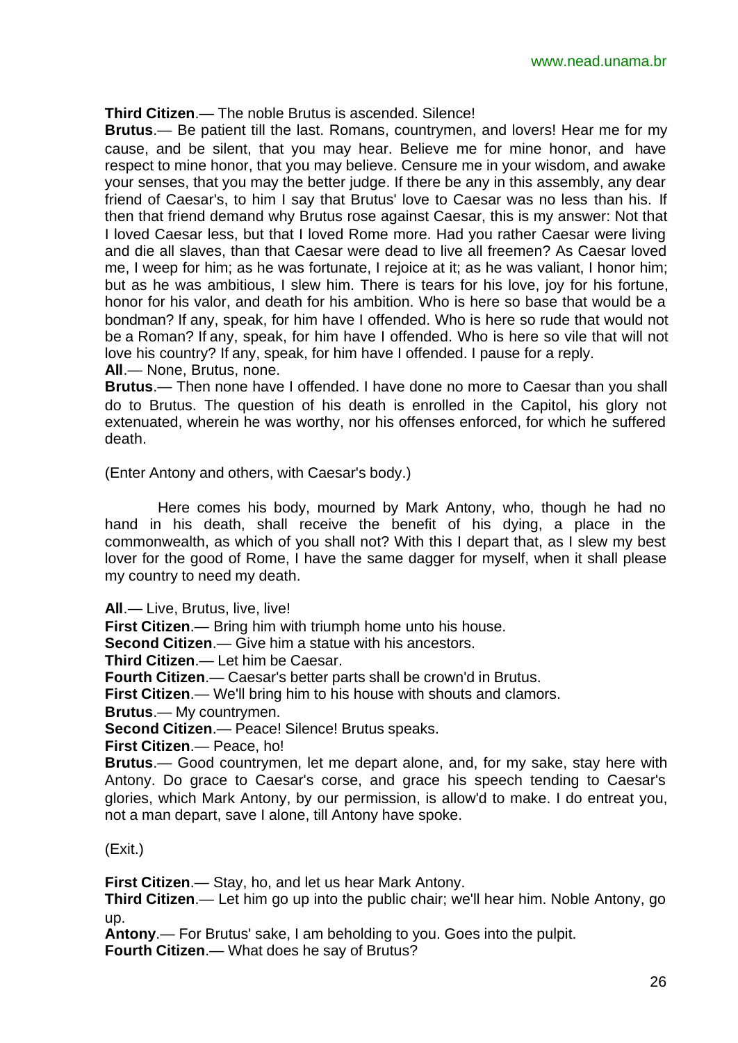**Third Citizen**.— The noble Brutus is ascended. Silence!

**Brutus**.— Be patient till the last. Romans, countrymen, and lovers! Hear me for my cause, and be silent, that you may hear. Believe me for mine honor, and have respect to mine honor, that you may believe. Censure me in your wisdom, and awake your senses, that you may the better judge. If there be any in this assembly, any dear friend of Caesar's, to him I say that Brutus' love to Caesar was no less than his. If then that friend demand why Brutus rose against Caesar, this is my answer: Not that I loved Caesar less, but that I loved Rome more. Had you rather Caesar were living and die all slaves, than that Caesar were dead to live all freemen? As Caesar loved me, I weep for him; as he was fortunate, I rejoice at it; as he was valiant, I honor him; but as he was ambitious, I slew him. There is tears for his love, joy for his fortune, honor for his valor, and death for his ambition. Who is here so base that would be a bondman? If any, speak, for him have I offended. Who is here so rude that would not be a Roman? If any, speak, for him have I offended. Who is here so vile that will not love his country? If any, speak, for him have I offended. I pause for a reply.

**All**.— None, Brutus, none.

**Brutus**.— Then none have I offended. I have done no more to Caesar than you shall do to Brutus. The question of his death is enrolled in the Capitol, his glory not extenuated, wherein he was worthy, nor his offenses enforced, for which he suffered death.

(Enter Antony and others, with Caesar's body.)

Here comes his body, mourned by Mark Antony, who, though he had no hand in his death, shall receive the benefit of his dying, a place in the commonwealth, as which of you shall not? With this I depart that, as I slew my best lover for the good of Rome, I have the same dagger for myself, when it shall please my country to need my death.

**All**.— Live, Brutus, live, live!

**First Citizen**.— Bring him with triumph home unto his house.

**Second Citizen**.— Give him a statue with his ancestors.

**Third Citizen**.— Let him be Caesar.

**Fourth Citizen**.— Caesar's better parts shall be crown'd in Brutus.

**First Citizen**.— We'll bring him to his house with shouts and clamors.

**Brutus**.— My countrymen.

**Second Citizen**.— Peace! Silence! Brutus speaks.

**First Citizen**.— Peace, ho!

**Brutus**.— Good countrymen, let me depart alone, and, for my sake, stay here with Antony. Do grace to Caesar's corse, and grace his speech tending to Caesar's glories, which Mark Antony, by our permission, is allow'd to make. I do entreat you, not a man depart, save I alone, till Antony have spoke.

(Exit.)

**First Citizen**.— Stay, ho, and let us hear Mark Antony.

**Third Citizen**.— Let him go up into the public chair; we'll hear him. Noble Antony, go up.

**Antony**.— For Brutus' sake, I am beholding to you. Goes into the pulpit.

**Fourth Citizen**.— What does he say of Brutus?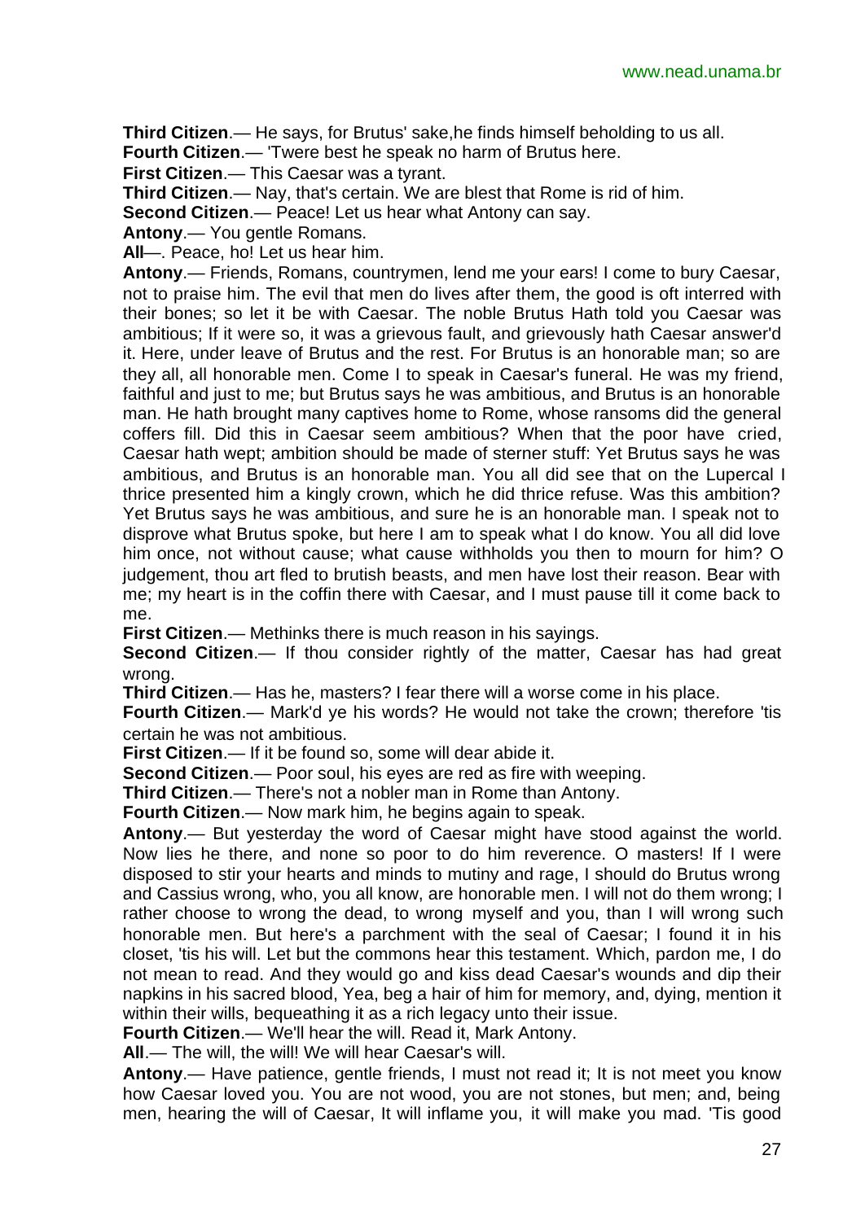**Third Citizen**.— He says, for Brutus' sake,he finds himself beholding to us all.

**Fourth Citizen**.— 'Twere best he speak no harm of Brutus here.

**First Citizen**.— This Caesar was a tyrant.

**Third Citizen**.— Nay, that's certain. We are blest that Rome is rid of him.

**Second Citizen**.— Peace! Let us hear what Antony can say.

**Antony**.— You gentle Romans.

**All**—. Peace, ho! Let us hear him.

**Antony**.— Friends, Romans, countrymen, lend me your ears! I come to bury Caesar, not to praise him. The evil that men do lives after them, the good is oft interred with their bones; so let it be with Caesar. The noble Brutus Hath told you Caesar was ambitious; If it were so, it was a grievous fault, and grievously hath Caesar answer'd it. Here, under leave of Brutus and the rest. For Brutus is an honorable man; so are they all, all honorable men. Come I to speak in Caesar's funeral. He was my friend, faithful and just to me; but Brutus says he was ambitious, and Brutus is an honorable man. He hath brought many captives home to Rome, whose ransoms did the general coffers fill. Did this in Caesar seem ambitious? When that the poor have cried, Caesar hath wept; ambition should be made of sterner stuff: Yet Brutus says he was ambitious, and Brutus is an honorable man. You all did see that on the Lupercal I thrice presented him a kingly crown, which he did thrice refuse. Was this ambition? Yet Brutus says he was ambitious, and sure he is an honorable man. I speak not to disprove what Brutus spoke, but here I am to speak what I do know. You all did love him once, not without cause; what cause withholds you then to mourn for him? O judgement, thou art fled to brutish beasts, and men have lost their reason. Bear with me; my heart is in the coffin there with Caesar, and I must pause till it come back to me.

**First Citizen**.— Methinks there is much reason in his sayings.

**Second Citizen**.— If thou consider rightly of the matter, Caesar has had great wrong.

**Third Citizen**.— Has he, masters? I fear there will a worse come in his place.

**Fourth Citizen**.— Mark'd ye his words? He would not take the crown; therefore 'tis certain he was not ambitious.

**First Citizen**.— If it be found so, some will dear abide it.

**Second Citizen**.— Poor soul, his eyes are red as fire with weeping.

**Third Citizen**.— There's not a nobler man in Rome than Antony.

**Fourth Citizen**.— Now mark him, he begins again to speak.

**Antony**.— But yesterday the word of Caesar might have stood against the world. Now lies he there, and none so poor to do him reverence. O masters! If I were disposed to stir your hearts and minds to mutiny and rage, I should do Brutus wrong and Cassius wrong, who, you all know, are honorable men. I will not do them wrong; I rather choose to wrong the dead, to wrong myself and you, than I will wrong such honorable men. But here's a parchment with the seal of Caesar; I found it in his closet, 'tis his will. Let but the commons hear this testament. Which, pardon me, I do not mean to read. And they would go and kiss dead Caesar's wounds and dip their napkins in his sacred blood, Yea, beg a hair of him for memory, and, dying, mention it within their wills, bequeathing it as a rich legacy unto their issue.

**Fourth Citizen**.— We'll hear the will. Read it, Mark Antony.

**All**.— The will, the will! We will hear Caesar's will.

**Antony**.— Have patience, gentle friends, I must not read it; It is not meet you know how Caesar loved you. You are not wood, you are not stones, but men; and, being men, hearing the will of Caesar, It will inflame you, it will make you mad. 'Tis good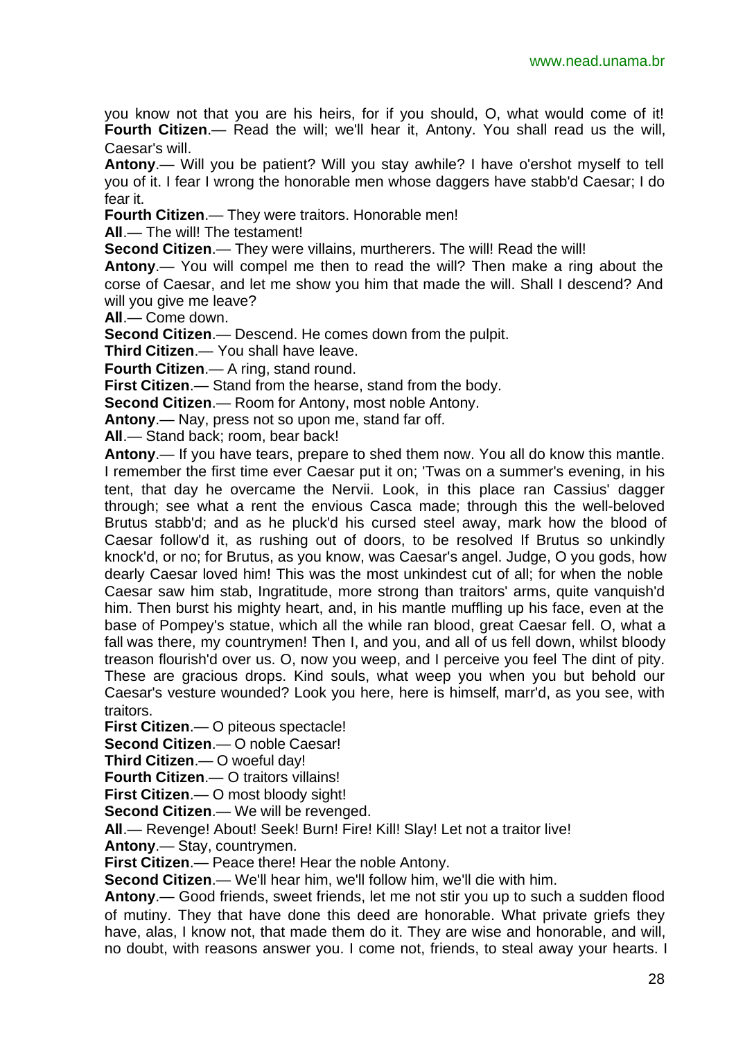you know not that you are his heirs, for if you should, O, what would come of it!
**Fourth Citizen**.— Read the will; we'll hear it, Antony. You shall read us the will, Caesar's will.

**Antony**.— Will you be patient? Will you stay awhile? I have o'ershot myself to tell you of it. I fear I wrong the honorable men whose daggers have stabb'd Caesar; I do fear it.

**Fourth Citizen**.— They were traitors. Honorable men!

**All**.— The will! The testament!

**Second Citizen**.— They were villains, murtherers. The will! Read the will!

**Antony**.— You will compel me then to read the will? Then make a ring about the corse of Caesar, and let me show you him that made the will. Shall I descend? And will you give me leave?

**All**.— Come down.

**Second Citizen**.— Descend. He comes down from the pulpit.

**Third Citizen**.— You shall have leave.

**Fourth Citizen**.— A ring, stand round.

**First Citizen**.— Stand from the hearse, stand from the body.

**Second Citizen**.— Room for Antony, most noble Antony.

**Antony**.— Nay, press not so upon me, stand far off.

**All**.— Stand back; room, bear back!

**Antony**.— If you have tears, prepare to shed them now. You all do know this mantle. I remember the first time ever Caesar put it on; 'Twas on a summer's evening, in his tent, that day he overcame the Nervii. Look, in this place ran Cassius' dagger through; see what a rent the envious Casca made; through this the well-beloved Brutus stabb'd; and as he pluck'd his cursed steel away, mark how the blood of Caesar follow'd it, as rushing out of doors, to be resolved If Brutus so unkindly knock'd, or no; for Brutus, as you know, was Caesar's angel. Judge, O you gods, how dearly Caesar loved him! This was the most unkindest cut of all; for when the noble Caesar saw him stab, Ingratitude, more strong than traitors' arms, quite vanquish'd him. Then burst his mighty heart, and, in his mantle muffling up his face, even at the base of Pompey's statue, which all the while ran blood, great Caesar fell. O, what a fall was there, my countrymen! Then I, and you, and all of us fell down, whilst bloody treason flourish'd over us. O, now you weep, and I perceive you feel The dint of pity. These are gracious drops. Kind souls, what weep you when you but behold our Caesar's vesture wounded? Look you here, here is himself, marr'd, as you see, with traitors.

**First Citizen**.— O piteous spectacle!

**Second Citizen**.— O noble Caesar!

**Third Citizen**.— O woeful day!

**Fourth Citizen**.— O traitors villains!

**First Citizen**.— O most bloody sight!

**Second Citizen**.— We will be revenged.

**All**.— Revenge! About! Seek! Burn! Fire! Kill! Slay! Let not a traitor live!

**Antony**.— Stay, countrymen.

**First Citizen**.— Peace there! Hear the noble Antony.

**Second Citizen**.— We'll hear him, we'll follow him, we'll die with him.

**Antony**.— Good friends, sweet friends, let me not stir you up to such a sudden flood of mutiny. They that have done this deed are honorable. What private griefs they have, alas, I know not, that made them do it. They are wise and honorable, and will, no doubt, with reasons answer you. I come not, friends, to steal away your hearts. I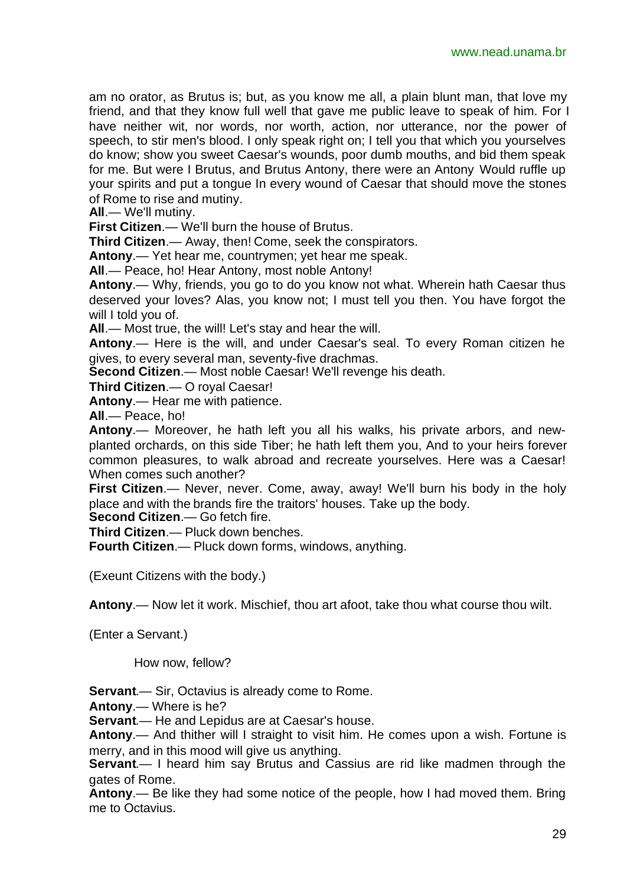am no orator, as Brutus is; but, as you know me all, a plain blunt man, that love my friend, and that they know full well that gave me public leave to speak of him. For I have neither wit, nor words, nor worth, action, nor utterance, nor the power of speech, to stir men's blood. I only speak right on; I tell you that which you yourselves do know; show you sweet Caesar's wounds, poor dumb mouths, and bid them speak for me. But were I Brutus, and Brutus Antony, there were an Antony Would ruffle up your spirits and put a tongue In every wound of Caesar that should move the stones of Rome to rise and mutiny.

**All**.— We'll mutiny.

**First Citizen**.— We'll burn the house of Brutus.

**Third Citizen**.— Away, then! Come, seek the conspirators.

**Antony**.— Yet hear me, countrymen; yet hear me speak.

**All**.— Peace, ho! Hear Antony, most noble Antony!

**Antony**.— Why, friends, you go to do you know not what. Wherein hath Caesar thus deserved your loves? Alas, you know not; I must tell you then. You have forgot the will I told you of.

**All**.— Most true, the will! Let's stay and hear the will.

**Antony**.— Here is the will, and under Caesar's seal. To every Roman citizen he gives, to every several man, seventy-five drachmas.

**Second Citizen**.— Most noble Caesar! We'll revenge his death.

**Third Citizen**.— O royal Caesar!

**Antony**.— Hear me with patience.

**All**.— Peace, ho!

**Antony**.— Moreover, he hath left you all his walks, his private arbors, and new-planted orchards, on this side Tiber; he hath left them you, And to your heirs forever common pleasures, to walk abroad and recreate yourselves. Here was a Caesar! When comes such another?

**First Citizen**.— Never, never. Come, away, away! We'll burn his body in the holy place and with the brands fire the traitors' houses. Take up the body.

**Second Citizen**.— Go fetch fire.

**Third Citizen**.— Pluck down benches.

**Fourth Citizen**.— Pluck down forms, windows, anything.

(Exeunt Citizens with the body.)

**Antony**.— Now let it work. Mischief, thou art afoot, take thou what course thou wilt.

(Enter a Servant.)

How now, fellow?

**Servant**.— Sir, Octavius is already come to Rome.

**Antony**.— Where is he?

**Servant**.— He and Lepidus are at Caesar's house.

**Antony**.— And thither will I straight to visit him. He comes upon a wish. Fortune is merry, and in this mood will give us anything.

**Servant**.— I heard him say Brutus and Cassius are rid like madmen through the gates of Rome.

**Antony**.— Be like they had some notice of the people, how I had moved them. Bring me to Octavius.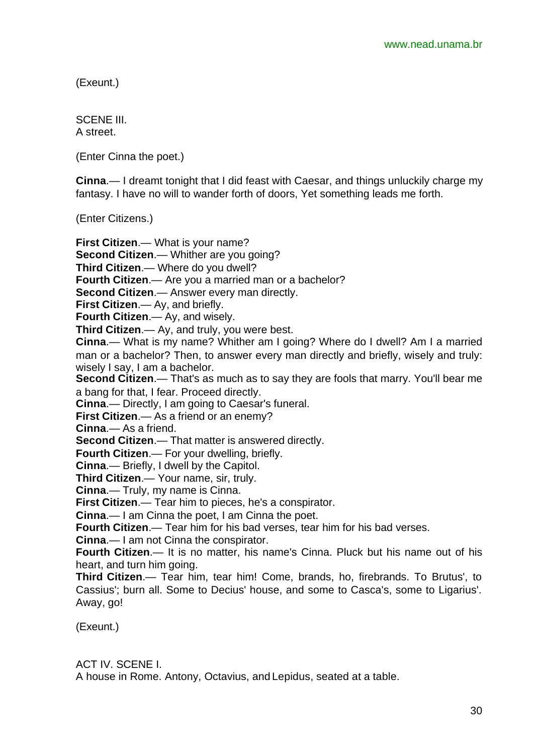(Exeunt.)

SCENE III.
A street.

(Enter Cinna the poet.)

**Cinna**.— I dreamt tonight that I did feast with Caesar, and things unluckily charge my fantasy. I have no will to wander forth of doors, Yet something leads me forth.

(Enter Citizens.)

**First Citizen**.— What is your name?
**Second Citizen**.— Whither are you going?
**Third Citizen**.— Where do you dwell?
**Fourth Citizen**.— Are you a married man or a bachelor?
**Second Citizen**.— Answer every man directly.
**First Citizen**.— Ay, and briefly.
**Fourth Citizen**.— Ay, and wisely.
**Third Citizen**.— Ay, and truly, you were best.
**Cinna**.— What is my name? Whither am I going? Where do I dwell? Am I a married man or a bachelor? Then, to answer every man directly and briefly, wisely and truly: wisely I say, I am a bachelor.
**Second Citizen**.— That's as much as to say they are fools that marry. You'll bear me a bang for that, I fear. Proceed directly.
**Cinna**.— Directly, I am going to Caesar's funeral.
**First Citizen**.— As a friend or an enemy?
**Cinna**.— As a friend.
**Second Citizen**.— That matter is answered directly.
**Fourth Citizen**.— For your dwelling, briefly.
**Cinna**.— Briefly, I dwell by the Capitol.
**Third Citizen**.— Your name, sir, truly.
**Cinna**.— Truly, my name is Cinna.
**First Citizen**.— Tear him to pieces, he's a conspirator.
**Cinna**.— I am Cinna the poet, I am Cinna the poet.
**Fourth Citizen**.— Tear him for his bad verses, tear him for his bad verses.
**Cinna**.— I am not Cinna the conspirator.
**Fourth Citizen**.— It is no matter, his name's Cinna. Pluck but his name out of his heart, and turn him going.
**Third Citizen**.— Tear him, tear him! Come, brands, ho, firebrands. To Brutus', to Cassius'; burn all. Some to Decius' house, and some to Casca's, some to Ligarius'. Away, go!

(Exeunt.)

ACT IV. SCENE I.
A house in Rome. Antony, Octavius, and Lepidus, seated at a table.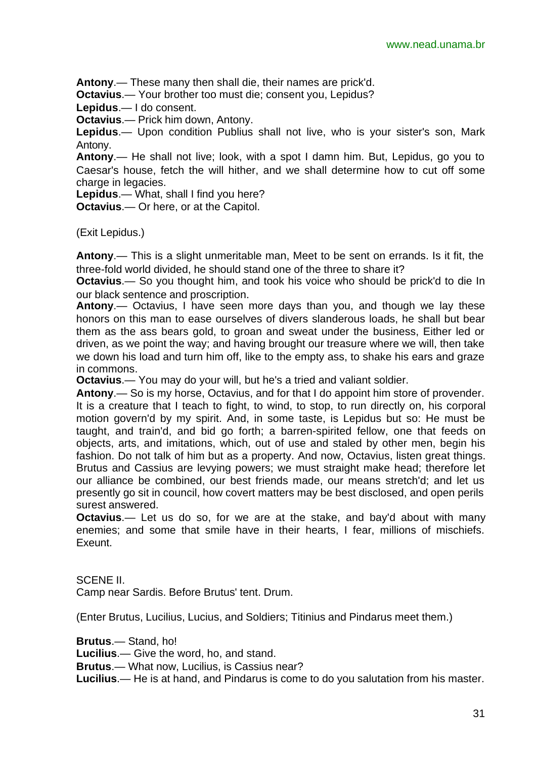**Antony**.— These many then shall die, their names are prick'd.

**Octavius**.— Your brother too must die; consent you, Lepidus?

**Lepidus**.— I do consent.

**Octavius**.— Prick him down, Antony.

**Lepidus**.— Upon condition Publius shall not live, who is your sister's son, Mark Antony.

**Antony**.— He shall not live; look, with a spot I damn him. But, Lepidus, go you to Caesar's house, fetch the will hither, and we shall determine how to cut off some charge in legacies.

**Lepidus**.— What, shall I find you here?

**Octavius**.— Or here, or at the Capitol.

(Exit Lepidus.)

**Antony**.— This is a slight unmeritable man, Meet to be sent on errands. Is it fit, the three-fold world divided, he should stand one of the three to share it?

**Octavius**.— So you thought him, and took his voice who should be prick'd to die In our black sentence and proscription.

**Antony**.— Octavius, I have seen more days than you, and though we lay these honors on this man to ease ourselves of divers slanderous loads, he shall but bear them as the ass bears gold, to groan and sweat under the business, Either led or driven, as we point the way; and having brought our treasure where we will, then take we down his load and turn him off, like to the empty ass, to shake his ears and graze in commons.

**Octavius**.— You may do your will, but he's a tried and valiant soldier.

**Antony**.— So is my horse, Octavius, and for that I do appoint him store of provender. It is a creature that I teach to fight, to wind, to stop, to run directly on, his corporal motion govern'd by my spirit. And, in some taste, is Lepidus but so: He must be taught, and train'd, and bid go forth; a barren-spirited fellow, one that feeds on objects, arts, and imitations, which, out of use and staled by other men, begin his fashion. Do not talk of him but as a property. And now, Octavius, listen great things. Brutus and Cassius are levying powers; we must straight make head; therefore let our alliance be combined, our best friends made, our means stretch'd; and let us presently go sit in council, how covert matters may be best disclosed, and open perils surest answered.

**Octavius**.— Let us do so, for we are at the stake, and bay'd about with many enemies; and some that smile have in their hearts, I fear, millions of mischiefs. Exeunt.

SCENE II.

Camp near Sardis. Before Brutus' tent. Drum.

(Enter Brutus, Lucilius, Lucius, and Soldiers; Titinius and Pindarus meet them.)

**Brutus**.— Stand, ho!

**Lucilius**.— Give the word, ho, and stand.

**Brutus**.— What now, Lucilius, is Cassius near?

**Lucilius**.— He is at hand, and Pindarus is come to do you salutation from his master.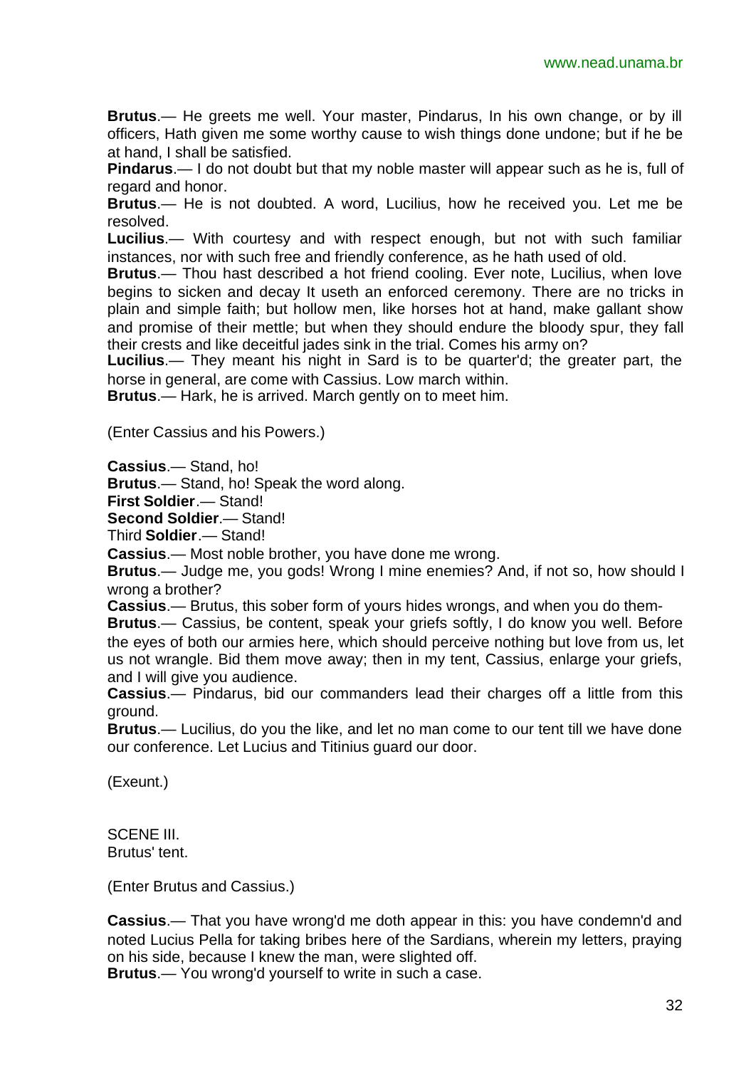**Brutus**.— He greets me well. Your master, Pindarus, In his own change, or by ill officers, Hath given me some worthy cause to wish things done undone; but if he be at hand, I shall be satisfied.

**Pindarus**.— I do not doubt but that my noble master will appear such as he is, full of regard and honor.

**Brutus**.— He is not doubted. A word, Lucilius, how he received you. Let me be resolved.

**Lucilius**.— With courtesy and with respect enough, but not with such familiar instances, nor with such free and friendly conference, as he hath used of old.

**Brutus**.— Thou hast described a hot friend cooling. Ever note, Lucilius, when love begins to sicken and decay It useth an enforced ceremony. There are no tricks in plain and simple faith; but hollow men, like horses hot at hand, make gallant show and promise of their mettle; but when they should endure the bloody spur, they fall their crests and like deceitful jades sink in the trial. Comes his army on?

**Lucilius**.— They meant his night in Sard is to be quarter'd; the greater part, the horse in general, are come with Cassius. Low march within.

**Brutus**.— Hark, he is arrived. March gently on to meet him.

(Enter Cassius and his Powers.)

**Cassius**.— Stand, ho!

**Brutus**.— Stand, ho! Speak the word along.

**First Soldier**.— Stand!

**Second Soldier**.— Stand!

Third **Soldier**.— Stand!

**Cassius**.— Most noble brother, you have done me wrong.

**Brutus**.— Judge me, you gods! Wrong I mine enemies? And, if not so, how should I wrong a brother?

**Cassius**.— Brutus, this sober form of yours hides wrongs, and when you do them-

**Brutus**.— Cassius, be content, speak your griefs softly, I do know you well. Before the eyes of both our armies here, which should perceive nothing but love from us, let us not wrangle. Bid them move away; then in my tent, Cassius, enlarge your griefs, and I will give you audience.

**Cassius**.— Pindarus, bid our commanders lead their charges off a little from this ground.

**Brutus**.— Lucilius, do you the like, and let no man come to our tent till we have done our conference. Let Lucius and Titinius guard our door.

(Exeunt.)

SCENE III.
Brutus' tent.

(Enter Brutus and Cassius.)

**Cassius**.— That you have wrong'd me doth appear in this: you have condemn'd and noted Lucius Pella for taking bribes here of the Sardians, wherein my letters, praying on his side, because I knew the man, were slighted off.

**Brutus**.— You wrong'd yourself to write in such a case.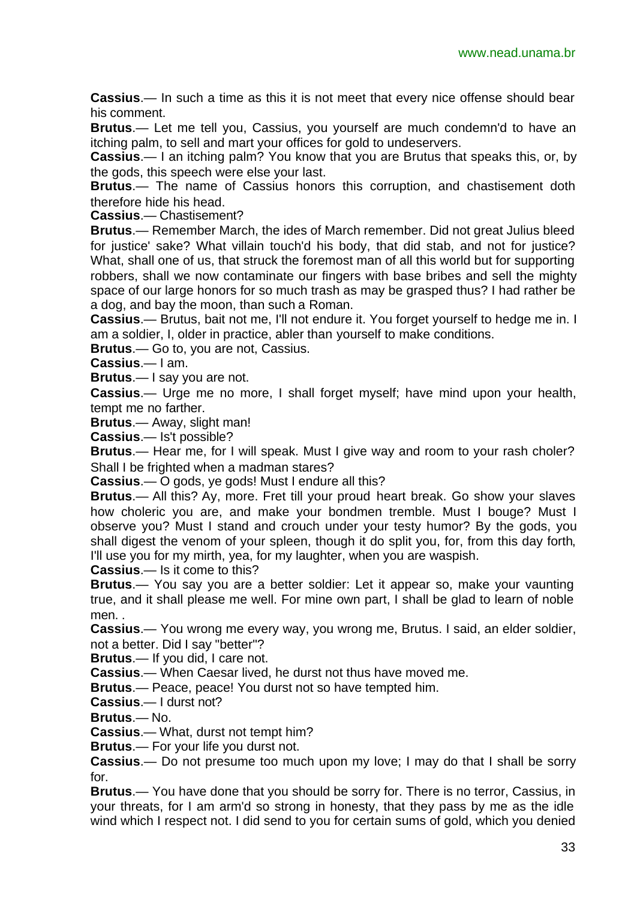**Cassius**.— In such a time as this it is not meet that every nice offense should bear his comment.

**Brutus**.— Let me tell you, Cassius, you yourself are much condemn'd to have an itching palm, to sell and mart your offices for gold to undeservers.

**Cassius**.— I an itching palm? You know that you are Brutus that speaks this, or, by the gods, this speech were else your last.

**Brutus**.— The name of Cassius honors this corruption, and chastisement doth therefore hide his head.

**Cassius**.— Chastisement?

**Brutus**.— Remember March, the ides of March remember. Did not great Julius bleed for justice' sake? What villain touch'd his body, that did stab, and not for justice? What, shall one of us, that struck the foremost man of all this world but for supporting robbers, shall we now contaminate our fingers with base bribes and sell the mighty space of our large honors for so much trash as may be grasped thus? I had rather be a dog, and bay the moon, than such a Roman.

**Cassius**.— Brutus, bait not me, I'll not endure it. You forget yourself to hedge me in. I am a soldier, I, older in practice, abler than yourself to make conditions.

**Brutus**.— Go to, you are not, Cassius.

**Cassius**.— I am.

**Brutus**.— I say you are not.

**Cassius**.— Urge me no more, I shall forget myself; have mind upon your health, tempt me no farther.

**Brutus**.— Away, slight man!

**Cassius**.— Is't possible?

**Brutus**.— Hear me, for I will speak. Must I give way and room to your rash choler? Shall I be frighted when a madman stares?

**Cassius**.— O gods, ye gods! Must I endure all this?

**Brutus**.— All this? Ay, more. Fret till your proud heart break. Go show your slaves how choleric you are, and make your bondmen tremble. Must I bouge? Must I observe you? Must I stand and crouch under your testy humor? By the gods, you shall digest the venom of your spleen, though it do split you, for, from this day forth, I'll use you for my mirth, yea, for my laughter, when you are waspish.

**Cassius**.— Is it come to this?

**Brutus**.— You say you are a better soldier: Let it appear so, make your vaunting true, and it shall please me well. For mine own part, I shall be glad to learn of noble men. .

**Cassius**.— You wrong me every way, you wrong me, Brutus. I said, an elder soldier, not a better. Did I say "better"?

**Brutus**.— If you did, I care not.

**Cassius**.— When Caesar lived, he durst not thus have moved me.

**Brutus**.— Peace, peace! You durst not so have tempted him.

**Cassius**.— I durst not?

**Brutus**.— No.

**Cassius**.— What, durst not tempt him?

**Brutus**.— For your life you durst not.

**Cassius**.— Do not presume too much upon my love; I may do that I shall be sorry for.

**Brutus**.— You have done that you should be sorry for. There is no terror, Cassius, in your threats, for I am arm'd so strong in honesty, that they pass by me as the idle wind which I respect not. I did send to you for certain sums of gold, which you denied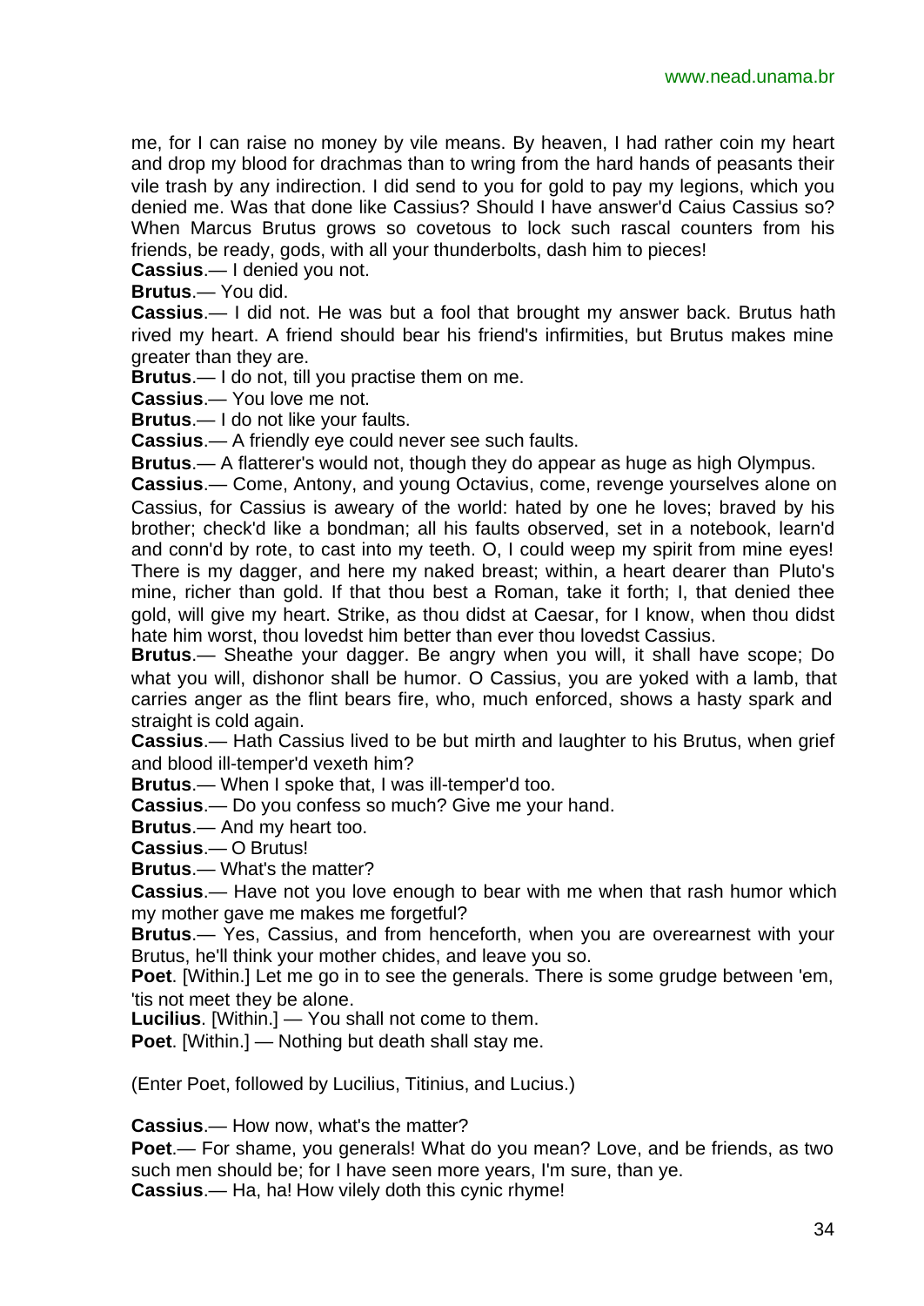me, for I can raise no money by vile means. By heaven, I had rather coin my heart and drop my blood for drachmas than to wring from the hard hands of peasants their vile trash by any indirection. I did send to you for gold to pay my legions, which you denied me. Was that done like Cassius? Should I have answer'd Caius Cassius so? When Marcus Brutus grows so covetous to lock such rascal counters from his friends, be ready, gods, with all your thunderbolts, dash him to pieces!

**Cassius**.— I denied you not.

**Brutus**.— You did.

**Cassius**.— I did not. He was but a fool that brought my answer back. Brutus hath rived my heart. A friend should bear his friend's infirmities, but Brutus makes mine greater than they are.

**Brutus**.— I do not, till you practise them on me.

**Cassius**.— You love me not.

**Brutus**.— I do not like your faults.

**Cassius**.— A friendly eye could never see such faults.

**Brutus**.— A flatterer's would not, though they do appear as huge as high Olympus.

**Cassius**.— Come, Antony, and young Octavius, come, revenge yourselves alone on Cassius, for Cassius is aweary of the world: hated by one he loves; braved by his brother; check'd like a bondman; all his faults observed, set in a notebook, learn'd and conn'd by rote, to cast into my teeth. O, I could weep my spirit from mine eyes! There is my dagger, and here my naked breast; within, a heart dearer than Pluto's mine, richer than gold. If that thou best a Roman, take it forth; I, that denied thee gold, will give my heart. Strike, as thou didst at Caesar, for I know, when thou didst hate him worst, thou lovedst him better than ever thou lovedst Cassius.

**Brutus**.— Sheathe your dagger. Be angry when you will, it shall have scope; Do what you will, dishonor shall be humor. O Cassius, you are yoked with a lamb, that carries anger as the flint bears fire, who, much enforced, shows a hasty spark and straight is cold again.

**Cassius**.— Hath Cassius lived to be but mirth and laughter to his Brutus, when grief and blood ill-temper'd vexeth him?

**Brutus**.— When I spoke that, I was ill-temper'd too.

**Cassius**.— Do you confess so much? Give me your hand.

**Brutus**.— And my heart too.

**Cassius**.— O Brutus!

**Brutus**.— What's the matter?

**Cassius**.— Have not you love enough to bear with me when that rash humor which my mother gave me makes me forgetful?

**Brutus**.— Yes, Cassius, and from henceforth, when you are overearnest with your Brutus, he'll think your mother chides, and leave you so.

**Poet**. [Within.] Let me go in to see the generals. There is some grudge between 'em, 'tis not meet they be alone.

**Lucilius**. [Within.] — You shall not come to them.

**Poet**. [Within.] — Nothing but death shall stay me.

(Enter Poet, followed by Lucilius, Titinius, and Lucius.)

**Cassius**.— How now, what's the matter?

**Poet**.— For shame, you generals! What do you mean? Love, and be friends, as two such men should be; for I have seen more years, I'm sure, than ye.

**Cassius**.— Ha, ha! How vilely doth this cynic rhyme!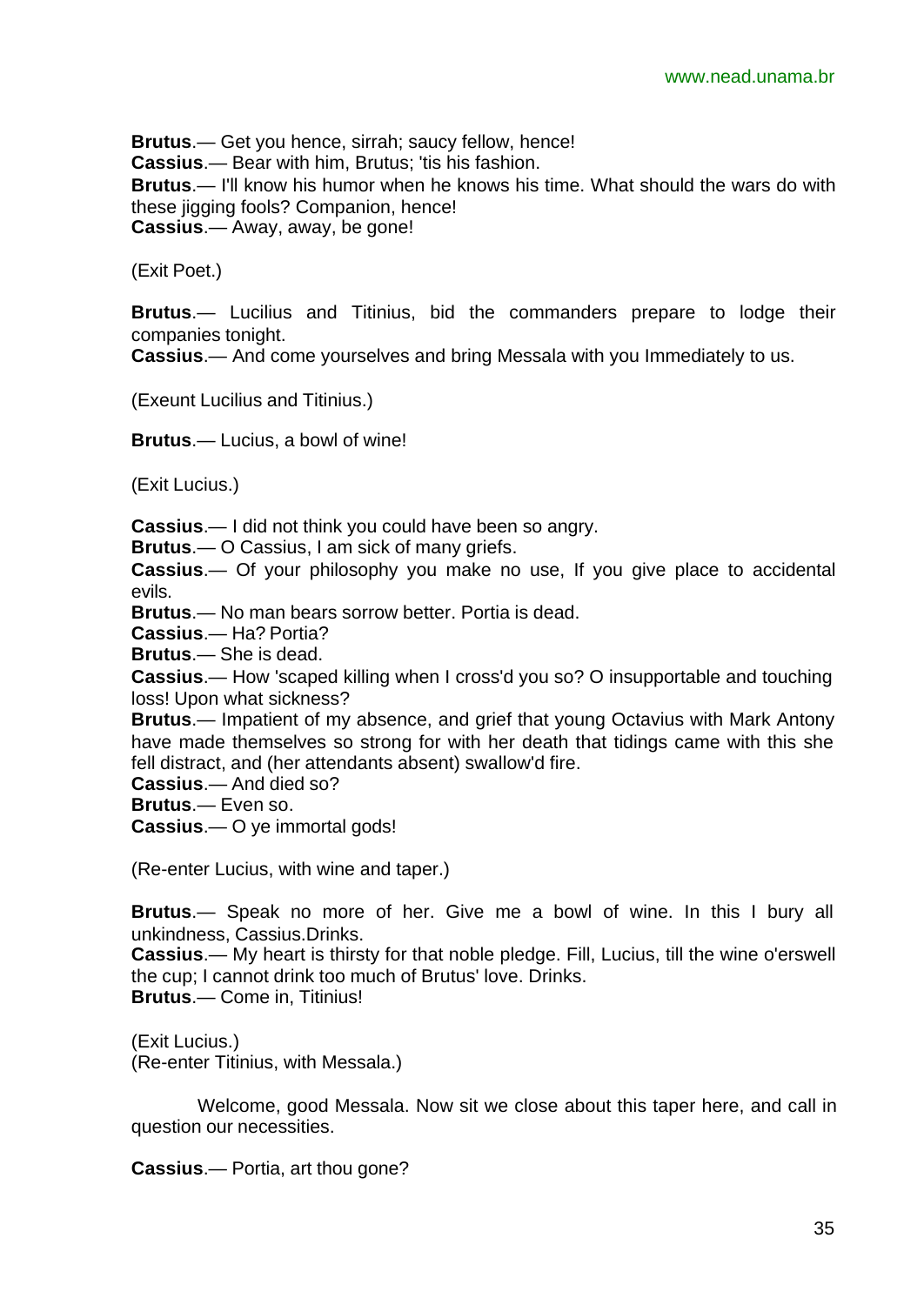**Brutus**.— Get you hence, sirrah; saucy fellow, hence!
**Cassius**.— Bear with him, Brutus; 'tis his fashion.
**Brutus**.— I'll know his humor when he knows his time. What should the wars do with these jigging fools? Companion, hence!
**Cassius**.— Away, away, be gone!

(Exit Poet.)

**Brutus**.— Lucilius and Titinius, bid the commanders prepare to lodge their companies tonight.
**Cassius**.— And come yourselves and bring Messala with you Immediately to us.

(Exeunt Lucilius and Titinius.)

**Brutus**.— Lucius, a bowl of wine!

(Exit Lucius.)

**Cassius**.— I did not think you could have been so angry.
**Brutus**.— O Cassius, I am sick of many griefs.
**Cassius**.— Of your philosophy you make no use, If you give place to accidental evils.
**Brutus**.— No man bears sorrow better. Portia is dead.
**Cassius**.— Ha? Portia?
**Brutus**.— She is dead.
**Cassius**.— How 'scaped killing when I cross'd you so? O insupportable and touching loss! Upon what sickness?
**Brutus**.— Impatient of my absence, and grief that young Octavius with Mark Antony have made themselves so strong for with her death that tidings came with this she fell distract, and (her attendants absent) swallow'd fire.
**Cassius**.— And died so?
**Brutus**.— Even so.
**Cassius**.— O ye immortal gods!

(Re-enter Lucius, with wine and taper.)

**Brutus**.— Speak no more of her. Give me a bowl of wine. In this I bury all unkindness, Cassius.Drinks.
**Cassius**.— My heart is thirsty for that noble pledge. Fill, Lucius, till the wine o'erswell the cup; I cannot drink too much of Brutus' love. Drinks.
**Brutus**.— Come in, Titinius!

(Exit Lucius.)
(Re-enter Titinius, with Messala.)

Welcome, good Messala. Now sit we close about this taper here, and call in question our necessities.

**Cassius**.— Portia, art thou gone?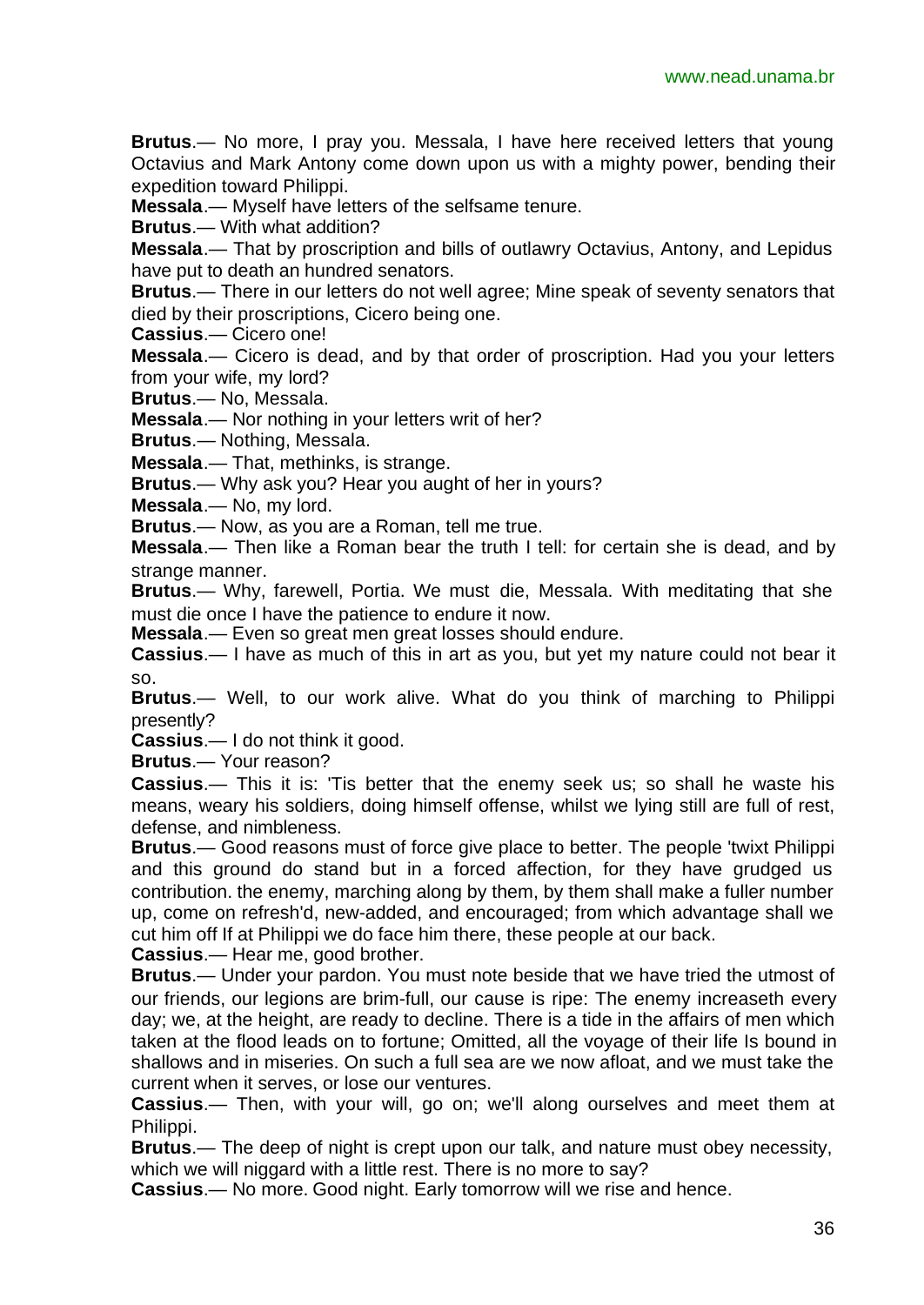**Brutus**.— No more, I pray you. Messala, I have here received letters that young Octavius and Mark Antony come down upon us with a mighty power, bending their expedition toward Philippi.

**Messala**.— Myself have letters of the selfsame tenure.

**Brutus**.— With what addition?

**Messala**.— That by proscription and bills of outlawry Octavius, Antony, and Lepidus have put to death an hundred senators.

**Brutus**.— There in our letters do not well agree; Mine speak of seventy senators that died by their proscriptions, Cicero being one.

**Cassius**.— Cicero one!

**Messala**.— Cicero is dead, and by that order of proscription. Had you your letters from your wife, my lord?

**Brutus**.— No, Messala.

**Messala**.— Nor nothing in your letters writ of her?

**Brutus**.— Nothing, Messala.

**Messala**.— That, methinks, is strange.

**Brutus**.— Why ask you? Hear you aught of her in yours?

**Messala**.— No, my lord.

**Brutus**.— Now, as you are a Roman, tell me true.

**Messala**.— Then like a Roman bear the truth I tell: for certain she is dead, and by strange manner.

**Brutus**.— Why, farewell, Portia. We must die, Messala. With meditating that she must die once I have the patience to endure it now.

**Messala**.— Even so great men great losses should endure.

**Cassius**.— I have as much of this in art as you, but yet my nature could not bear it so.

**Brutus**.— Well, to our work alive. What do you think of marching to Philippi presently?

**Cassius**.— I do not think it good.

**Brutus**.— Your reason?

**Cassius**.— This it is: 'Tis better that the enemy seek us; so shall he waste his means, weary his soldiers, doing himself offense, whilst we lying still are full of rest, defense, and nimbleness.

**Brutus**.— Good reasons must of force give place to better. The people 'twixt Philippi and this ground do stand but in a forced affection, for they have grudged us contribution. the enemy, marching along by them, by them shall make a fuller number up, come on refresh'd, new-added, and encouraged; from which advantage shall we cut him off If at Philippi we do face him there, these people at our back.

**Cassius**.— Hear me, good brother.

**Brutus**.— Under your pardon. You must note beside that we have tried the utmost of our friends, our legions are brim-full, our cause is ripe: The enemy increaseth every day; we, at the height, are ready to decline. There is a tide in the affairs of men which taken at the flood leads on to fortune; Omitted, all the voyage of their life Is bound in shallows and in miseries. On such a full sea are we now afloat, and we must take the current when it serves, or lose our ventures.

**Cassius**.— Then, with your will, go on; we'll along ourselves and meet them at Philippi.

**Brutus**.— The deep of night is crept upon our talk, and nature must obey necessity, which we will niggard with a little rest. There is no more to say?

**Cassius**.— No more. Good night. Early tomorrow will we rise and hence.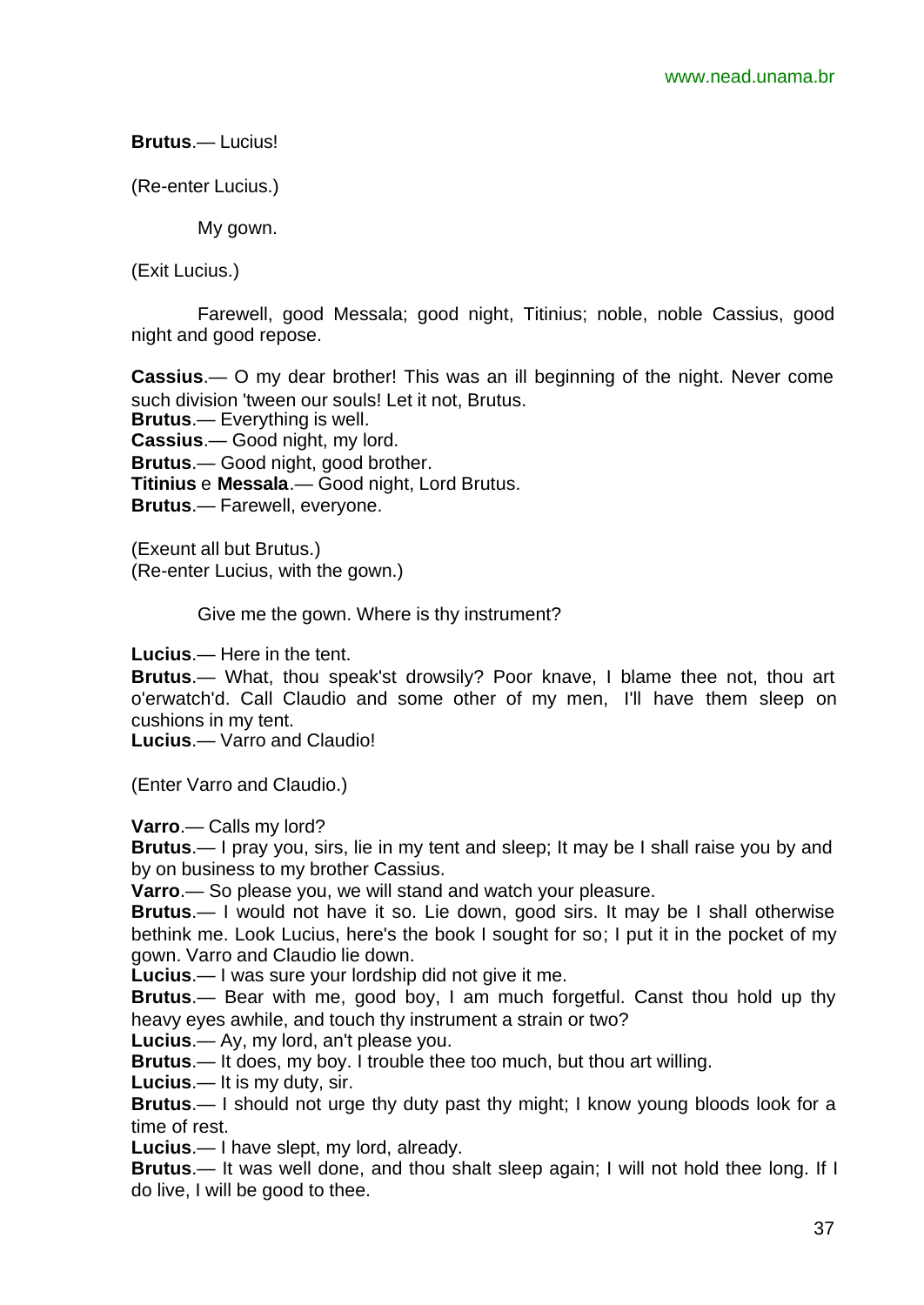**Brutus**.— Lucius!

(Re-enter Lucius.)

My gown.

(Exit Lucius.)

Farewell, good Messala; good night, Titinius; noble, noble Cassius, good night and good repose.

**Cassius**.— O my dear brother! This was an ill beginning of the night. Never come such division 'tween our souls! Let it not, Brutus.
**Brutus**.— Everything is well.
**Cassius**.— Good night, my lord.
**Brutus**.— Good night, good brother.
**Titinius** e **Messala**.— Good night, Lord Brutus.
**Brutus**.— Farewell, everyone.

(Exeunt all but Brutus.)
(Re-enter Lucius, with the gown.)

Give me the gown. Where is thy instrument?

**Lucius**.— Here in the tent.
**Brutus**.— What, thou speak'st drowsily? Poor knave, I blame thee not, thou art o'erwatch'd. Call Claudio and some other of my men, I'll have them sleep on cushions in my tent.
**Lucius**.— Varro and Claudio!

(Enter Varro and Claudio.)

**Varro**.— Calls my lord?
**Brutus**.— I pray you, sirs, lie in my tent and sleep; It may be I shall raise you by and by on business to my brother Cassius.
**Varro**.— So please you, we will stand and watch your pleasure.
**Brutus**.— I would not have it so. Lie down, good sirs. It may be I shall otherwise bethink me. Look Lucius, here's the book I sought for so; I put it in the pocket of my gown. Varro and Claudio lie down.
**Lucius**.— I was sure your lordship did not give it me.
**Brutus**.— Bear with me, good boy, I am much forgetful. Canst thou hold up thy heavy eyes awhile, and touch thy instrument a strain or two?
**Lucius**.— Ay, my lord, an't please you.
**Brutus**.— It does, my boy. I trouble thee too much, but thou art willing.
**Lucius**.— It is my duty, sir.
**Brutus**.— I should not urge thy duty past thy might; I know young bloods look for a time of rest.
**Lucius**.— I have slept, my lord, already.
**Brutus**.— It was well done, and thou shalt sleep again; I will not hold thee long. If I do live, I will be good to thee.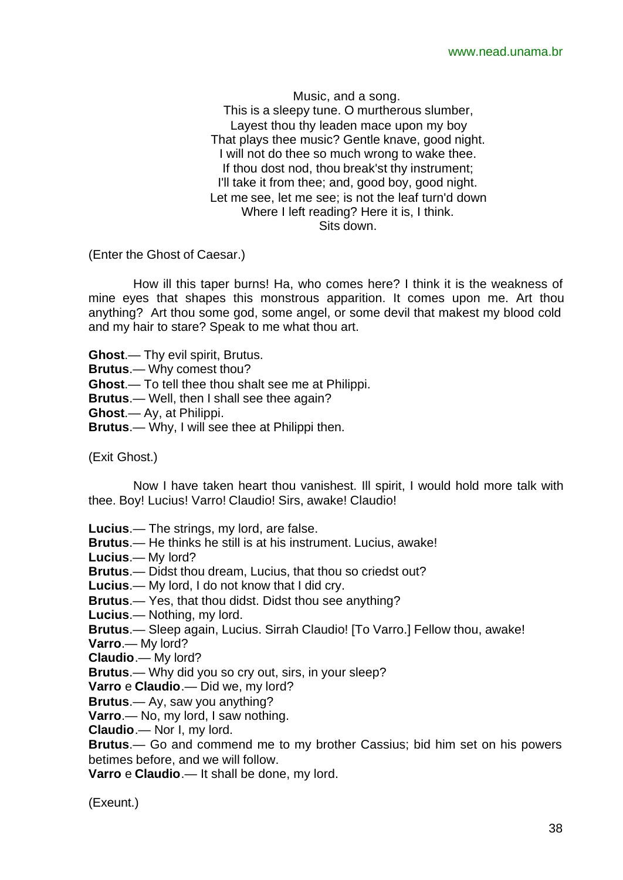Music, and a song.
This is a sleepy tune. O murtherous slumber,
Layest thou thy leaden mace upon my boy
That plays thee music? Gentle knave, good night.
I will not do thee so much wrong to wake thee.
If thou dost nod, thou break'st thy instrument;
I'll take it from thee; and, good boy, good night.
Let me see, let me see; is not the leaf turn'd down
Where I left reading? Here it is, I think.
Sits down.

(Enter the Ghost of Caesar.)

How ill this taper burns! Ha, who comes here? I think it is the weakness of mine eyes that shapes this monstrous apparition. It comes upon me. Art thou anything? Art thou some god, some angel, or some devil that makest my blood cold and my hair to stare? Speak to me what thou art.

**Ghost**.— Thy evil spirit, Brutus.
**Brutus**.— Why comest thou?
**Ghost**.— To tell thee thou shalt see me at Philippi.
**Brutus**.— Well, then I shall see thee again?
**Ghost**.— Ay, at Philippi.
**Brutus**.— Why, I will see thee at Philippi then.

(Exit Ghost.)

Now I have taken heart thou vanishest. Ill spirit, I would hold more talk with thee. Boy! Lucius! Varro! Claudio! Sirs, awake! Claudio!

**Lucius**.— The strings, my lord, are false.
**Brutus**.— He thinks he still is at his instrument. Lucius, awake!
**Lucius**.— My lord?
**Brutus**.— Didst thou dream, Lucius, that thou so criedst out?
**Lucius**.— My lord, I do not know that I did cry.
**Brutus**.— Yes, that thou didst. Didst thou see anything?
**Lucius**.— Nothing, my lord.
**Brutus**.— Sleep again, Lucius. Sirrah Claudio! [To Varro.] Fellow thou, awake!
**Varro**.— My lord?
**Claudio**.— My lord?
**Brutus**.— Why did you so cry out, sirs, in your sleep?
**Varro** e **Claudio**.— Did we, my lord?
**Brutus**.— Ay, saw you anything?
**Varro**.— No, my lord, I saw nothing.
**Claudio**.— Nor I, my lord.
**Brutus**.— Go and commend me to my brother Cassius; bid him set on his powers betimes before, and we will follow.
**Varro** e **Claudio**.— It shall be done, my lord.

(Exeunt.)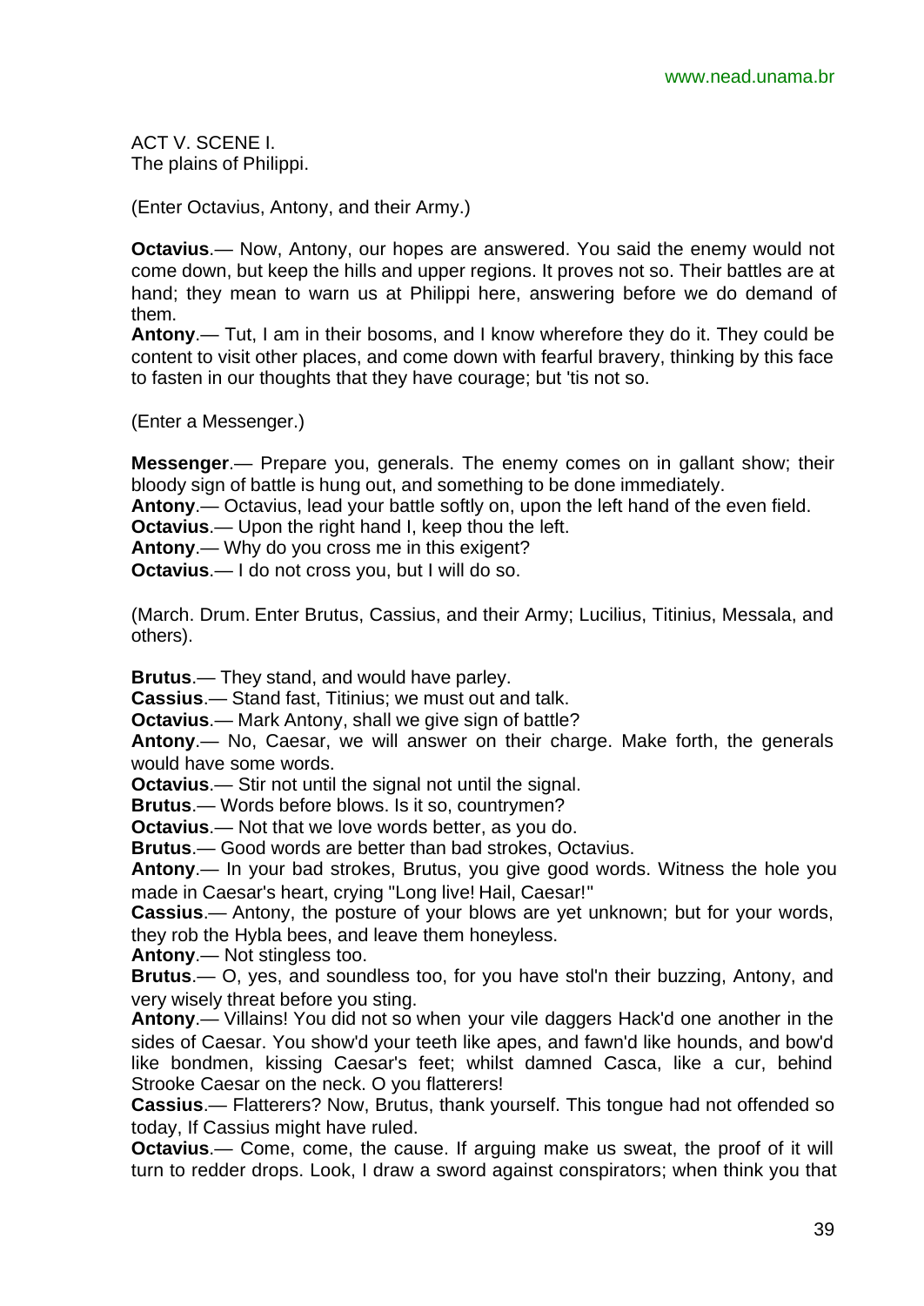ACT V. SCENE I.
The plains of Philippi.

(Enter Octavius, Antony, and their Army.)

**Octavius**.— Now, Antony, our hopes are answered. You said the enemy would not come down, but keep the hills and upper regions. It proves not so. Their battles are at hand; they mean to warn us at Philippi here, answering before we do demand of them.
**Antony**.— Tut, I am in their bosoms, and I know wherefore they do it. They could be content to visit other places, and come down with fearful bravery, thinking by this face to fasten in our thoughts that they have courage; but 'tis not so.

(Enter a Messenger.)

**Messenger**.— Prepare you, generals. The enemy comes on in gallant show; their bloody sign of battle is hung out, and something to be done immediately.
**Antony**.— Octavius, lead your battle softly on, upon the left hand of the even field.
**Octavius**.— Upon the right hand I, keep thou the left.
**Antony**.— Why do you cross me in this exigent?
**Octavius**.— I do not cross you, but I will do so.

(March. Drum. Enter Brutus, Cassius, and their Army; Lucilius, Titinius, Messala, and others).

**Brutus**.— They stand, and would have parley.
**Cassius**.— Stand fast, Titinius; we must out and talk.
**Octavius**.— Mark Antony, shall we give sign of battle?
**Antony**.— No, Caesar, we will answer on their charge. Make forth, the generals would have some words.
**Octavius**.— Stir not until the signal not until the signal.
**Brutus**.— Words before blows. Is it so, countrymen?
**Octavius**.— Not that we love words better, as you do.
**Brutus**.— Good words are better than bad strokes, Octavius.
**Antony**.— In your bad strokes, Brutus, you give good words. Witness the hole you made in Caesar's heart, crying "Long live! Hail, Caesar!"
**Cassius**.— Antony, the posture of your blows are yet unknown; but for your words, they rob the Hybla bees, and leave them honeyless.
**Antony**.— Not stingless too.
**Brutus**.— O, yes, and soundless too, for you have stol'n their buzzing, Antony, and very wisely threat before you sting.
**Antony**.— Villains! You did not so when your vile daggers Hack'd one another in the sides of Caesar. You show'd your teeth like apes, and fawn'd like hounds, and bow'd like bondmen, kissing Caesar's feet; whilst damned Casca, like a cur, behind Strooke Caesar on the neck. O you flatterers!
**Cassius**.— Flatterers? Now, Brutus, thank yourself. This tongue had not offended so today, If Cassius might have ruled.
**Octavius**.— Come, come, the cause. If arguing make us sweat, the proof of it will turn to redder drops. Look, I draw a sword against conspirators; when think you that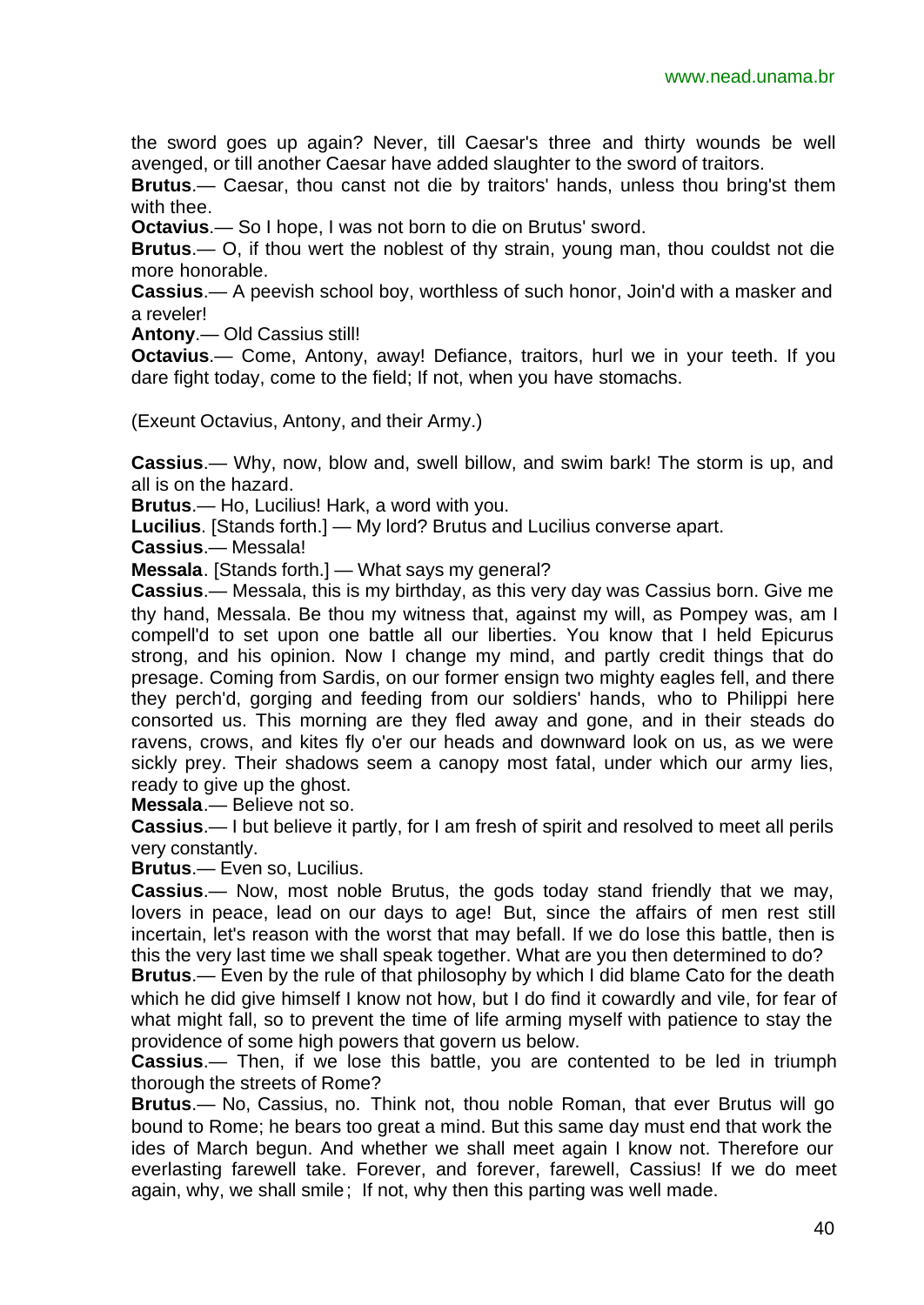the sword goes up again? Never, till Caesar's three and thirty wounds be well avenged, or till another Caesar have added slaughter to the sword of traitors.

**Brutus**.— Caesar, thou canst not die by traitors' hands, unless thou bring'st them with thee.

**Octavius**.— So I hope, I was not born to die on Brutus' sword.

**Brutus**.— O, if thou wert the noblest of thy strain, young man, thou couldst not die more honorable.

**Cassius**.— A peevish school boy, worthless of such honor, Join'd with a masker and a reveler!

**Antony**.— Old Cassius still!

**Octavius**.— Come, Antony, away! Defiance, traitors, hurl we in your teeth. If you dare fight today, come to the field; If not, when you have stomachs.

(Exeunt Octavius, Antony, and their Army.)

**Cassius**.— Why, now, blow and, swell billow, and swim bark! The storm is up, and all is on the hazard.

**Brutus**.— Ho, Lucilius! Hark, a word with you.

**Lucilius**. [Stands forth.] — My lord? Brutus and Lucilius converse apart.

**Cassius**.— Messala!

**Messala**. [Stands forth.] — What says my general?

**Cassius**.— Messala, this is my birthday, as this very day was Cassius born. Give me thy hand, Messala. Be thou my witness that, against my will, as Pompey was, am I compell'd to set upon one battle all our liberties. You know that I held Epicurus strong, and his opinion. Now I change my mind, and partly credit things that do presage. Coming from Sardis, on our former ensign two mighty eagles fell, and there they perch'd, gorging and feeding from our soldiers' hands, who to Philippi here consorted us. This morning are they fled away and gone, and in their steads do ravens, crows, and kites fly o'er our heads and downward look on us, as we were sickly prey. Their shadows seem a canopy most fatal, under which our army lies, ready to give up the ghost.

**Messala**.— Believe not so.

**Cassius**.— I but believe it partly, for I am fresh of spirit and resolved to meet all perils very constantly.

**Brutus**.— Even so, Lucilius.

**Cassius**.— Now, most noble Brutus, the gods today stand friendly that we may, lovers in peace, lead on our days to age! But, since the affairs of men rest still incertain, let's reason with the worst that may befall. If we do lose this battle, then is this the very last time we shall speak together. What are you then determined to do?

**Brutus**.— Even by the rule of that philosophy by which I did blame Cato for the death which he did give himself I know not how, but I do find it cowardly and vile, for fear of what might fall, so to prevent the time of life arming myself with patience to stay the providence of some high powers that govern us below.

**Cassius**.— Then, if we lose this battle, you are contented to be led in triumph thorough the streets of Rome?

**Brutus**.— No, Cassius, no. Think not, thou noble Roman, that ever Brutus will go bound to Rome; he bears too great a mind. But this same day must end that work the ides of March begun. And whether we shall meet again I know not. Therefore our everlasting farewell take. Forever, and forever, farewell, Cassius! If we do meet again, why, we shall smile; If not, why then this parting was well made.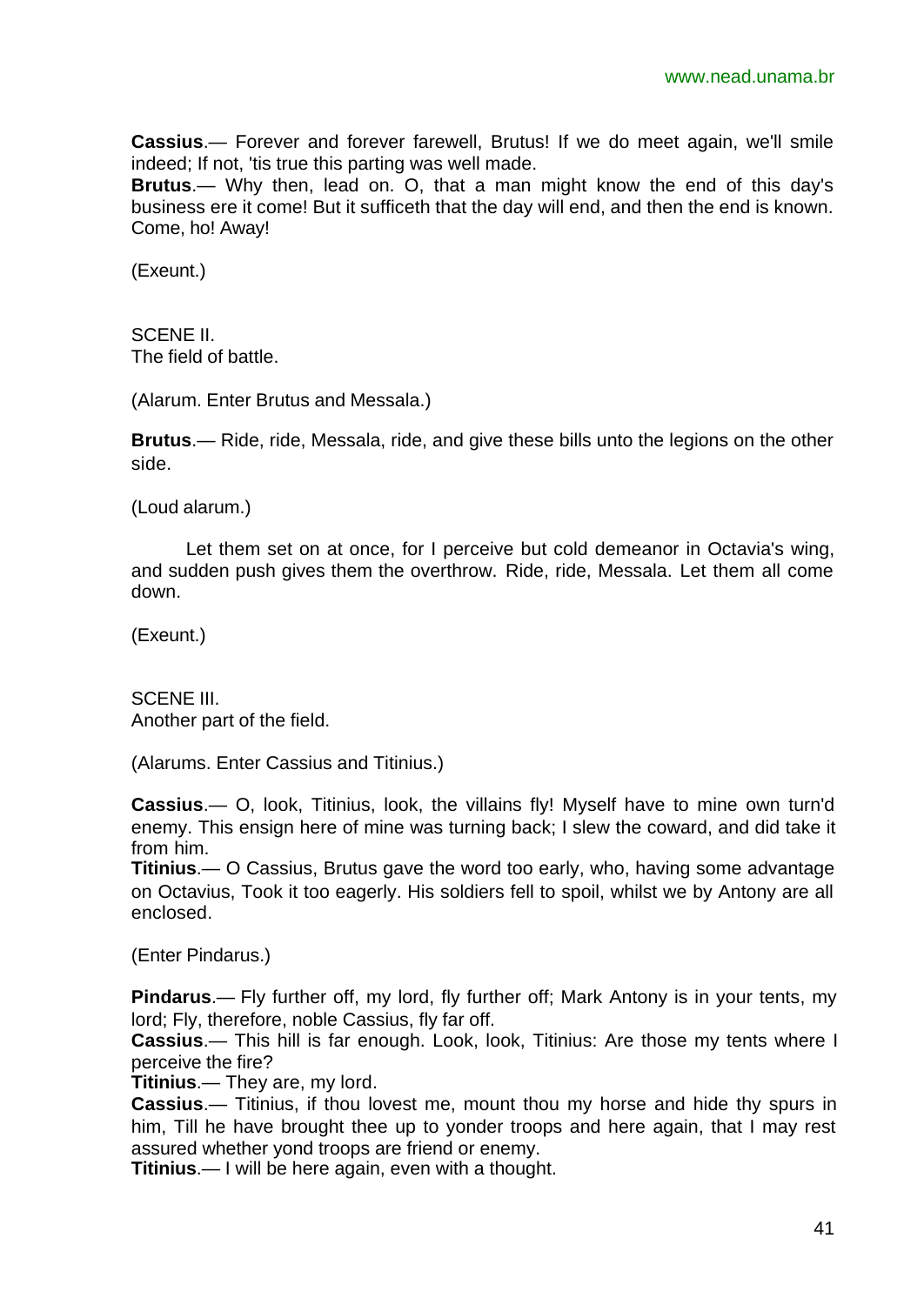**Cassius**.— Forever and forever farewell, Brutus! If we do meet again, we'll smile indeed; If not, 'tis true this parting was well made.
**Brutus**.— Why then, lead on. O, that a man might know the end of this day's business ere it come! But it sufficeth that the day will end, and then the end is known. Come, ho! Away!

(Exeunt.)

SCENE II.
The field of battle.

(Alarum. Enter Brutus and Messala.)

**Brutus**.— Ride, ride, Messala, ride, and give these bills unto the legions on the other side.

(Loud alarum.)

Let them set on at once, for I perceive but cold demeanor in Octavia's wing, and sudden push gives them the overthrow. Ride, ride, Messala. Let them all come down.

(Exeunt.)

SCENE III.
Another part of the field.

(Alarums. Enter Cassius and Titinius.)

**Cassius**.— O, look, Titinius, look, the villains fly! Myself have to mine own turn'd enemy. This ensign here of mine was turning back; I slew the coward, and did take it from him.
**Titinius**.— O Cassius, Brutus gave the word too early, who, having some advantage on Octavius, Took it too eagerly. His soldiers fell to spoil, whilst we by Antony are all enclosed.

(Enter Pindarus.)

**Pindarus**.— Fly further off, my lord, fly further off; Mark Antony is in your tents, my lord; Fly, therefore, noble Cassius, fly far off.
**Cassius**.— This hill is far enough. Look, look, Titinius: Are those my tents where I perceive the fire?
**Titinius**.— They are, my lord.
**Cassius**.— Titinius, if thou lovest me, mount thou my horse and hide thy spurs in him, Till he have brought thee up to yonder troops and here again, that I may rest assured whether yond troops are friend or enemy.
**Titinius**.— I will be here again, even with a thought.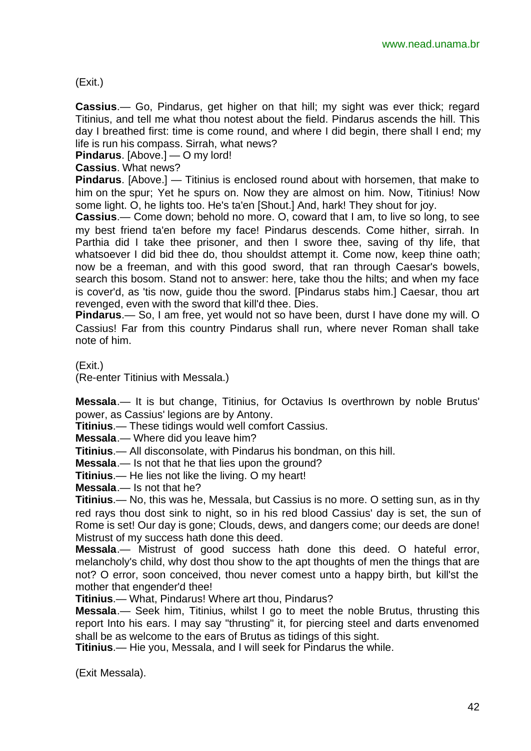(Exit.)

**Cassius**.— Go, Pindarus, get higher on that hill; my sight was ever thick; regard Titinius, and tell me what thou notest about the field. Pindarus ascends the hill. This day I breathed first: time is come round, and where I did begin, there shall I end; my life is run his compass. Sirrah, what news?

**Pindarus**. [Above.] — O my lord!

**Cassius**. What news?

**Pindarus**. [Above.] — Titinius is enclosed round about with horsemen, that make to him on the spur; Yet he spurs on. Now they are almost on him. Now, Titinius! Now some light. O, he lights too. He's ta'en [Shout.] And, hark! They shout for joy.

**Cassius**.— Come down; behold no more. O, coward that I am, to live so long, to see my best friend ta'en before my face! Pindarus descends. Come hither, sirrah. In Parthia did I take thee prisoner, and then I swore thee, saving of thy life, that whatsoever I did bid thee do, thou shouldst attempt it. Come now, keep thine oath; now be a freeman, and with this good sword, that ran through Caesar's bowels, search this bosom. Stand not to answer: here, take thou the hilts; and when my face is cover'd, as 'tis now, guide thou the sword. [Pindarus stabs him.] Caesar, thou art revenged, even with the sword that kill'd thee. Dies.

**Pindarus**.— So, I am free, yet would not so have been, durst I have done my will. O Cassius! Far from this country Pindarus shall run, where never Roman shall take note of him.

(Exit.)

(Re-enter Titinius with Messala.)

**Messala**.— It is but change, Titinius, for Octavius Is overthrown by noble Brutus' power, as Cassius' legions are by Antony.

**Titinius**.— These tidings would well comfort Cassius.

**Messala**.— Where did you leave him?

**Titinius**.— All disconsolate, with Pindarus his bondman, on this hill.

**Messala**.— Is not that he that lies upon the ground?

**Titinius**.— He lies not like the living. O my heart!

**Messala**.— Is not that he?

**Titinius**.— No, this was he, Messala, but Cassius is no more. O setting sun, as in thy red rays thou dost sink to night, so in his red blood Cassius' day is set, the sun of Rome is set! Our day is gone; Clouds, dews, and dangers come; our deeds are done! Mistrust of my success hath done this deed.

**Messala**.— Mistrust of good success hath done this deed. O hateful error, melancholy's child, why dost thou show to the apt thoughts of men the things that are not? O error, soon conceived, thou never comest unto a happy birth, but kill'st the mother that engender'd thee!

**Titinius**.— What, Pindarus! Where art thou, Pindarus?

**Messala**.— Seek him, Titinius, whilst I go to meet the noble Brutus, thrusting this report Into his ears. I may say "thrusting" it, for piercing steel and darts envenomed shall be as welcome to the ears of Brutus as tidings of this sight.

**Titinius**.— Hie you, Messala, and I will seek for Pindarus the while.

(Exit Messala).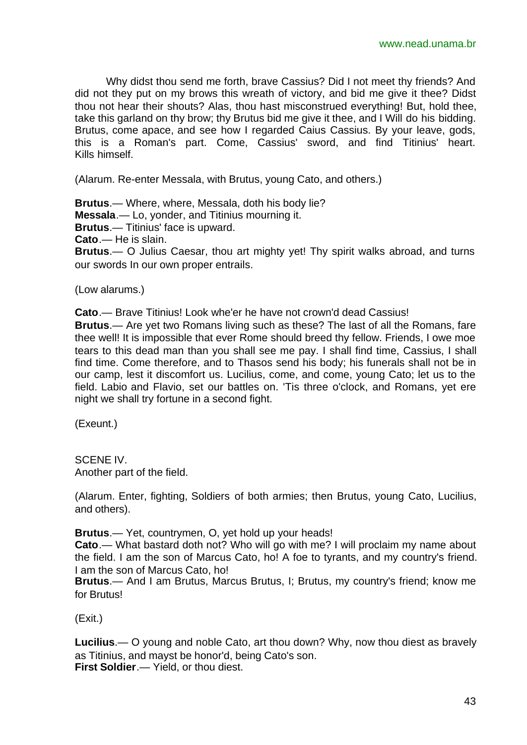Why didst thou send me forth, brave Cassius? Did I not meet thy friends? And did not they put on my brows this wreath of victory, and bid me give it thee? Didst thou not hear their shouts? Alas, thou hast misconstrued everything! But, hold thee, take this garland on thy brow; thy Brutus bid me give it thee, and I Will do his bidding. Brutus, come apace, and see how I regarded Caius Cassius. By your leave, gods, this is a Roman's part. Come, Cassius' sword, and find Titinius' heart. Kills himself.

(Alarum. Re-enter Messala, with Brutus, young Cato, and others.)

**Brutus**.— Where, where, Messala, doth his body lie?
**Messala**.— Lo, yonder, and Titinius mourning it.
**Brutus**.— Titinius' face is upward.
**Cato**.— He is slain.
**Brutus**.— O Julius Caesar, thou art mighty yet! Thy spirit walks abroad, and turns our swords In our own proper entrails.

(Low alarums.)

**Cato**.— Brave Titinius! Look whe'er he have not crown'd dead Cassius!
**Brutus**.— Are yet two Romans living such as these? The last of all the Romans, fare thee well! It is impossible that ever Rome should breed thy fellow. Friends, I owe moe tears to this dead man than you shall see me pay. I shall find time, Cassius, I shall find time. Come therefore, and to Thasos send his body; his funerals shall not be in our camp, lest it discomfort us. Lucilius, come, and come, young Cato; let us to the field. Labio and Flavio, set our battles on. 'Tis three o'clock, and Romans, yet ere night we shall try fortune in a second fight.

(Exeunt.)

SCENE IV.
Another part of the field.

(Alarum. Enter, fighting, Soldiers of both armies; then Brutus, young Cato, Lucilius, and others).

**Brutus**.— Yet, countrymen, O, yet hold up your heads!
**Cato**.— What bastard doth not? Who will go with me? I will proclaim my name about the field. I am the son of Marcus Cato, ho! A foe to tyrants, and my country's friend. I am the son of Marcus Cato, ho!
**Brutus**.— And I am Brutus, Marcus Brutus, I; Brutus, my country's friend; know me for Brutus!

(Exit.)

**Lucilius**.— O young and noble Cato, art thou down? Why, now thou diest as bravely as Titinius, and mayst be honor'd, being Cato's son.
**First Soldier**.— Yield, or thou diest.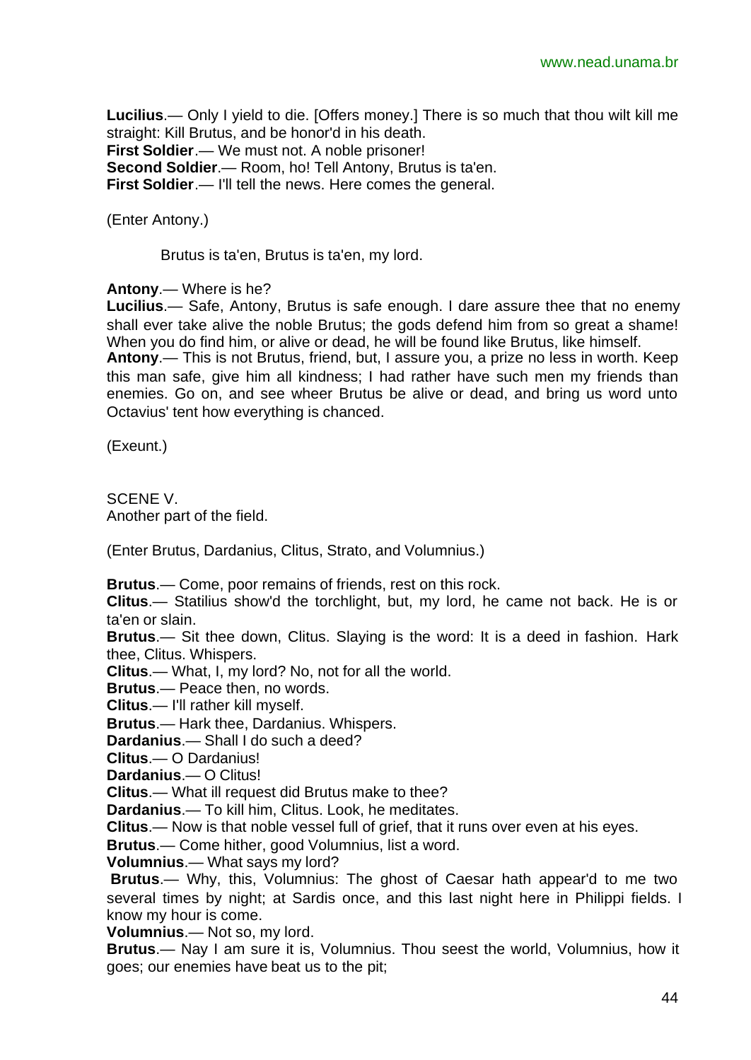**Lucilius**.— Only I yield to die. [Offers money.] There is so much that thou wilt kill me straight: Kill Brutus, and be honor'd in his death.
**First Soldier**.— We must not. A noble prisoner!
**Second Soldier**.— Room, ho! Tell Antony, Brutus is ta'en.
**First Soldier**.— I'll tell the news. Here comes the general.

(Enter Antony.)

Brutus is ta'en, Brutus is ta'en, my lord.

**Antony**.— Where is he?
**Lucilius**.— Safe, Antony, Brutus is safe enough. I dare assure thee that no enemy shall ever take alive the noble Brutus; the gods defend him from so great a shame! When you do find him, or alive or dead, he will be found like Brutus, like himself.
**Antony**.— This is not Brutus, friend, but, I assure you, a prize no less in worth. Keep this man safe, give him all kindness; I had rather have such men my friends than enemies. Go on, and see wheer Brutus be alive or dead, and bring us word unto Octavius' tent how everything is chanced.

(Exeunt.)

SCENE V.
Another part of the field.

(Enter Brutus, Dardanius, Clitus, Strato, and Volumnius.)

**Brutus**.— Come, poor remains of friends, rest on this rock.
**Clitus**.— Statilius show'd the torchlight, but, my lord, he came not back. He is or ta'en or slain.
**Brutus**.— Sit thee down, Clitus. Slaying is the word: It is a deed in fashion. Hark thee, Clitus. Whispers.
**Clitus**.— What, I, my lord? No, not for all the world.
**Brutus**.— Peace then, no words.
**Clitus**.— I'll rather kill myself.
**Brutus**.— Hark thee, Dardanius. Whispers.
**Dardanius**.— Shall I do such a deed?
**Clitus**.— O Dardanius!
**Dardanius**.— O Clitus!
**Clitus**.— What ill request did Brutus make to thee?
**Dardanius**.— To kill him, Clitus. Look, he meditates.
**Clitus**.— Now is that noble vessel full of grief, that it runs over even at his eyes.
**Brutus**.— Come hither, good Volumnius, list a word.
**Volumnius**.— What says my lord?
**Brutus**.— Why, this, Volumnius: The ghost of Caesar hath appear'd to me two several times by night; at Sardis once, and this last night here in Philippi fields. I know my hour is come.
**Volumnius**.— Not so, my lord.
**Brutus**.— Nay I am sure it is, Volumnius. Thou seest the world, Volumnius, how it goes; our enemies have beat us to the pit;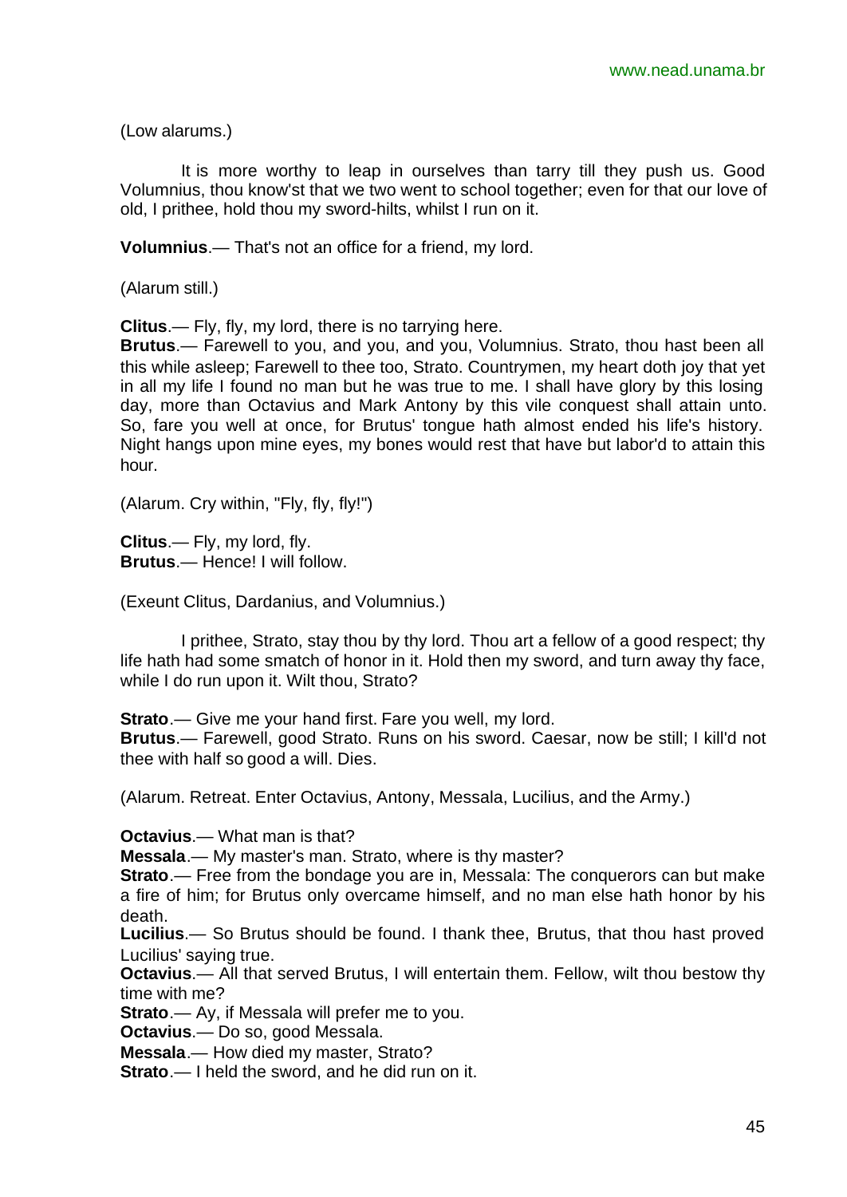(Low alarums.)

It is more worthy to leap in ourselves than tarry till they push us. Good Volumnius, thou know'st that we two went to school together; even for that our love of old, I prithee, hold thou my sword-hilts, whilst I run on it.

**Volumnius**.— That's not an office for a friend, my lord.

(Alarum still.)

**Clitus**.— Fly, fly, my lord, there is no tarrying here.
**Brutus**.— Farewell to you, and you, and you, Volumnius. Strato, thou hast been all this while asleep; Farewell to thee too, Strato. Countrymen, my heart doth joy that yet in all my life I found no man but he was true to me. I shall have glory by this losing day, more than Octavius and Mark Antony by this vile conquest shall attain unto. So, fare you well at once, for Brutus' tongue hath almost ended his life's history. Night hangs upon mine eyes, my bones would rest that have but labor'd to attain this hour.

(Alarum. Cry within, "Fly, fly, fly!")

**Clitus**.— Fly, my lord, fly.
**Brutus**.— Hence! I will follow.

(Exeunt Clitus, Dardanius, and Volumnius.)

I prithee, Strato, stay thou by thy lord. Thou art a fellow of a good respect; thy life hath had some smatch of honor in it. Hold then my sword, and turn away thy face, while I do run upon it. Wilt thou, Strato?

**Strato**.— Give me your hand first. Fare you well, my lord.
**Brutus**.— Farewell, good Strato. Runs on his sword. Caesar, now be still; I kill'd not thee with half so good a will. Dies.

(Alarum. Retreat. Enter Octavius, Antony, Messala, Lucilius, and the Army.)

**Octavius**.— What man is that?
**Messala**.— My master's man. Strato, where is thy master?
**Strato**.— Free from the bondage you are in, Messala: The conquerors can but make a fire of him; for Brutus only overcame himself, and no man else hath honor by his death.
**Lucilius**.— So Brutus should be found. I thank thee, Brutus, that thou hast proved Lucilius' saying true.
**Octavius**.— All that served Brutus, I will entertain them. Fellow, wilt thou bestow thy time with me?
**Strato**.— Ay, if Messala will prefer me to you.
**Octavius**.— Do so, good Messala.
**Messala**.— How died my master, Strato?
**Strato**.— I held the sword, and he did run on it.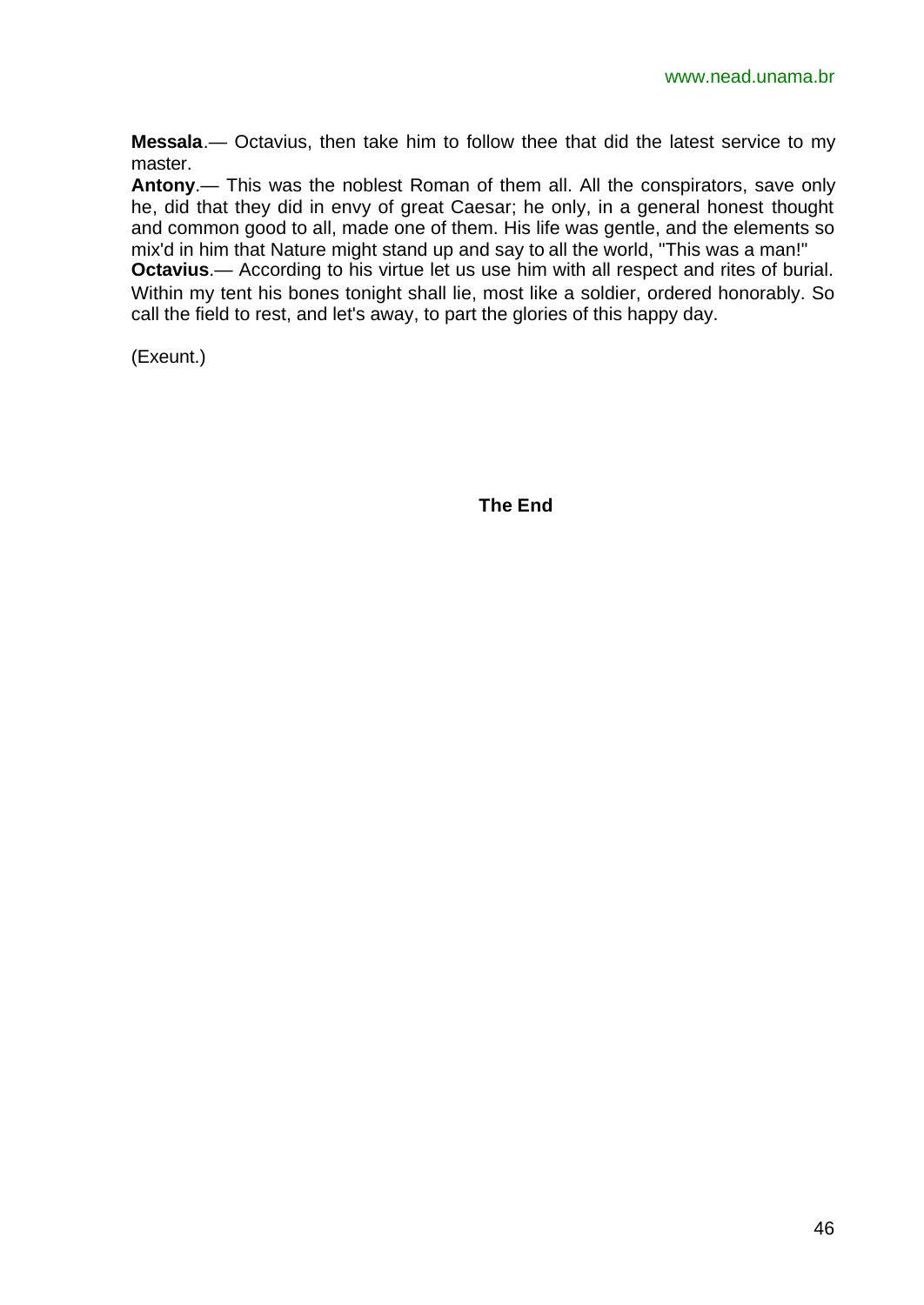**Messala**.— Octavius, then take him to follow thee that did the latest service to my master.

**Antony**.— This was the noblest Roman of them all. All the conspirators, save only he, did that they did in envy of great Caesar; he only, in a general honest thought and common good to all, made one of them. His life was gentle, and the elements so mix'd in him that Nature might stand up and say to all the world, "This was a man!"

**Octavius**.— According to his virtue let us use him with all respect and rites of burial. Within my tent his bones tonight shall lie, most like a soldier, ordered honorably. So call the field to rest, and let's away, to part the glories of this happy day.

(Exeunt.)

**The End**